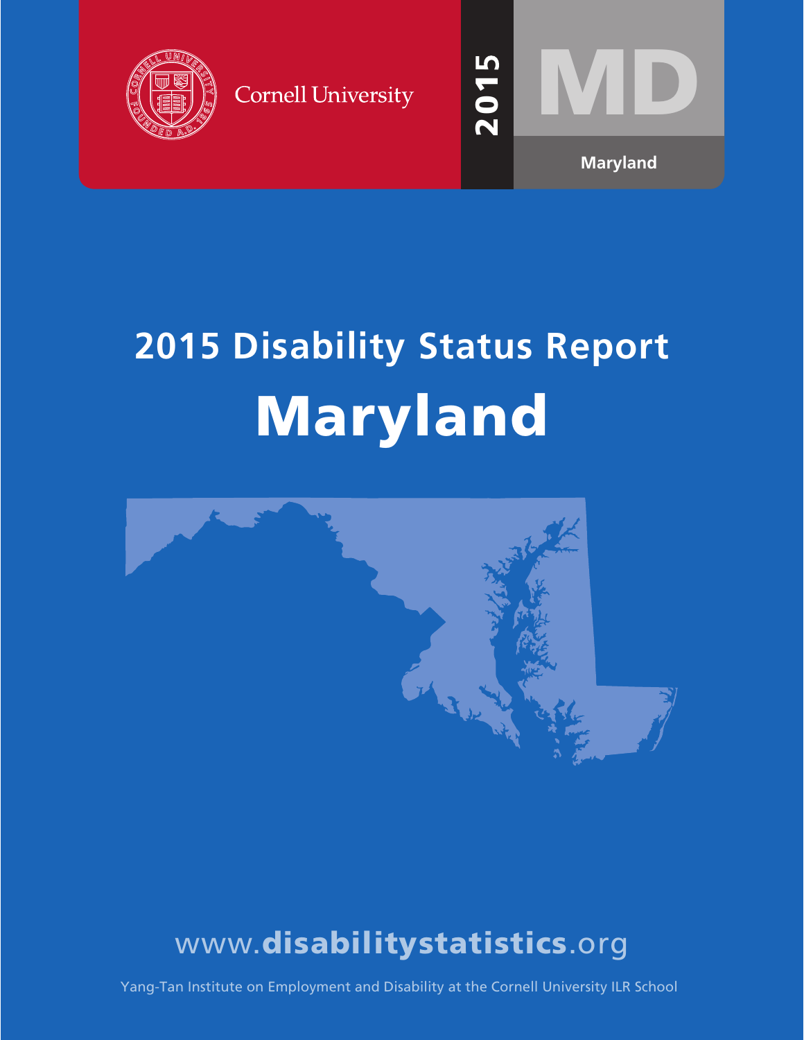Cornell University

2015

MD

Maryland

# 2015 Disability Status Report

# Maryland

www.disabilitystatistics.org

Yang-Tan Institute on Employment and Disability at the Cornell University ILR School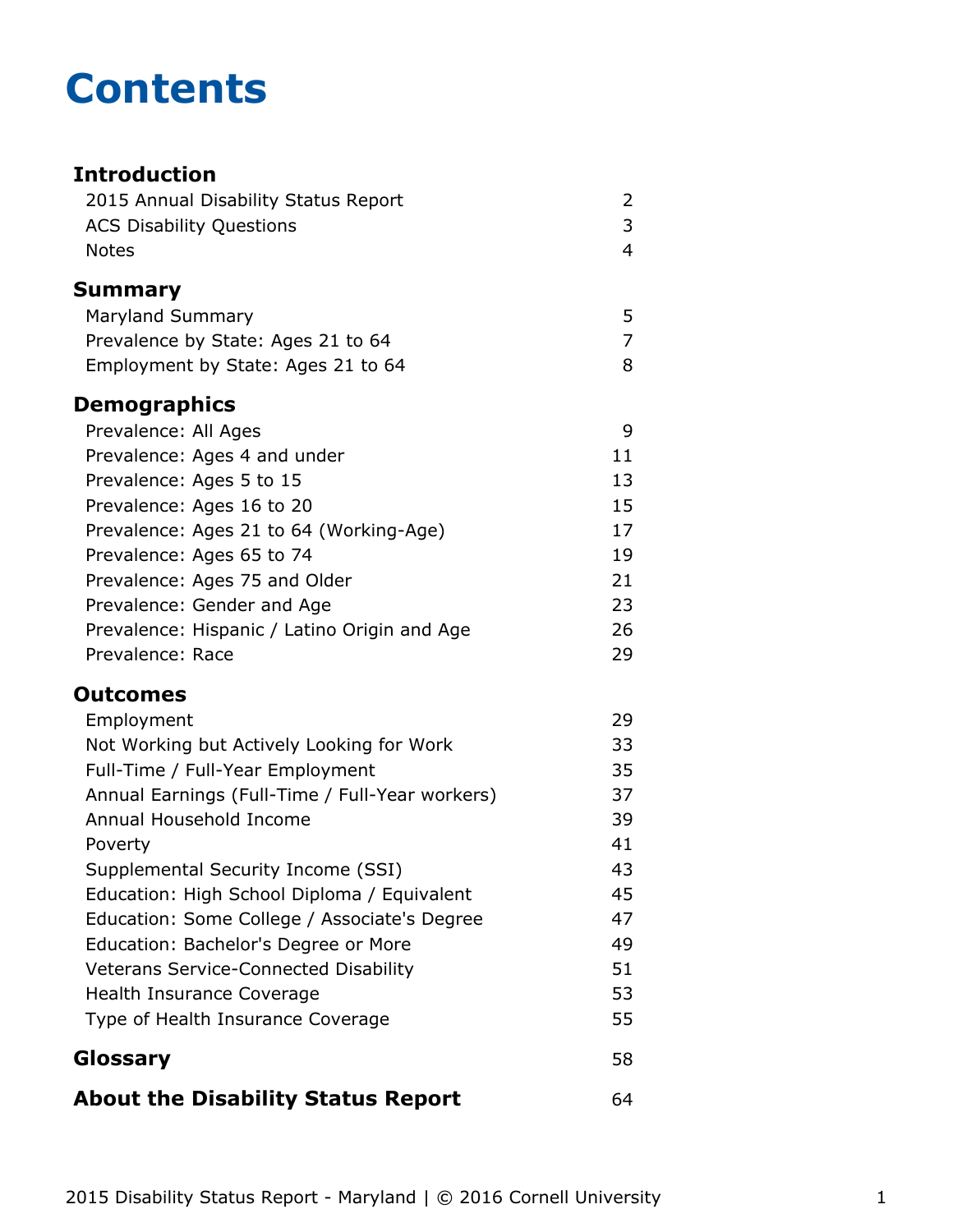# Contents

| | |
|---|---|
| **Introduction** | |
| 2015 Annual Disability Status Report | 2 |
| ACS Disability Questions | 3 |
| Notes | 4 |
| **Summary** | |
| Maryland Summary | 5 |
| Prevalence by State: Ages 21 to 64 | 7 |
| Employment by State: Ages 21 to 64 | 8 |
| **Demographics** | |
| Prevalence: All Ages | 9 |
| Prevalence: Ages 4 and under | 11 |
| Prevalence: Ages 5 to 15 | 13 |
| Prevalence: Ages 16 to 20 | 15 |
| Prevalence: Ages 21 to 64 (Working-Age) | 17 |
| Prevalence: Ages 65 to 74 | 19 |
| Prevalence: Ages 75 and Older | 21 |
| Prevalence: Gender and Age | 23 |
| Prevalence: Hispanic / Latino Origin and Age | 26 |
| Prevalence: Race | 29 |
| **Outcomes** | |
| Employment | 29 |
| Not Working but Actively Looking for Work | 33 |
| Full-Time / Full-Year Employment | 35 |
| Annual Earnings (Full-Time / Full-Year workers) | 37 |
| Annual Household Income | 39 |
| Poverty | 41 |
| Supplemental Security Income (SSI) | 43 |
| Education: High School Diploma / Equivalent | 45 |
| Education: Some College / Associate's Degree | 47 |
| Education: Bachelor's Degree or More | 49 |
| Veterans Service-Connected Disability | 51 |
| Health Insurance Coverage | 53 |
| Type of Health Insurance Coverage | 55 |
| **Glossary** | 58 |
| **About the Disability Status Report** | 64 |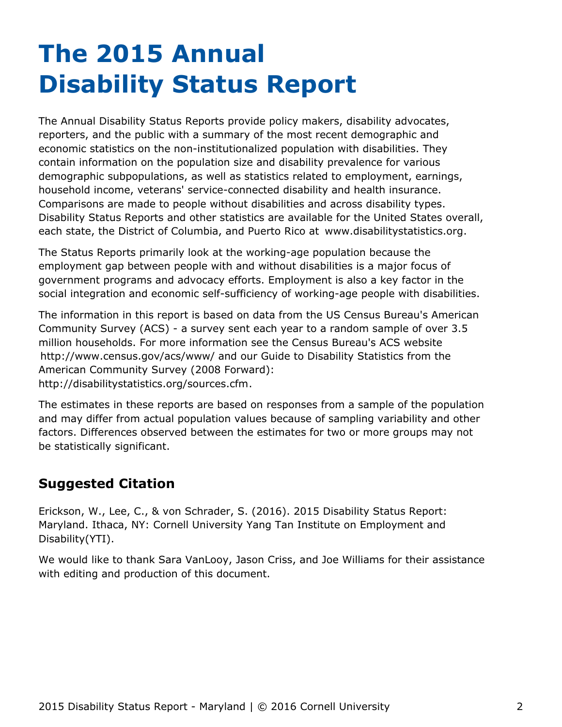# The 2015 Annual Disability Status Report

The Annual Disability Status Reports provide policy makers, disability advocates, reporters, and the public with a summary of the most recent demographic and economic statistics on the non-institutionalized population with disabilities. They contain information on the population size and disability prevalence for various demographic subpopulations, as well as statistics related to employment, earnings, household income, veterans' service-connected disability and health insurance. Comparisons are made to people without disabilities and across disability types. Disability Status Reports and other statistics are available for the United States overall, each state, the District of Columbia, and Puerto Rico at www.disabilitystatistics.org.

The Status Reports primarily look at the working-age population because the employment gap between people with and without disabilities is a major focus of government programs and advocacy efforts. Employment is also a key factor in the social integration and economic self-sufficiency of working-age people with disabilities.

The information in this report is based on data from the US Census Bureau's American Community Survey (ACS) - a survey sent each year to a random sample of over 3.5 million households. For more information see the Census Bureau's ACS website http://www.census.gov/acs/www/ and our Guide to Disability Statistics from the American Community Survey (2008 Forward): http://disabilitystatistics.org/sources.cfm.

The estimates in these reports are based on responses from a sample of the population and may differ from actual population values because of sampling variability and other factors. Differences observed between the estimates for two or more groups may not be statistically significant.

## Suggested Citation

Erickson, W., Lee, C., & von Schrader, S. (2016). 2015 Disability Status Report: Maryland. Ithaca, NY: Cornell University Yang Tan Institute on Employment and Disability(YTI).

We would like to thank Sara VanLooy, Jason Criss, and Joe Williams for their assistance with editing and production of this document.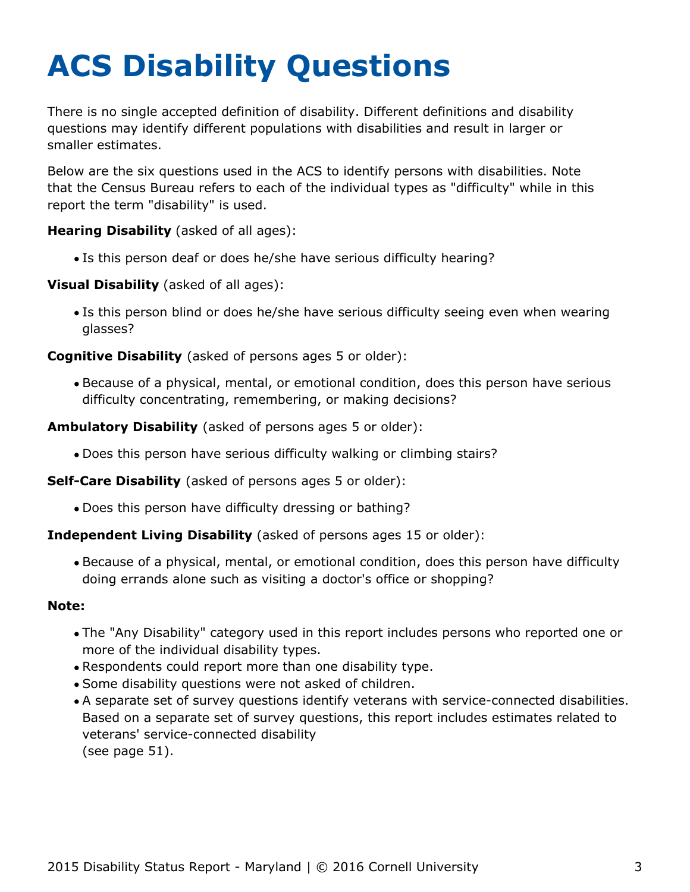# ACS Disability Questions

There is no single accepted definition of disability. Different definitions and disability questions may identify different populations with disabilities and result in larger or smaller estimates.

Below are the six questions used in the ACS to identify persons with disabilities. Note that the Census Bureau refers to each of the individual types as "difficulty" while in this report the term "disability" is used.

**Hearing Disability** (asked of all ages):

- Is this person deaf or does he/she have serious difficulty hearing?

**Visual Disability** (asked of all ages):

- Is this person blind or does he/she have serious difficulty seeing even when wearing glasses?

**Cognitive Disability** (asked of persons ages 5 or older):

- Because of a physical, mental, or emotional condition, does this person have serious difficulty concentrating, remembering, or making decisions?

**Ambulatory Disability** (asked of persons ages 5 or older):

- Does this person have serious difficulty walking or climbing stairs?

**Self-Care Disability** (asked of persons ages 5 or older):

- Does this person have difficulty dressing or bathing?

**Independent Living Disability** (asked of persons ages 15 or older):

- Because of a physical, mental, or emotional condition, does this person have difficulty doing errands alone such as visiting a doctor's office or shopping?

**Note:**

- The "Any Disability" category used in this report includes persons who reported one or more of the individual disability types.
- Respondents could report more than one disability type.
- Some disability questions were not asked of children.
- A separate set of survey questions identify veterans with service-connected disabilities. Based on a separate set of survey questions, this report includes estimates related to veterans' service-connected disability (see page 51).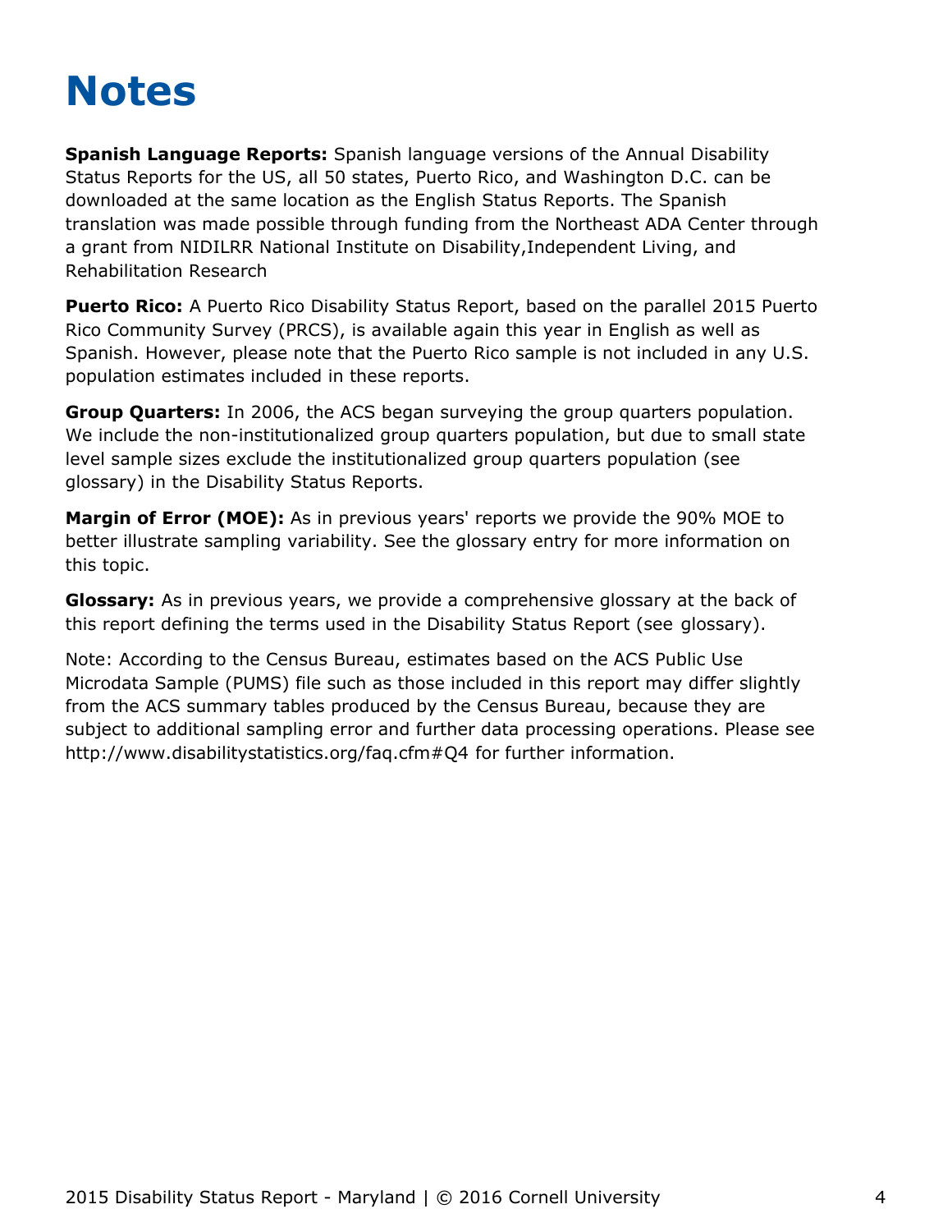# Notes

**Spanish Language Reports:** Spanish language versions of the Annual Disability Status Reports for the US, all 50 states, Puerto Rico, and Washington D.C. can be downloaded at the same location as the English Status Reports. The Spanish translation was made possible through funding from the Northeast ADA Center through a grant from NIDILRR National Institute on Disability,Independent Living, and Rehabilitation Research

**Puerto Rico:** A Puerto Rico Disability Status Report, based on the parallel 2015 Puerto Rico Community Survey (PRCS), is available again this year in English as well as Spanish. However, please note that the Puerto Rico sample is not included in any U.S. population estimates included in these reports.

**Group Quarters:** In 2006, the ACS began surveying the group quarters population. We include the non-institutionalized group quarters population, but due to small state level sample sizes exclude the institutionalized group quarters population (see glossary) in the Disability Status Reports.

**Margin of Error (MOE):** As in previous years' reports we provide the 90% MOE to better illustrate sampling variability. See the glossary entry for more information on this topic.

**Glossary:** As in previous years, we provide a comprehensive glossary at the back of this report defining the terms used in the Disability Status Report (see glossary).

Note: According to the Census Bureau, estimates based on the ACS Public Use Microdata Sample (PUMS) file such as those included in this report may differ slightly from the ACS summary tables produced by the Census Bureau, because they are subject to additional sampling error and further data processing operations. Please see http://www.disabilitystatistics.org/faq.cfm#Q4 for further information.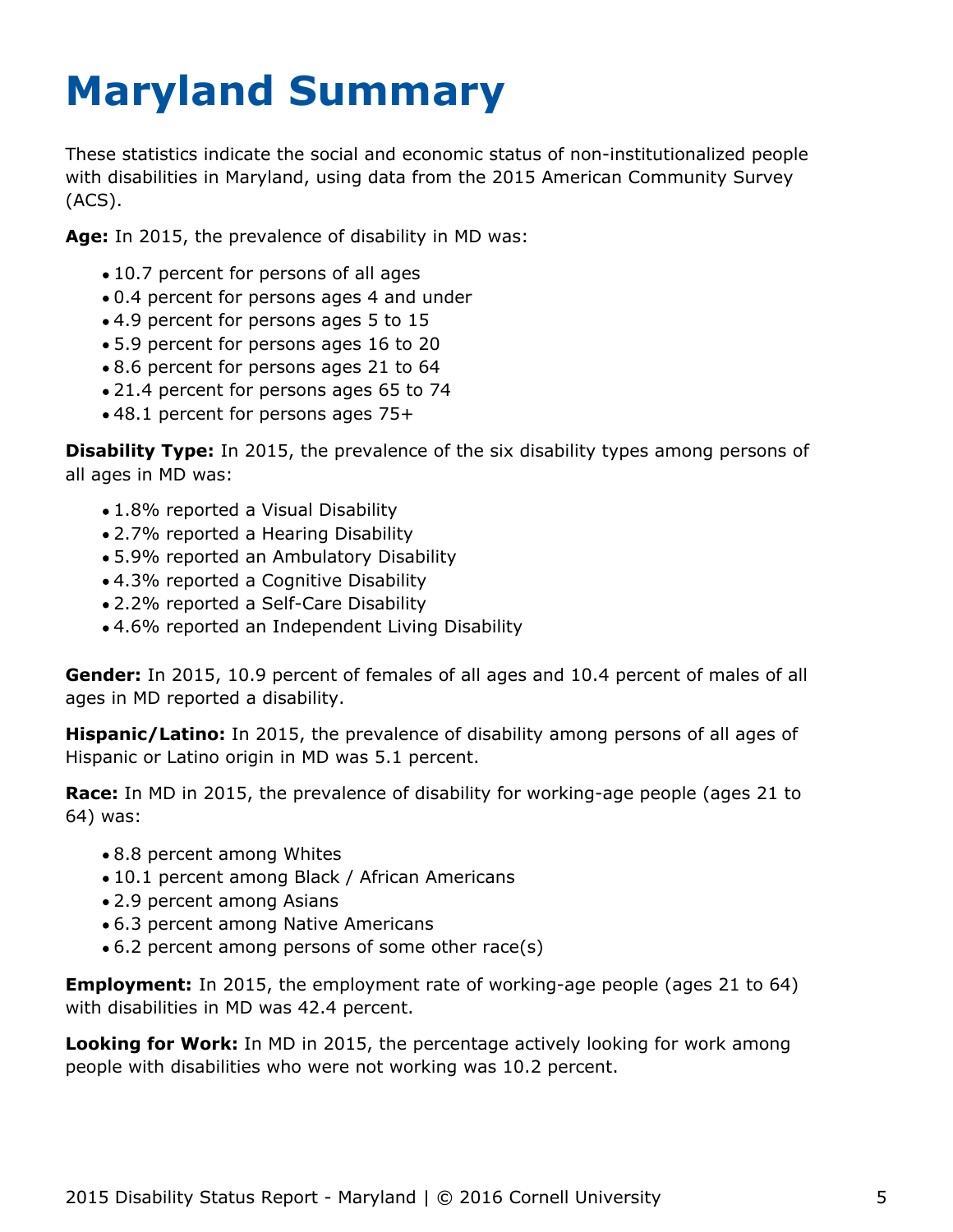# Maryland Summary

These statistics indicate the social and economic status of non-institutionalized people with disabilities in Maryland, using data from the 2015 American Community Survey (ACS).

**Age:** In 2015, the prevalence of disability in MD was:

- 10.7 percent for persons of all ages
- 0.4 percent for persons ages 4 and under
- 4.9 percent for persons ages 5 to 15
- 5.9 percent for persons ages 16 to 20
- 8.6 percent for persons ages 21 to 64
- 21.4 percent for persons ages 65 to 74
- 48.1 percent for persons ages 75+

**Disability Type:** In 2015, the prevalence of the six disability types among persons of all ages in MD was:

- 1.8% reported a Visual Disability
- 2.7% reported a Hearing Disability
- 5.9% reported an Ambulatory Disability
- 4.3% reported a Cognitive Disability
- 2.2% reported a Self-Care Disability
- 4.6% reported an Independent Living Disability

**Gender:** In 2015, 10.9 percent of females of all ages and 10.4 percent of males of all ages in MD reported a disability.

**Hispanic/Latino:** In 2015, the prevalence of disability among persons of all ages of Hispanic or Latino origin in MD was 5.1 percent.

**Race:** In MD in 2015, the prevalence of disability for working-age people (ages 21 to 64) was:

- 8.8 percent among Whites
- 10.1 percent among Black / African Americans
- 2.9 percent among Asians
- 6.3 percent among Native Americans
- 6.2 percent among persons of some other race(s)

**Employment:** In 2015, the employment rate of working-age people (ages 21 to 64) with disabilities in MD was 42.4 percent.

**Looking for Work:** In MD in 2015, the percentage actively looking for work among people with disabilities who were not working was 10.2 percent.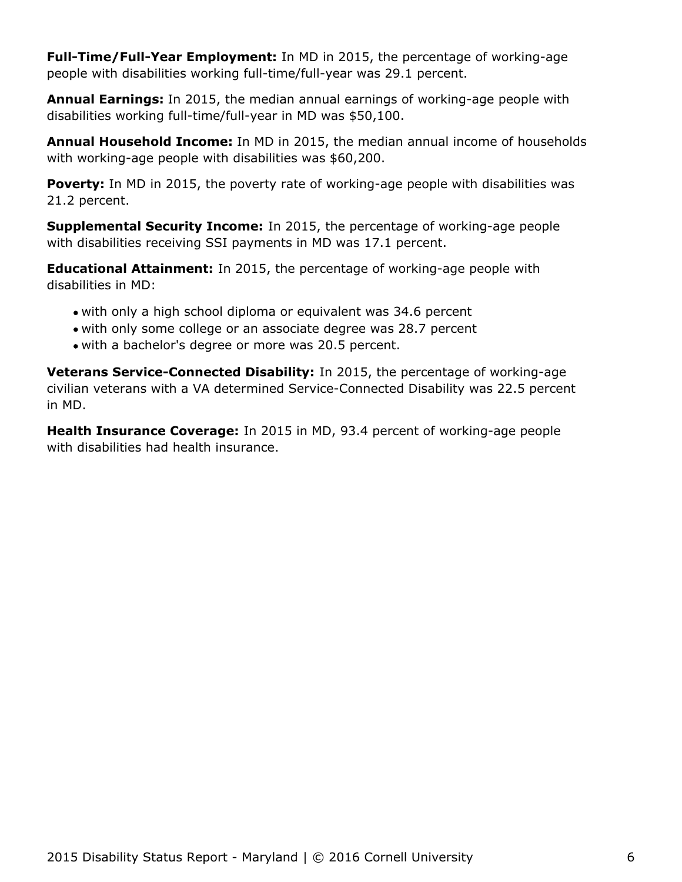**Full-Time/Full-Year Employment:** In MD in 2015, the percentage of working-age people with disabilities working full-time/full-year was 29.1 percent.

**Annual Earnings:** In 2015, the median annual earnings of working-age people with disabilities working full-time/full-year in MD was $50,100.

**Annual Household Income:** In MD in 2015, the median annual income of households with working-age people with disabilities was $60,200.

**Poverty:** In MD in 2015, the poverty rate of working-age people with disabilities was 21.2 percent.

**Supplemental Security Income:** In 2015, the percentage of working-age people with disabilities receiving SSI payments in MD was 17.1 percent.

**Educational Attainment:** In 2015, the percentage of working-age people with disabilities in MD:

- with only a high school diploma or equivalent was 34.6 percent
- with only some college or an associate degree was 28.7 percent
- with a bachelor's degree or more was 20.5 percent.

**Veterans Service-Connected Disability:** In 2015, the percentage of working-age civilian veterans with a VA determined Service-Connected Disability was 22.5 percent in MD.

**Health Insurance Coverage:** In 2015 in MD, 93.4 percent of working-age people with disabilities had health insurance.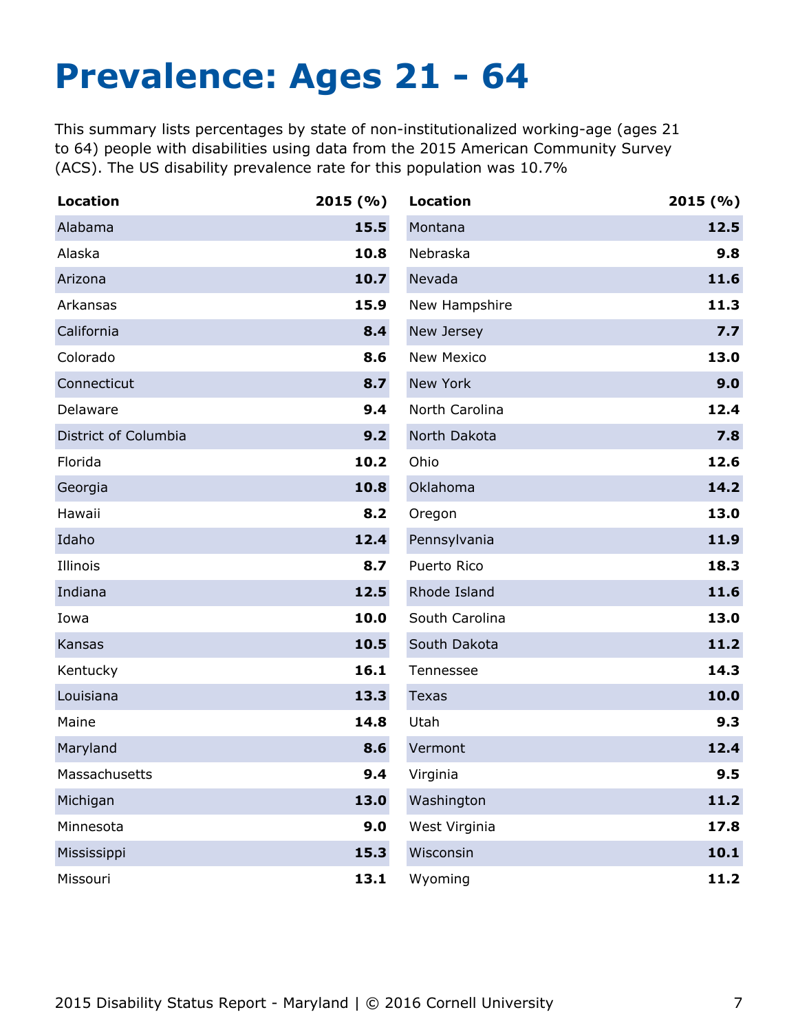# Prevalence: Ages 21 - 64

This summary lists percentages by state of non-institutionalized working-age (ages 21 to 64) people with disabilities using data from the 2015 American Community Survey (ACS). The US disability prevalence rate for this population was 10.7%

| Location | 2015 (%) | Location | 2015 (%) |
|---|---|---|---|
| Alabama | **15.5** | Montana | **12.5** |
| Alaska | **10.8** | Nebraska | **9.8** |
| Arizona | **10.7** | Nevada | **11.6** |
| Arkansas | **15.9** | New Hampshire | **11.3** |
| California | **8.4** | New Jersey | **7.7** |
| Colorado | **8.6** | New Mexico | **13.0** |
| Connecticut | **8.7** | New York | **9.0** |
| Delaware | **9.4** | North Carolina | **12.4** |
| District of Columbia | **9.2** | North Dakota | **7.8** |
| Florida | **10.2** | Ohio | **12.6** |
| Georgia | **10.8** | Oklahoma | **14.2** |
| Hawaii | **8.2** | Oregon | **13.0** |
| Idaho | **12.4** | Pennsylvania | **11.9** |
| Illinois | **8.7** | Puerto Rico | **18.3** |
| Indiana | **12.5** | Rhode Island | **11.6** |
| Iowa | **10.0** | South Carolina | **13.0** |
| Kansas | **10.5** | South Dakota | **11.2** |
| Kentucky | **16.1** | Tennessee | **14.3** |
| Louisiana | **13.3** | Texas | **10.0** |
| Maine | **14.8** | Utah | **9.3** |
| Maryland | **8.6** | Vermont | **12.4** |
| Massachusetts | **9.4** | Virginia | **9.5** |
| Michigan | **13.0** | Washington | **11.2** |
| Minnesota | **9.0** | West Virginia | **17.8** |
| Mississippi | **15.3** | Wisconsin | **10.1** |
| Missouri | **13.1** | Wyoming | **11.2** |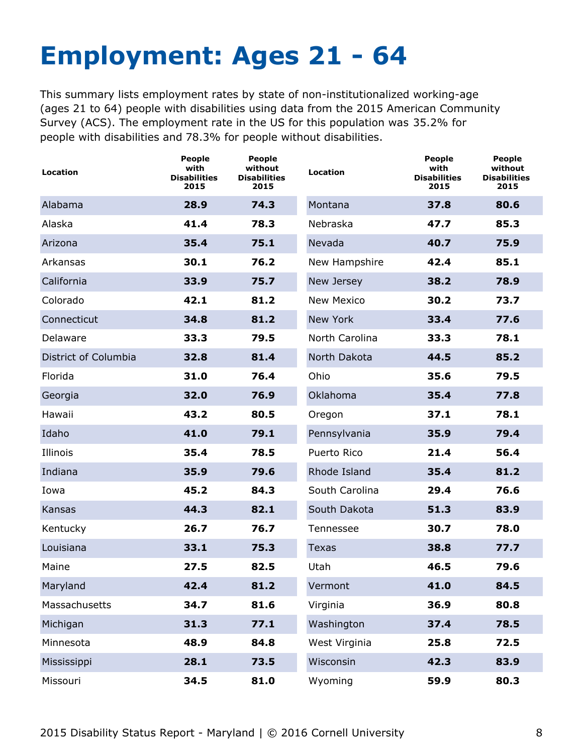# Employment: Ages 21 - 64

This summary lists employment rates by state of non-institutionalized working-age (ages 21 to 64) people with disabilities using data from the 2015 American Community Survey (ACS). The employment rate in the US for this population was 35.2% for people with disabilities and 78.3% for people without disabilities.

| Location | People with Disabilities 2015 | People without Disabilities 2015 |
|---|---|---|
| Alabama | **28.9** | **74.3** |
| Alaska | **41.4** | **78.3** |
| Arizona | **35.4** | **75.1** |
| Arkansas | **30.1** | **76.2** |
| California | **33.9** | **75.7** |
| Colorado | **42.1** | **81.2** |
| Connecticut | **34.8** | **81.2** |
| Delaware | **33.3** | **79.5** |
| District of Columbia | **32.8** | **81.4** |
| Florida | **31.0** | **76.4** |
| Georgia | **32.0** | **76.9** |
| Hawaii | **43.2** | **80.5** |
| Idaho | **41.0** | **79.1** |
| Illinois | **35.4** | **78.5** |
| Indiana | **35.9** | **79.6** |
| Iowa | **45.2** | **84.3** |
| Kansas | **44.3** | **82.1** |
| Kentucky | **26.7** | **76.7** |
| Louisiana | **33.1** | **75.3** |
| Maine | **27.5** | **82.5** |
| Maryland | **42.4** | **81.2** |
| Massachusetts | **34.7** | **81.6** |
| Michigan | **31.3** | **77.1** |
| Minnesota | **48.9** | **84.8** |
| Mississippi | **28.1** | **73.5** |
| Missouri | **34.5** | **81.0** |
| Montana | **37.8** | **80.6** |
| Nebraska | **47.7** | **85.3** |
| Nevada | **40.7** | **75.9** |
| New Hampshire | **42.4** | **85.1** |
| New Jersey | **38.2** | **78.9** |
| New Mexico | **30.2** | **73.7** |
| New York | **33.4** | **77.6** |
| North Carolina | **33.3** | **78.1** |
| North Dakota | **44.5** | **85.2** |
| Ohio | **35.6** | **79.5** |
| Oklahoma | **35.4** | **77.8** |
| Oregon | **37.1** | **78.1** |
| Pennsylvania | **35.9** | **79.4** |
| Puerto Rico | **21.4** | **56.4** |
| Rhode Island | **35.4** | **81.2** |
| South Carolina | **29.4** | **76.6** |
| South Dakota | **51.3** | **83.9** |
| Tennessee | **30.7** | **78.0** |
| Texas | **38.8** | **77.7** |
| Utah | **46.5** | **79.6** |
| Vermont | **41.0** | **84.5** |
| Virginia | **36.9** | **80.8** |
| Washington | **37.4** | **78.5** |
| West Virginia | **25.8** | **72.5** |
| Wisconsin | **42.3** | **83.9** |
| Wyoming | **59.9** | **80.3** |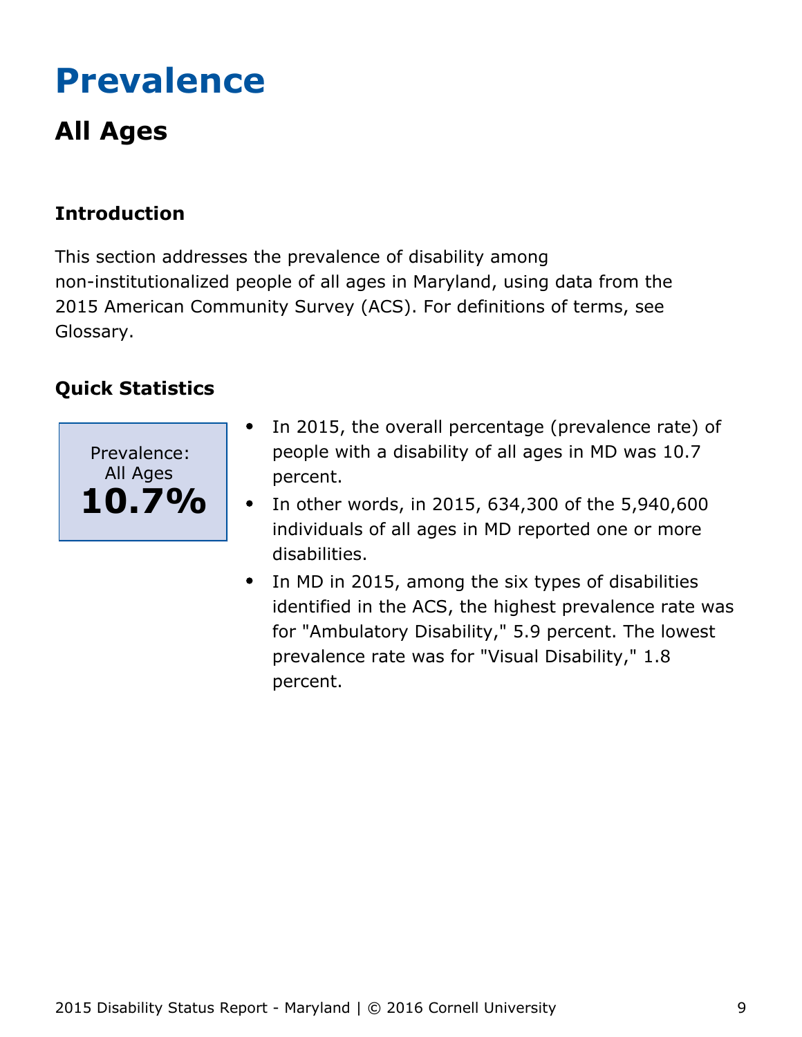# Prevalence

## All Ages

### Introduction

This section addresses the prevalence of disability among non-institutionalized people of all ages in Maryland, using data from the 2015 American Community Survey (ACS). For definitions of terms, see Glossary.

### Quick Statistics

Prevalence: All Ages
**10.7%**

- In 2015, the overall percentage (prevalence rate) of people with a disability of all ages in MD was 10.7 percent.
- In other words, in 2015, 634,300 of the 5,940,600 individuals of all ages in MD reported one or more disabilities.
- In MD in 2015, among the six types of disabilities identified in the ACS, the highest prevalence rate was for "Ambulatory Disability," 5.9 percent. The lowest prevalence rate was for "Visual Disability," 1.8 percent.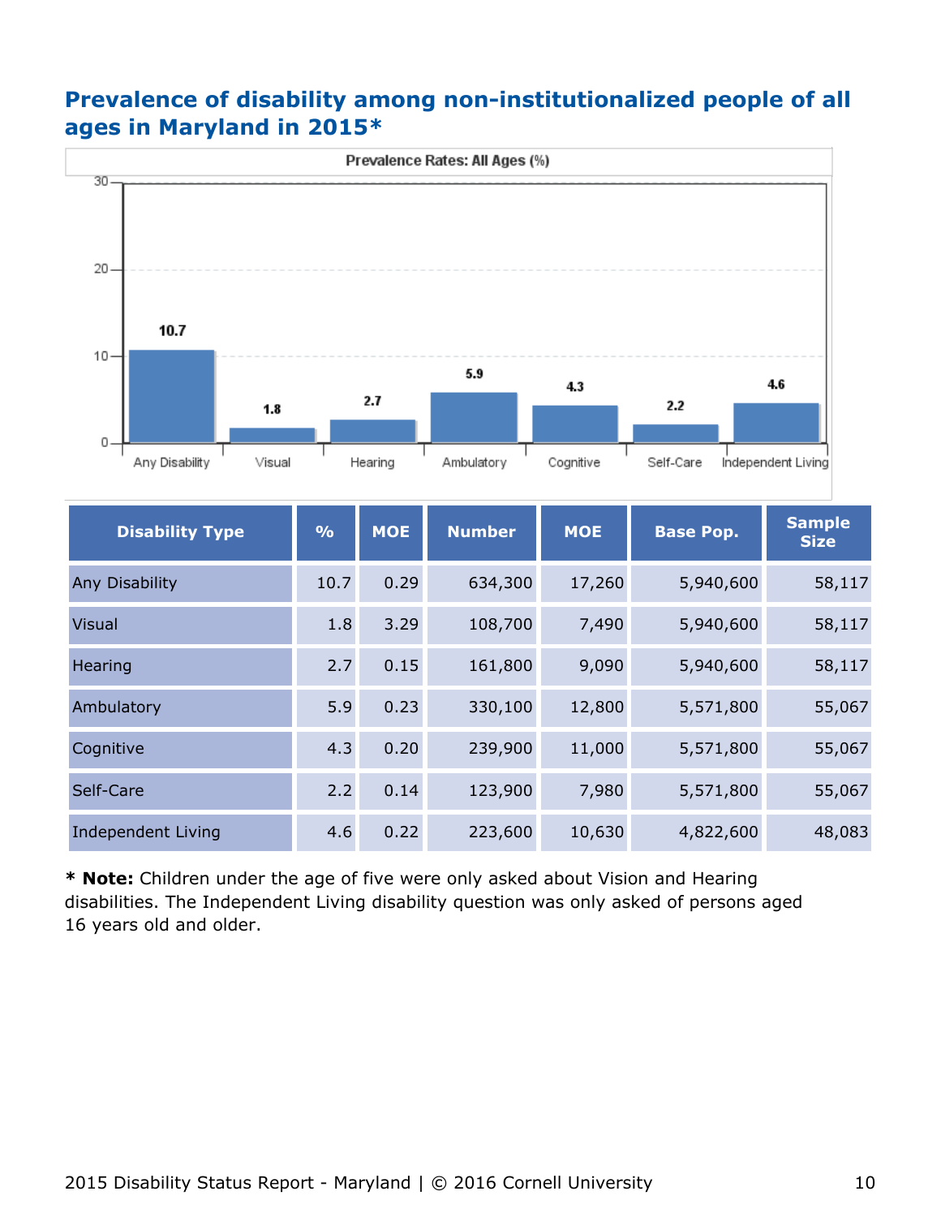## Prevalence of disability among non-institutionalized people of all ages in Maryland in 2015*

Prevalence Rates: All Ages (%)

| Disability Type | % | MOE | Number | MOE | Base Pop. | Sample Size |
|---|---|---|---|---|---|---|
| Any Disability | 10.7 | 0.29 | 634,300 | 17,260 | 5,940,600 | 58,117 |
| Visual | 1.8 | 3.29 | 108,700 | 7,490 | 5,940,600 | 58,117 |
| Hearing | 2.7 | 0.15 | 161,800 | 9,090 | 5,940,600 | 58,117 |
| Ambulatory | 5.9 | 0.23 | 330,100 | 12,800 | 5,571,800 | 55,067 |
| Cognitive | 4.3 | 0.20 | 239,900 | 11,000 | 5,571,800 | 55,067 |
| Self-Care | 2.2 | 0.14 | 123,900 | 7,980 | 5,571,800 | 55,067 |
| Independent Living | 4.6 | 0.22 | 223,600 | 10,630 | 4,822,600 | 48,083 |

**\* Note:** Children under the age of five were only asked about Vision and Hearing disabilities. The Independent Living disability question was only asked of persons aged 16 years old and older.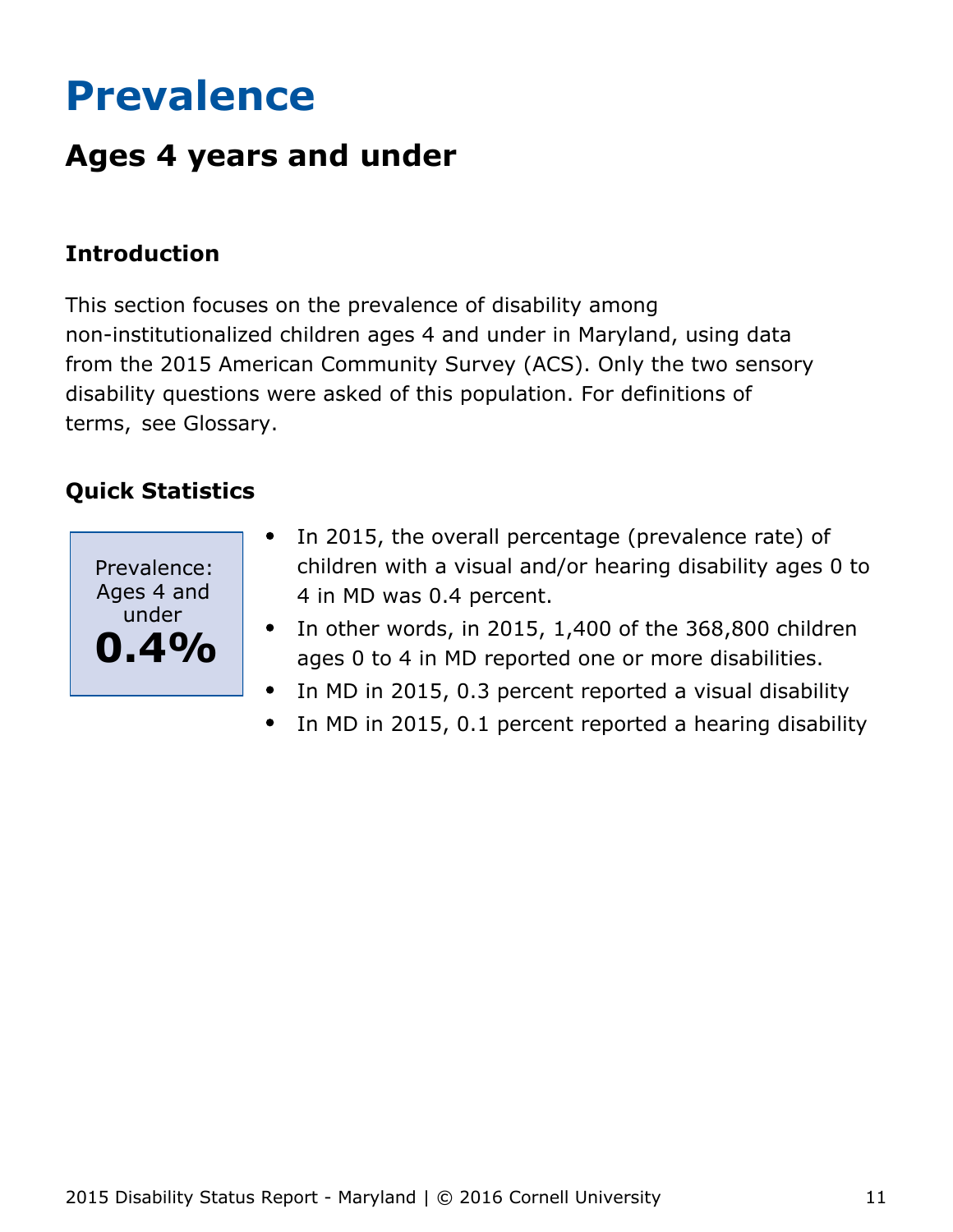# Prevalence

## Ages 4 years and under

### Introduction

This section focuses on the prevalence of disability among non-institutionalized children ages 4 and under in Maryland, using data from the 2015 American Community Survey (ACS). Only the two sensory disability questions were asked of this population. For definitions of terms, see Glossary.

### Quick Statistics

Prevalence: Ages 4 and under
**0.4%**

- In 2015, the overall percentage (prevalence rate) of children with a visual and/or hearing disability ages 0 to 4 in MD was 0.4 percent.
- In other words, in 2015, 1,400 of the 368,800 children ages 0 to 4 in MD reported one or more disabilities.
- In MD in 2015, 0.3 percent reported a visual disability
- In MD in 2015, 0.1 percent reported a hearing disability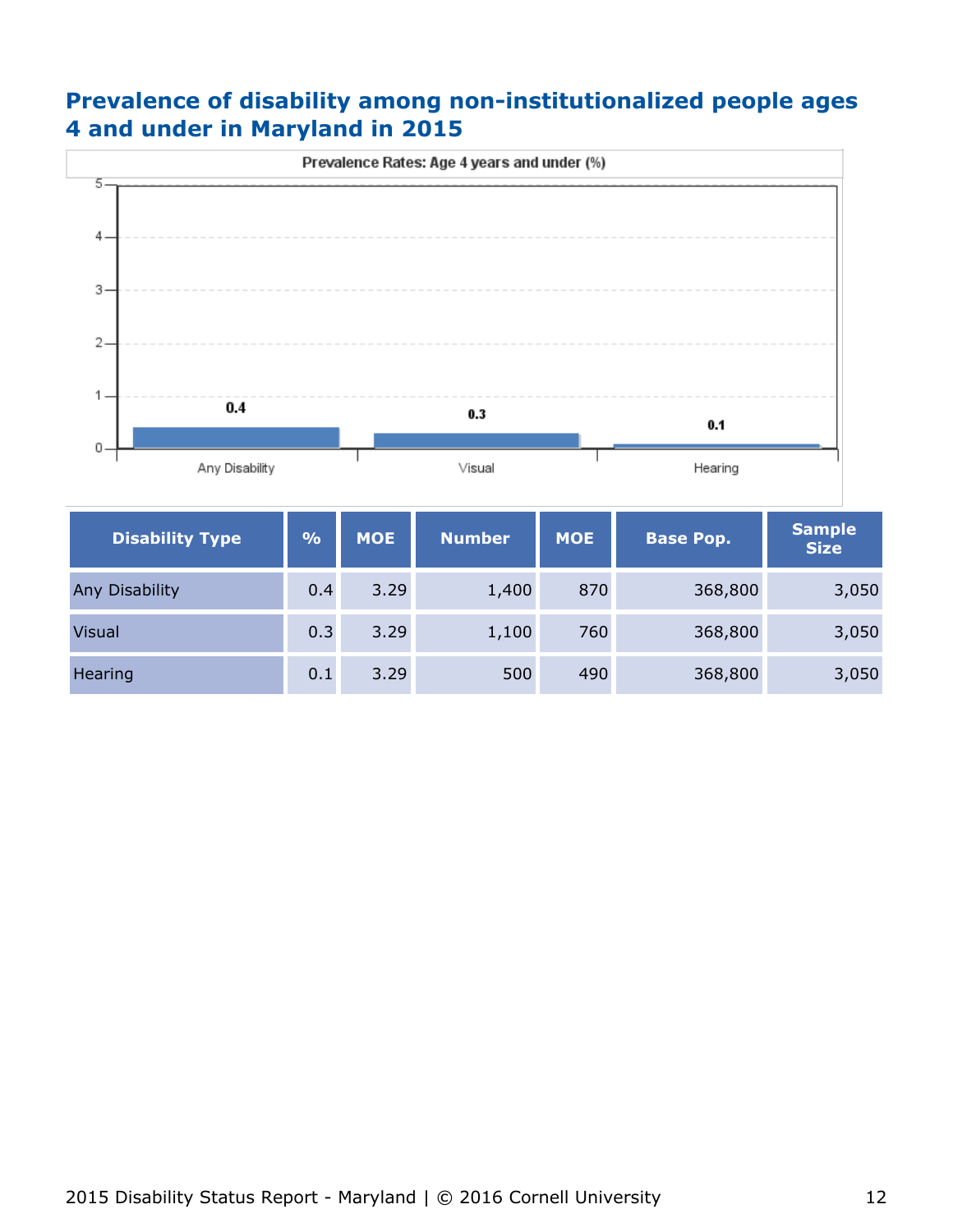## Prevalence of disability among non-institutionalized people ages 4 and under in Maryland in 2015

Prevalence Rates: Age 4 years and under (%)

| Disability Type | % | MOE | Number | MOE | Base Pop. | Sample Size |
|---|---|---|---|---|---|---|
| Any Disability | 0.4 | 3.29 | 1,400 | 870 | 368,800 | 3,050 |
| Visual | 0.3 | 3.29 | 1,100 | 760 | 368,800 | 3,050 |
| Hearing | 0.1 | 3.29 | 500 | 490 | 368,800 | 3,050 |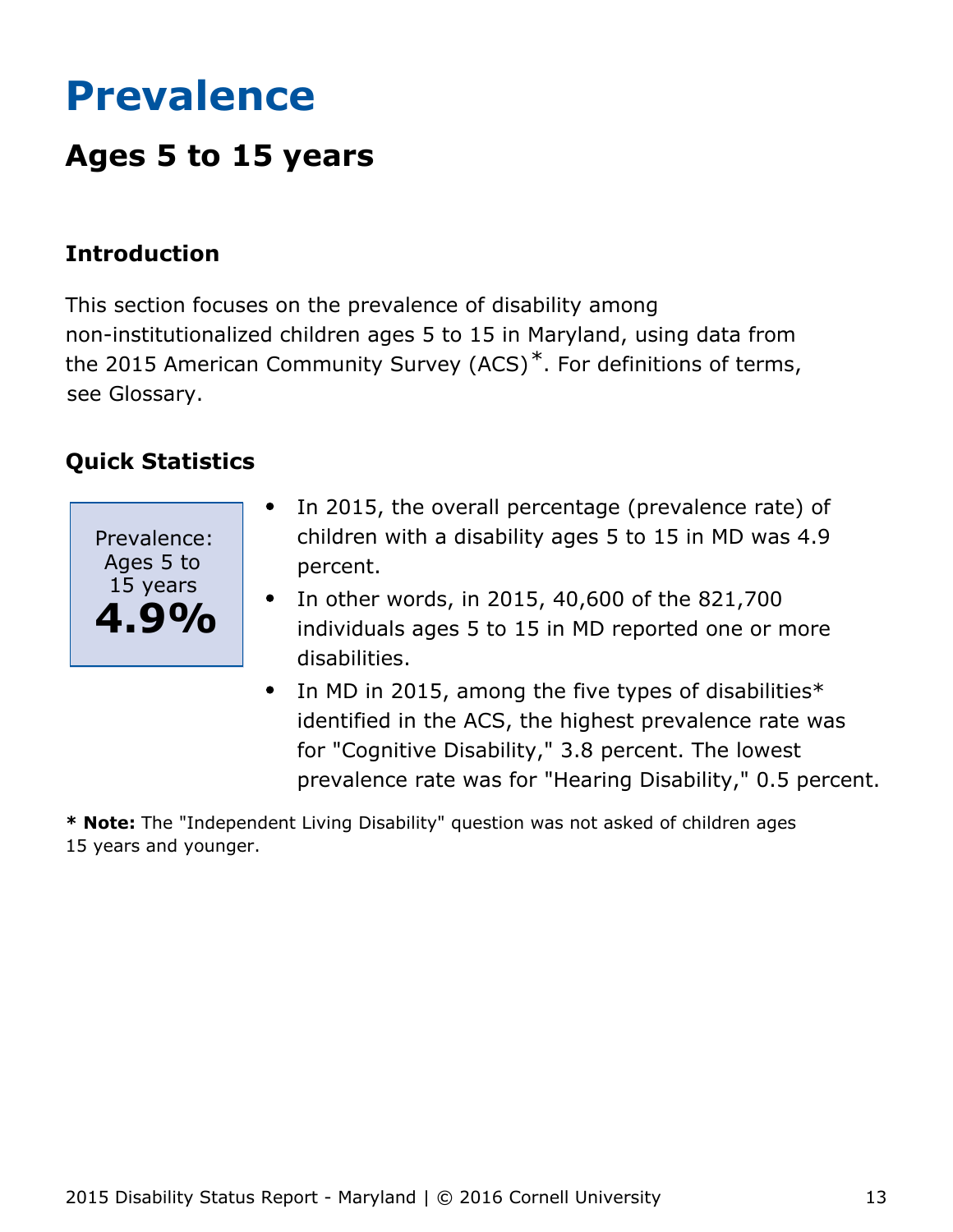# Prevalence

## Ages 5 to 15 years

### Introduction

This section focuses on the prevalence of disability among non-institutionalized children ages 5 to 15 in Maryland, using data from the 2015 American Community Survey (ACS)*. For definitions of terms, see Glossary.

### Quick Statistics

Prevalence: Ages 5 to 15 years
**4.9%**

- In 2015, the overall percentage (prevalence rate) of children with a disability ages 5 to 15 in MD was 4.9 percent.
- In other words, in 2015, 40,600 of the 821,700 individuals ages 5 to 15 in MD reported one or more disabilities.
- In MD in 2015, among the five types of disabilities* identified in the ACS, the highest prevalence rate was for "Cognitive Disability," 3.8 percent. The lowest prevalence rate was for "Hearing Disability," 0.5 percent.

**\* Note:** The "Independent Living Disability" question was not asked of children ages 15 years and younger.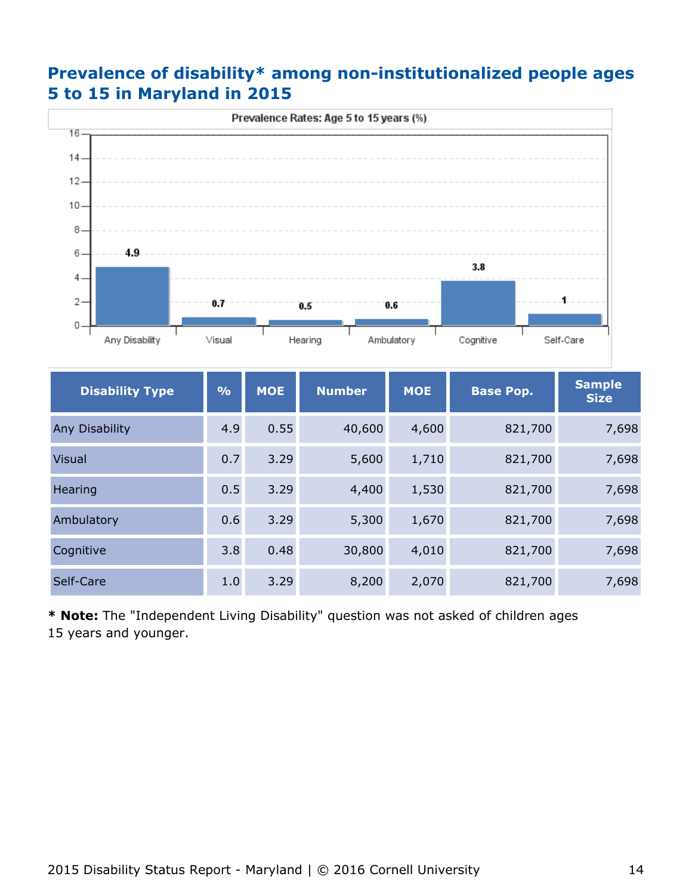## Prevalence of disability* among non-institutionalized people ages 5 to 15 in Maryland in 2015

| Disability Type | % | MOE | Number | MOE | Base Pop. | Sample Size |
|---|---|---|---|---|---|---|
| Any Disability | 4.9 | 0.55 | 40,600 | 4,600 | 821,700 | 7,698 |
| Visual | 0.7 | 3.29 | 5,600 | 1,710 | 821,700 | 7,698 |
| Hearing | 0.5 | 3.29 | 4,400 | 1,530 | 821,700 | 7,698 |
| Ambulatory | 0.6 | 3.29 | 5,300 | 1,670 | 821,700 | 7,698 |
| Cognitive | 3.8 | 0.48 | 30,800 | 4,010 | 821,700 | 7,698 |
| Self-Care | 1.0 | 3.29 | 8,200 | 2,070 | 821,700 | 7,698 |

**\* Note:** The "Independent Living Disability" question was not asked of children ages 15 years and younger.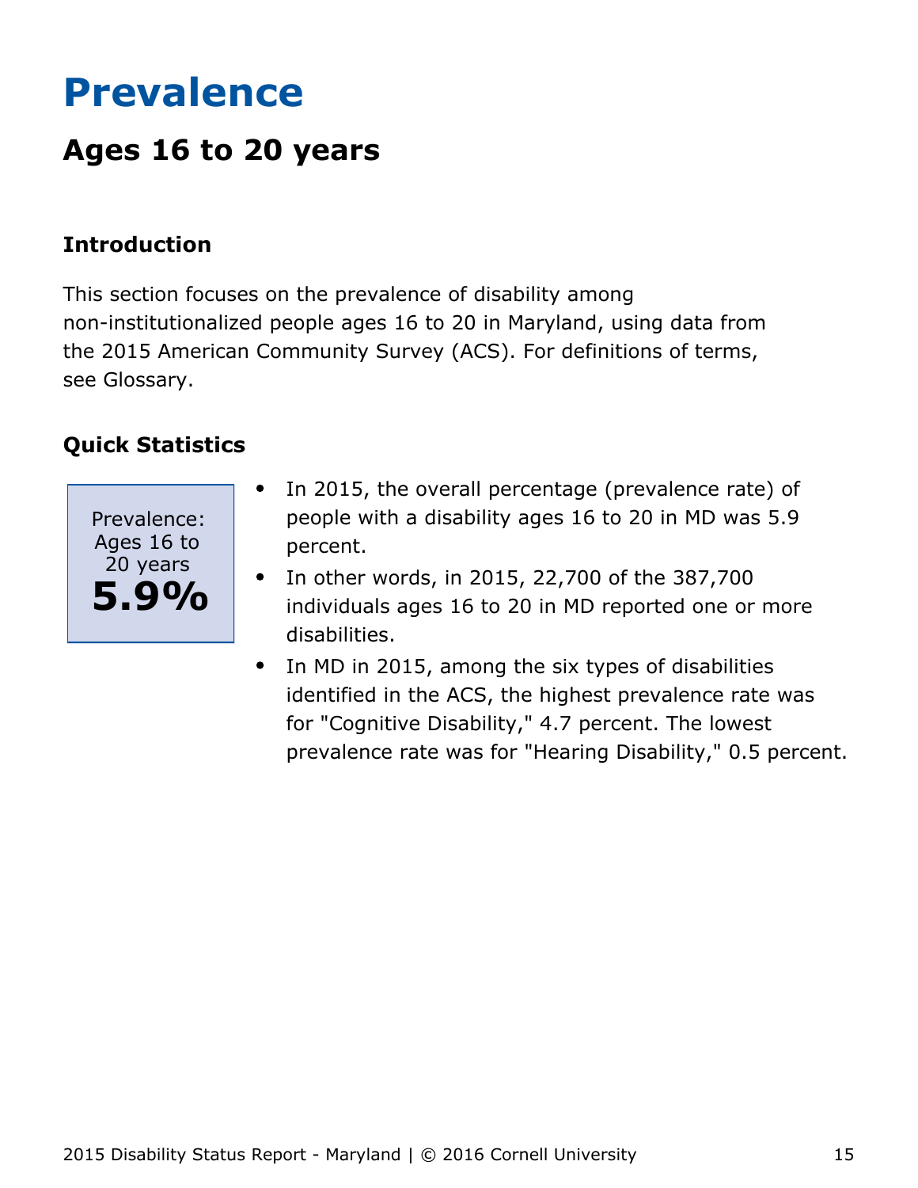# Prevalence

## Ages 16 to 20 years

### Introduction

This section focuses on the prevalence of disability among non-institutionalized people ages 16 to 20 in Maryland, using data from the 2015 American Community Survey (ACS). For definitions of terms, see Glossary.

### Quick Statistics

Prevalence: Ages 16 to 20 years
**5.9%**

- In 2015, the overall percentage (prevalence rate) of people with a disability ages 16 to 20 in MD was 5.9 percent.
- In other words, in 2015, 22,700 of the 387,700 individuals ages 16 to 20 in MD reported one or more disabilities.
- In MD in 2015, among the six types of disabilities identified in the ACS, the highest prevalence rate was for "Cognitive Disability," 4.7 percent. The lowest prevalence rate was for "Hearing Disability," 0.5 percent.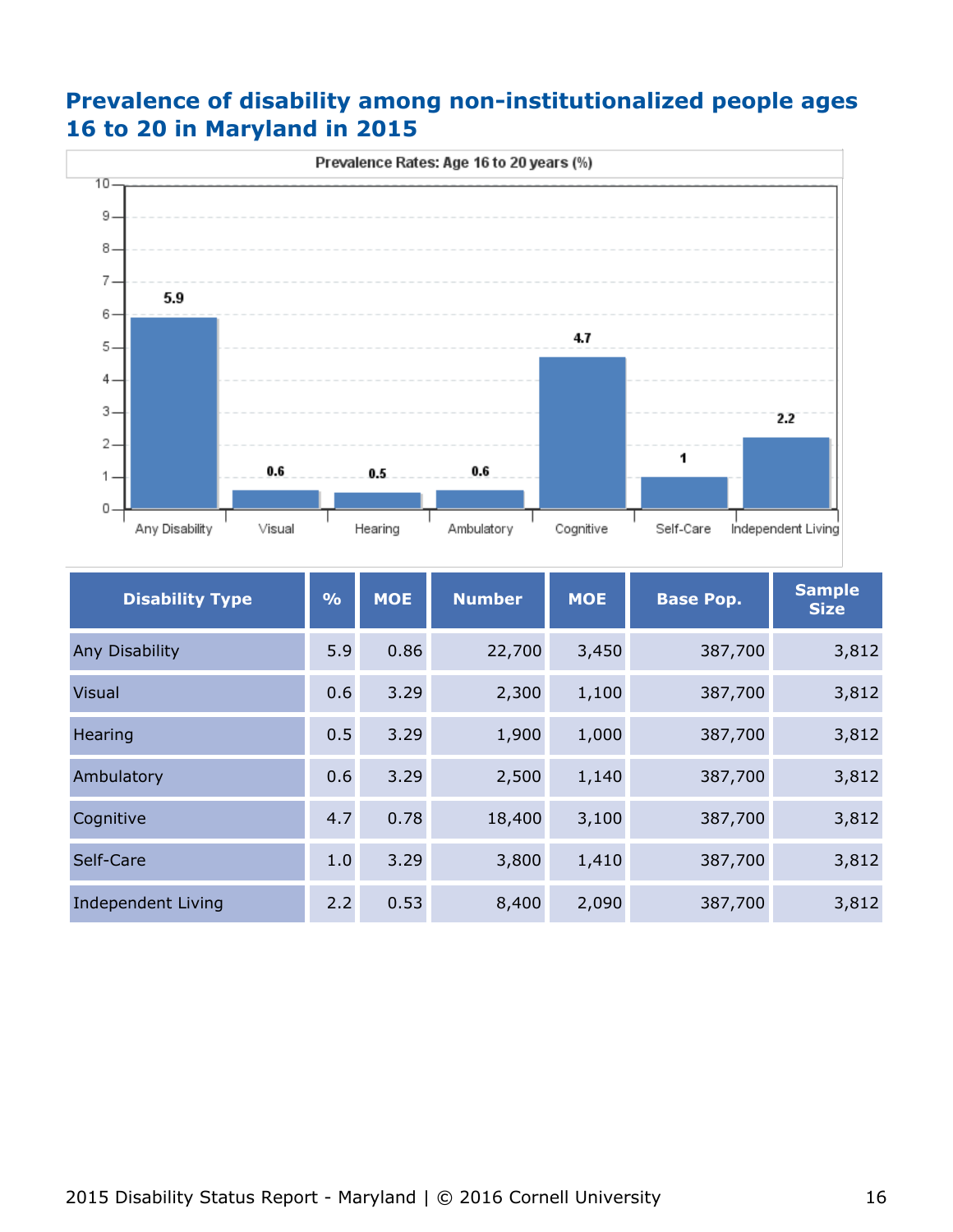## Prevalence of disability among non-institutionalized people ages 16 to 20 in Maryland in 2015

| Disability Type | % | MOE | Number | MOE | Base Pop. | Sample Size |
|---|---|---|---|---|---|---|
| Any Disability | 5.9 | 0.86 | 22,700 | 3,450 | 387,700 | 3,812 |
| Visual | 0.6 | 3.29 | 2,300 | 1,100 | 387,700 | 3,812 |
| Hearing | 0.5 | 3.29 | 1,900 | 1,000 | 387,700 | 3,812 |
| Ambulatory | 0.6 | 3.29 | 2,500 | 1,140 | 387,700 | 3,812 |
| Cognitive | 4.7 | 0.78 | 18,400 | 3,100 | 387,700 | 3,812 |
| Self-Care | 1.0 | 3.29 | 3,800 | 1,410 | 387,700 | 3,812 |
| Independent Living | 2.2 | 0.53 | 8,400 | 2,090 | 387,700 | 3,812 |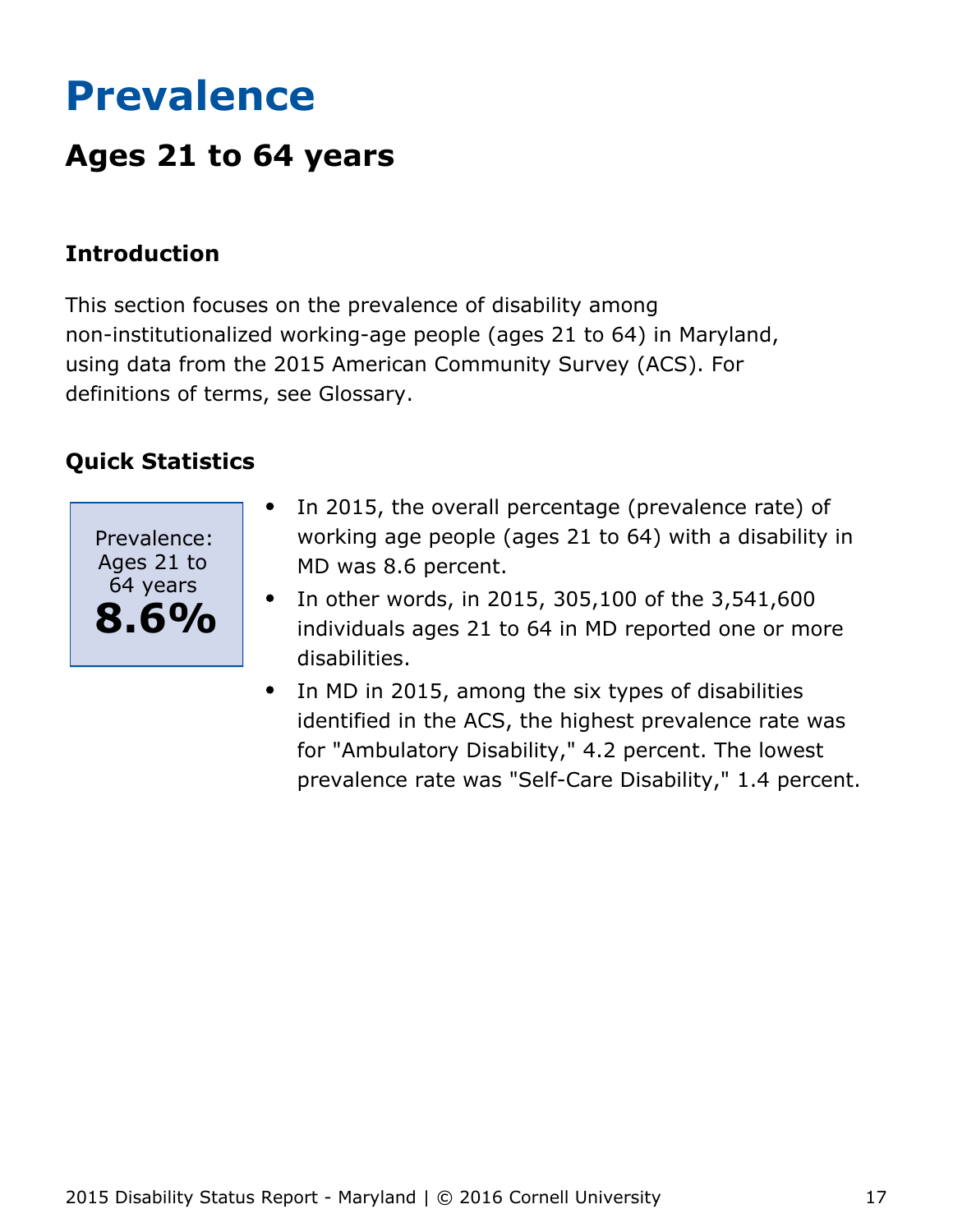# Prevalence

## Ages 21 to 64 years

### Introduction

This section focuses on the prevalence of disability among non-institutionalized working-age people (ages 21 to 64) in Maryland, using data from the 2015 American Community Survey (ACS). For definitions of terms, see Glossary.

### Quick Statistics

Prevalence: Ages 21 to 64 years
**8.6%**

- In 2015, the overall percentage (prevalence rate) of working age people (ages 21 to 64) with a disability in MD was 8.6 percent.
- In other words, in 2015, 305,100 of the 3,541,600 individuals ages 21 to 64 in MD reported one or more disabilities.
- In MD in 2015, among the six types of disabilities identified in the ACS, the highest prevalence rate was for "Ambulatory Disability," 4.2 percent. The lowest prevalence rate was "Self-Care Disability," 1.4 percent.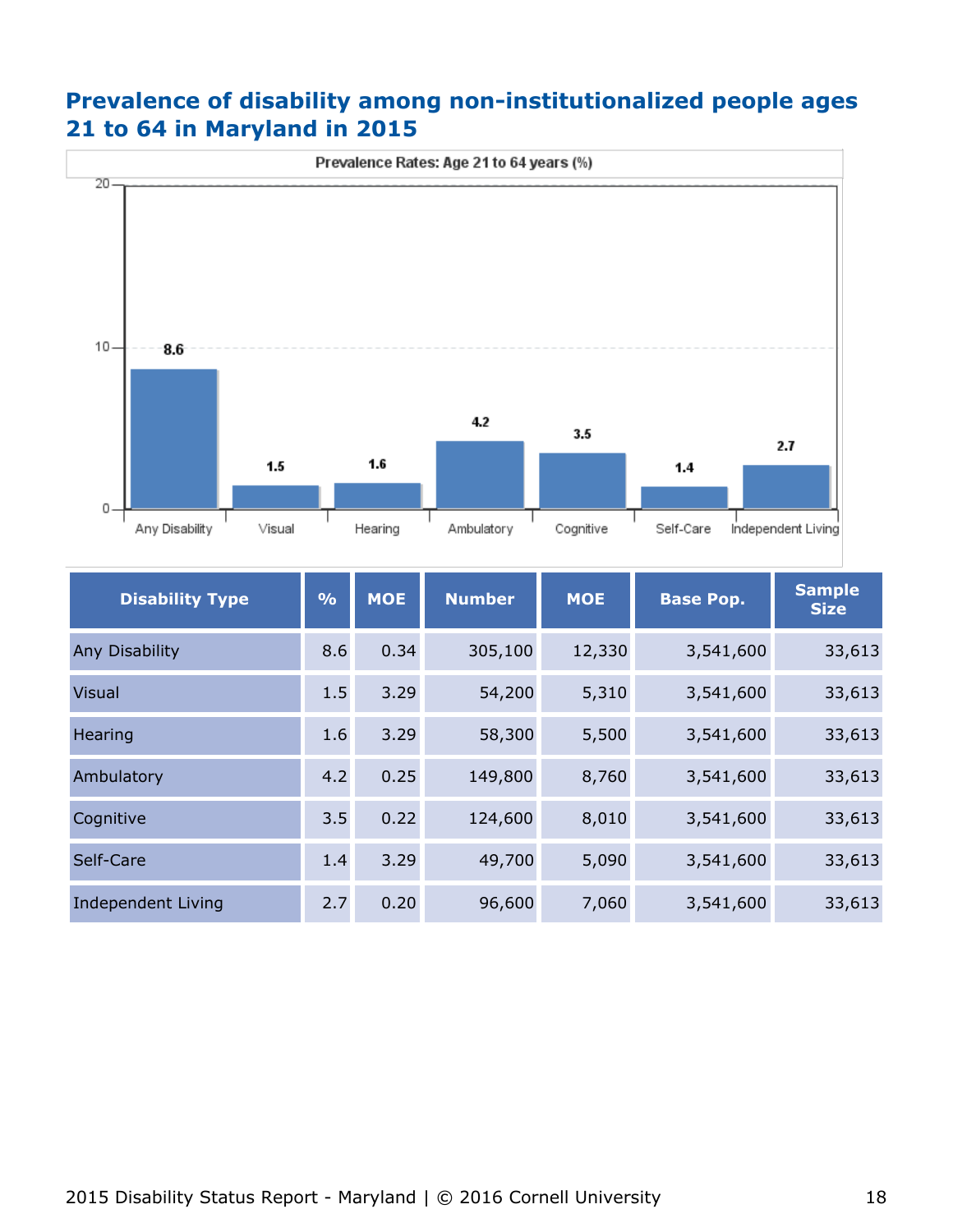# Prevalence of disability among non-institutionalized people ages 21 to 64 in Maryland in 2015

| Disability Type | % | MOE | Number | MOE | Base Pop. | Sample Size |
|---|---|---|---|---|---|---|
| Any Disability | 8.6 | 0.34 | 305,100 | 12,330 | 3,541,600 | 33,613 |
| Visual | 1.5 | 3.29 | 54,200 | 5,310 | 3,541,600 | 33,613 |
| Hearing | 1.6 | 3.29 | 58,300 | 5,500 | 3,541,600 | 33,613 |
| Ambulatory | 4.2 | 0.25 | 149,800 | 8,760 | 3,541,600 | 33,613 |
| Cognitive | 3.5 | 0.22 | 124,600 | 8,010 | 3,541,600 | 33,613 |
| Self-Care | 1.4 | 3.29 | 49,700 | 5,090 | 3,541,600 | 33,613 |
| Independent Living | 2.7 | 0.20 | 96,600 | 7,060 | 3,541,600 | 33,613 |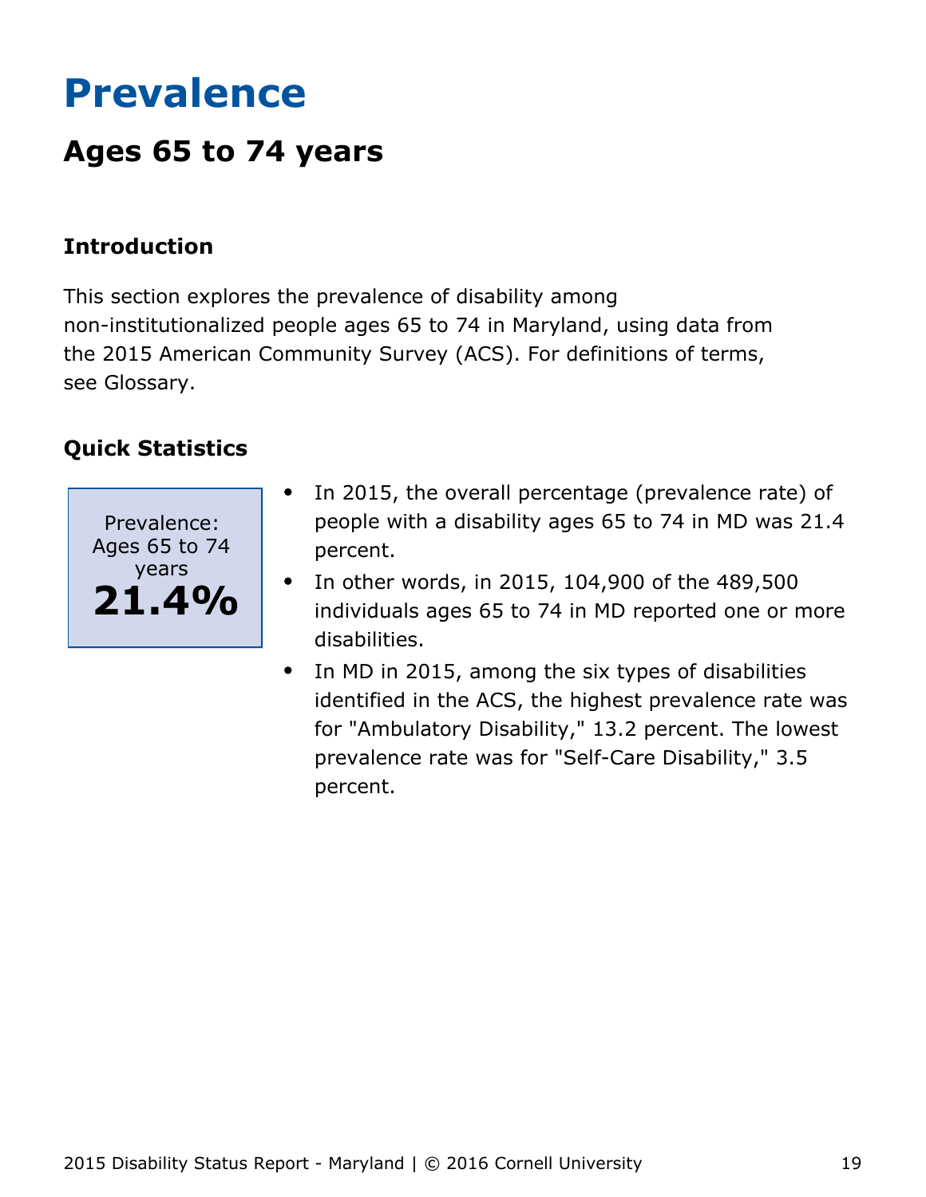# Prevalence

## Ages 65 to 74 years

### Introduction

This section explores the prevalence of disability among non-institutionalized people ages 65 to 74 in Maryland, using data from the 2015 American Community Survey (ACS). For definitions of terms, see Glossary.

### Quick Statistics

Prevalence: Ages 65 to 74 years
**21.4%**

- In 2015, the overall percentage (prevalence rate) of people with a disability ages 65 to 74 in MD was 21.4 percent.
- In other words, in 2015, 104,900 of the 489,500 individuals ages 65 to 74 in MD reported one or more disabilities.
- In MD in 2015, among the six types of disabilities identified in the ACS, the highest prevalence rate was for "Ambulatory Disability," 13.2 percent. The lowest prevalence rate was for "Self-Care Disability," 3.5 percent.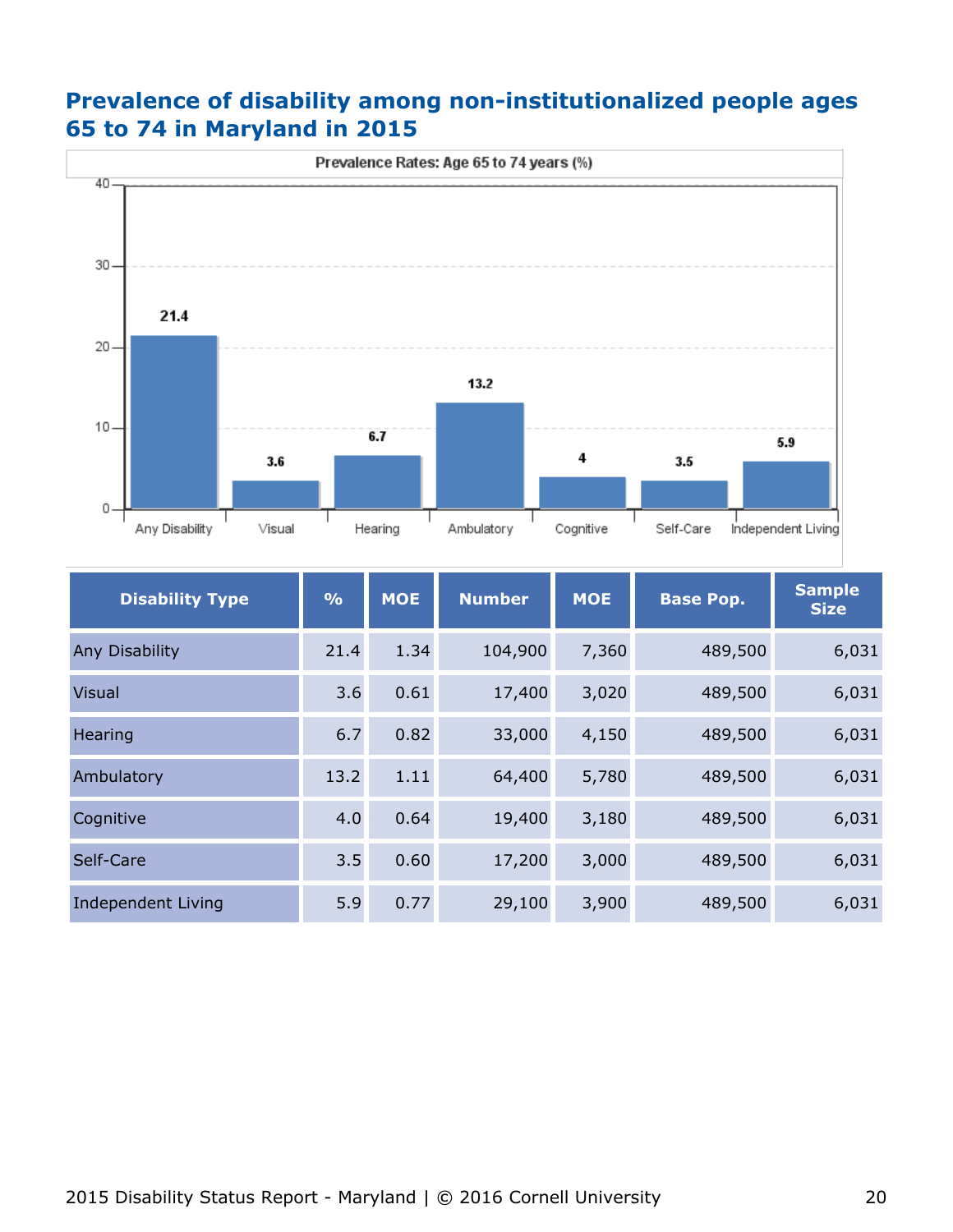## Prevalence of disability among non-institutionalized people ages 65 to 74 in Maryland in 2015

| Disability Type | % | MOE | Number | MOE | Base Pop. | Sample Size |
|---|---|---|---|---|---|---|
| Any Disability | 21.4 | 1.34 | 104,900 | 7,360 | 489,500 | 6,031 |
| Visual | 3.6 | 0.61 | 17,400 | 3,020 | 489,500 | 6,031 |
| Hearing | 6.7 | 0.82 | 33,000 | 4,150 | 489,500 | 6,031 |
| Ambulatory | 13.2 | 1.11 | 64,400 | 5,780 | 489,500 | 6,031 |
| Cognitive | 4.0 | 0.64 | 19,400 | 3,180 | 489,500 | 6,031 |
| Self-Care | 3.5 | 0.60 | 17,200 | 3,000 | 489,500 | 6,031 |
| Independent Living | 5.9 | 0.77 | 29,100 | 3,900 | 489,500 | 6,031 |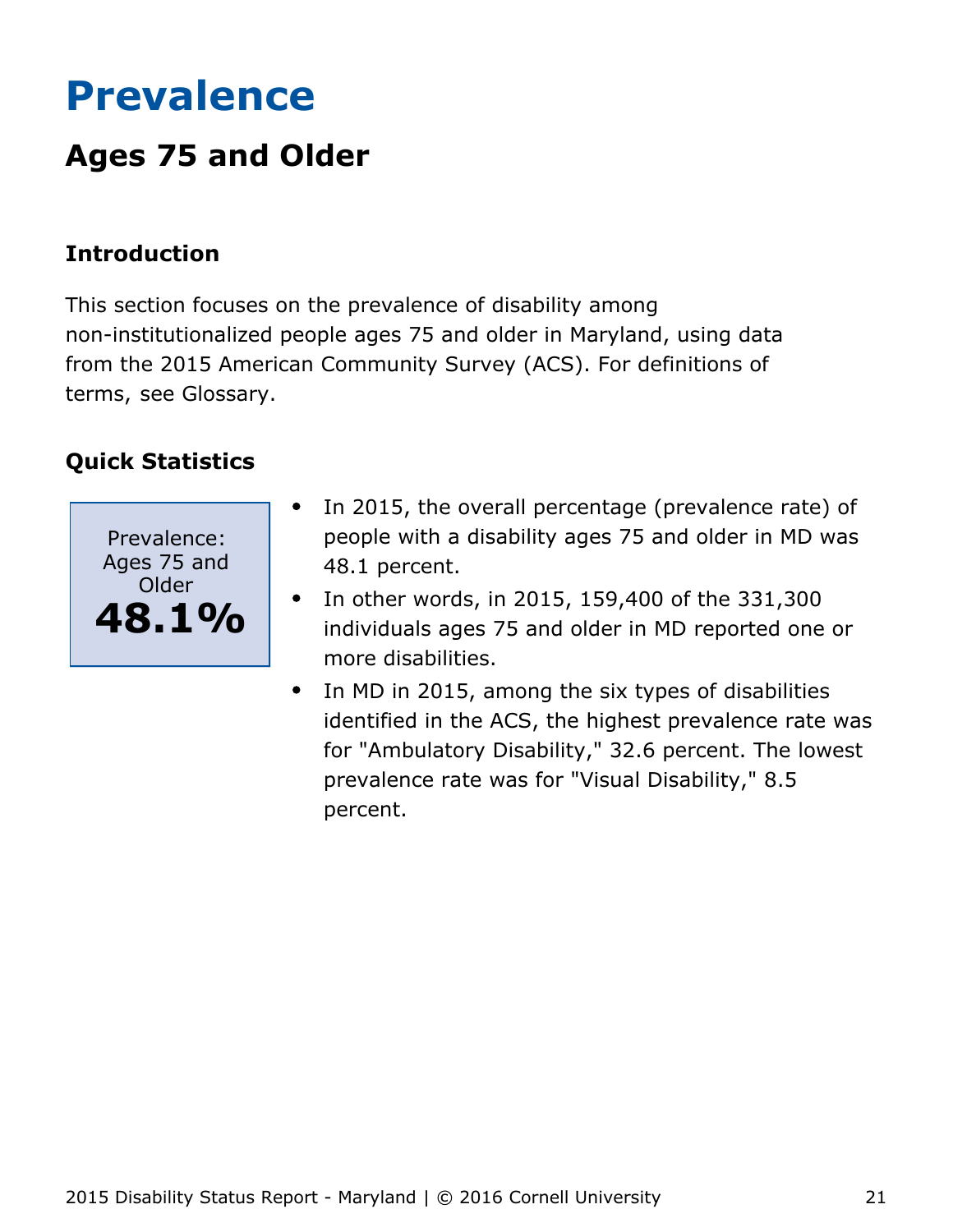# Prevalence

## Ages 75 and Older

### Introduction

This section focuses on the prevalence of disability among non-institutionalized people ages 75 and older in Maryland, using data from the 2015 American Community Survey (ACS). For definitions of terms, see Glossary.

### Quick Statistics

Prevalence: Ages 75 and Older

**48.1%**

- In 2015, the overall percentage (prevalence rate) of people with a disability ages 75 and older in MD was 48.1 percent.
- In other words, in 2015, 159,400 of the 331,300 individuals ages 75 and older in MD reported one or more disabilities.
- In MD in 2015, among the six types of disabilities identified in the ACS, the highest prevalence rate was for "Ambulatory Disability," 32.6 percent. The lowest prevalence rate was for "Visual Disability," 8.5 percent.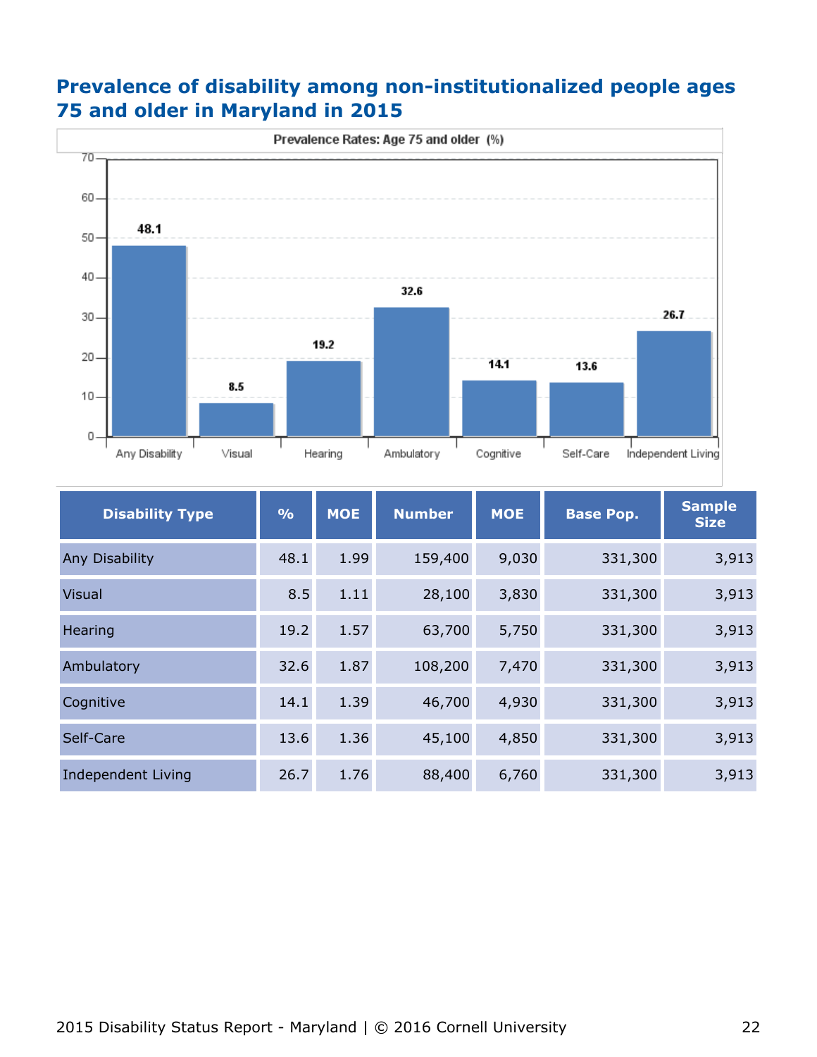## Prevalence of disability among non-institutionalized people ages 75 and older in Maryland in 2015

| Disability Type | % | MOE | Number | MOE | Base Pop. | Sample Size |
|---|---|---|---|---|---|---|
| Any Disability | 48.1 | 1.99 | 159,400 | 9,030 | 331,300 | 3,913 |
| Visual | 8.5 | 1.11 | 28,100 | 3,830 | 331,300 | 3,913 |
| Hearing | 19.2 | 1.57 | 63,700 | 5,750 | 331,300 | 3,913 |
| Ambulatory | 32.6 | 1.87 | 108,200 | 7,470 | 331,300 | 3,913 |
| Cognitive | 14.1 | 1.39 | 46,700 | 4,930 | 331,300 | 3,913 |
| Self-Care | 13.6 | 1.36 | 45,100 | 4,850 | 331,300 | 3,913 |
| Independent Living | 26.7 | 1.76 | 88,400 | 6,760 | 331,300 | 3,913 |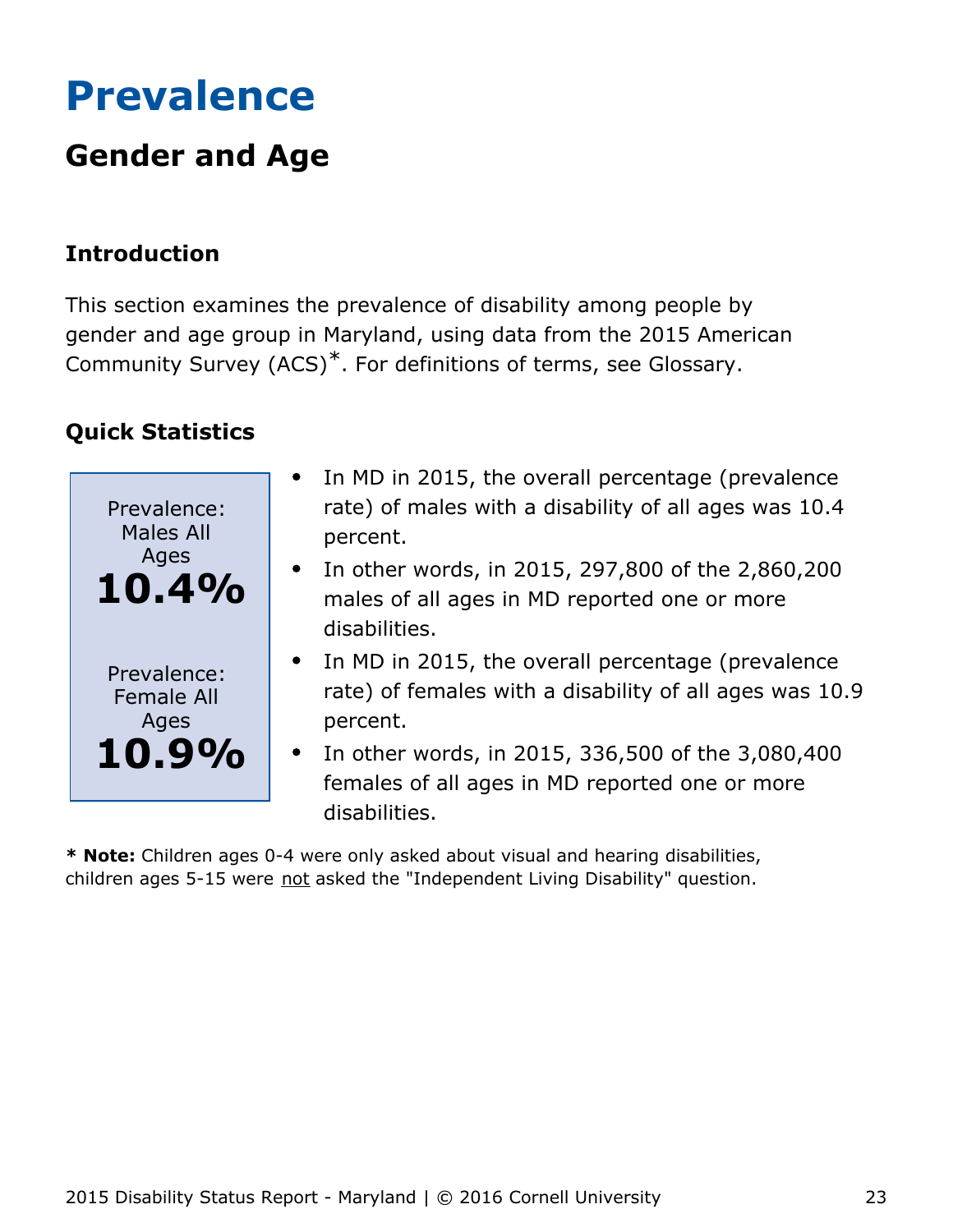# Prevalence

## Gender and Age

### Introduction

This section examines the prevalence of disability among people by gender and age group in Maryland, using data from the 2015 American Community Survey (ACS)*. For definitions of terms, see Glossary.

### Quick Statistics

Prevalence: Males All Ages
**10.4%**

Prevalence: Female All Ages
**10.9%**

- In MD in 2015, the overall percentage (prevalence rate) of males with a disability of all ages was 10.4 percent.
- In other words, in 2015, 297,800 of the 2,860,200 males of all ages in MD reported one or more disabilities.
- In MD in 2015, the overall percentage (prevalence rate) of females with a disability of all ages was 10.9 percent.
- In other words, in 2015, 336,500 of the 3,080,400 females of all ages in MD reported one or more disabilities.

**\* Note:** Children ages 0-4 were only asked about visual and hearing disabilities, children ages 5-15 were not asked the "Independent Living Disability" question.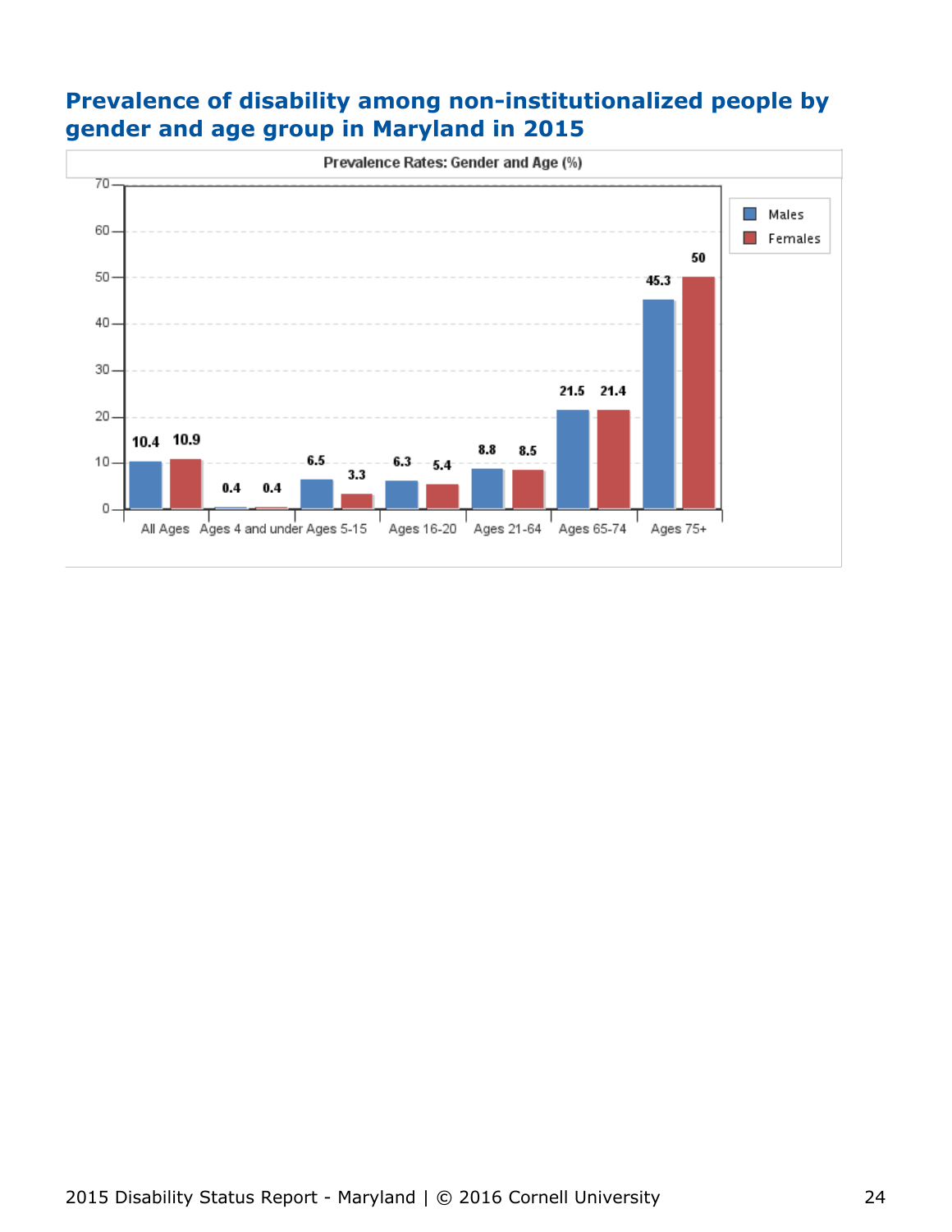## Prevalence of disability among non-institutionalized people by gender and age group in Maryland in 2015

**Prevalence Rates: Gender and Age (%)**

| Age Group | Males | Females |
|---|---|---|
| All Ages | 10.4 | 10.9 |
| Ages 4 and under | 0.4 | 0.4 |
| Ages 5-15 | 6.5 | 3.3 |
| Ages 16-20 | 6.3 | 5.4 |
| Ages 21-64 | 8.8 | 8.5 |
| Ages 65-74 | 21.5 | 21.4 |
| Ages 75+ | 45.3 | 50 |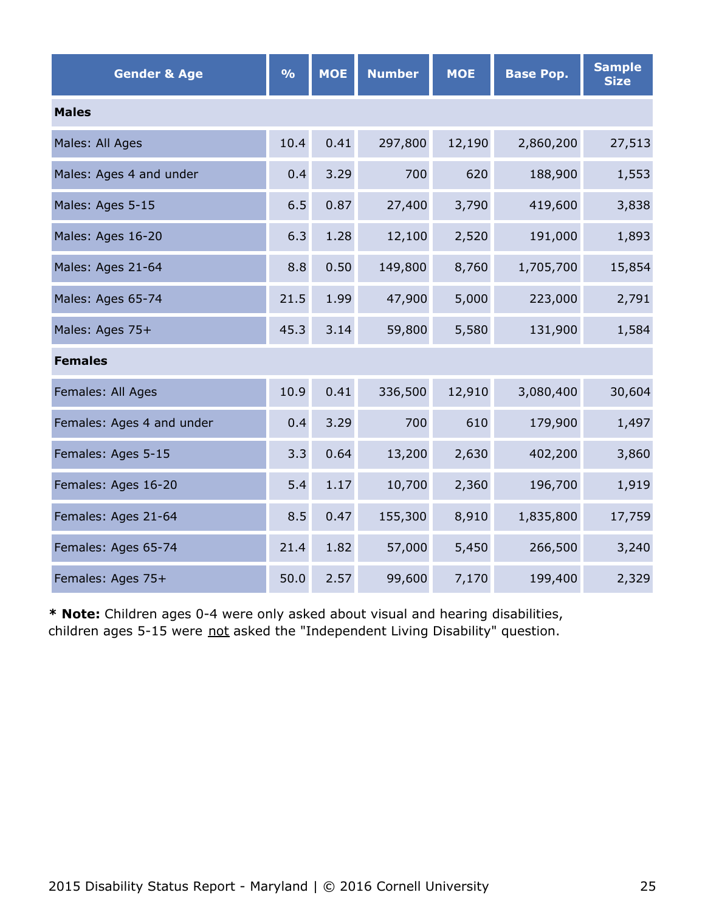| Gender & Age | % | MOE | Number | MOE | Base Pop. | Sample Size |
|---|---|---|---|---|---|---|
| **Males** | | | | | | |
| Males: All Ages | 10.4 | 0.41 | 297,800 | 12,190 | 2,860,200 | 27,513 |
| Males: Ages 4 and under | 0.4 | 3.29 | 700 | 620 | 188,900 | 1,553 |
| Males: Ages 5-15 | 6.5 | 0.87 | 27,400 | 3,790 | 419,600 | 3,838 |
| Males: Ages 16-20 | 6.3 | 1.28 | 12,100 | 2,520 | 191,000 | 1,893 |
| Males: Ages 21-64 | 8.8 | 0.50 | 149,800 | 8,760 | 1,705,700 | 15,854 |
| Males: Ages 65-74 | 21.5 | 1.99 | 47,900 | 5,000 | 223,000 | 2,791 |
| Males: Ages 75+ | 45.3 | 3.14 | 59,800 | 5,580 | 131,900 | 1,584 |
| **Females** | | | | | | |
| Females: All Ages | 10.9 | 0.41 | 336,500 | 12,910 | 3,080,400 | 30,604 |
| Females: Ages 4 and under | 0.4 | 3.29 | 700 | 610 | 179,900 | 1,497 |
| Females: Ages 5-15 | 3.3 | 0.64 | 13,200 | 2,630 | 402,200 | 3,860 |
| Females: Ages 16-20 | 5.4 | 1.17 | 10,700 | 2,360 | 196,700 | 1,919 |
| Females: Ages 21-64 | 8.5 | 0.47 | 155,300 | 8,910 | 1,835,800 | 17,759 |
| Females: Ages 65-74 | 21.4 | 1.82 | 57,000 | 5,450 | 266,500 | 3,240 |
| Females: Ages 75+ | 50.0 | 2.57 | 99,600 | 7,170 | 199,400 | 2,329 |

* **Note:** Children ages 0-4 were only asked about visual and hearing disabilities, children ages 5-15 were not asked the "Independent Living Disability" question.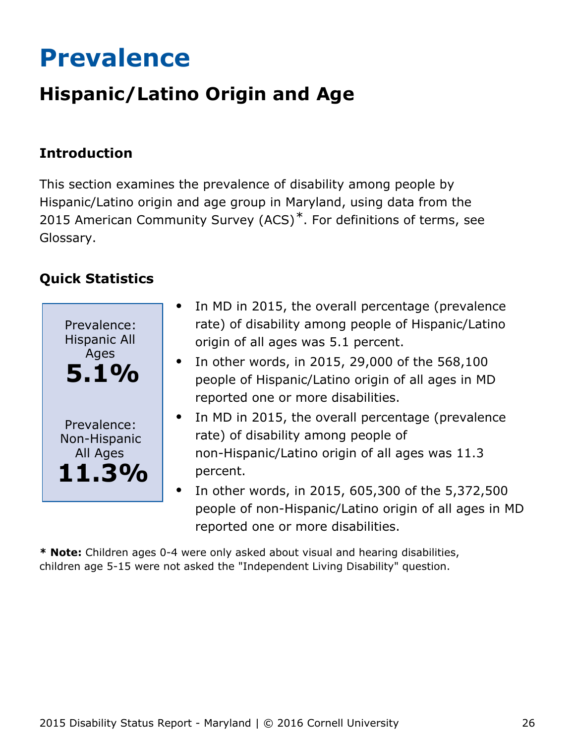# Prevalence

## Hispanic/Latino Origin and Age

### Introduction

This section examines the prevalence of disability among people by Hispanic/Latino origin and age group in Maryland, using data from the 2015 American Community Survey (ACS)*. For definitions of terms, see Glossary.

### Quick Statistics

Prevalence: Hispanic All Ages
**5.1%**

Prevalence: Non-Hispanic All Ages
**11.3%**

- In MD in 2015, the overall percentage (prevalence rate) of disability among people of Hispanic/Latino origin of all ages was 5.1 percent.
- In other words, in 2015, 29,000 of the 568,100 people of Hispanic/Latino origin of all ages in MD reported one or more disabilities.
- In MD in 2015, the overall percentage (prevalence rate) of disability among people of non-Hispanic/Latino origin of all ages was 11.3 percent.
- In other words, in 2015, 605,300 of the 5,372,500 people of non-Hispanic/Latino origin of all ages in MD reported one or more disabilities.

**\* Note:** Children ages 0-4 were only asked about visual and hearing disabilities, children age 5-15 were not asked the "Independent Living Disability" question.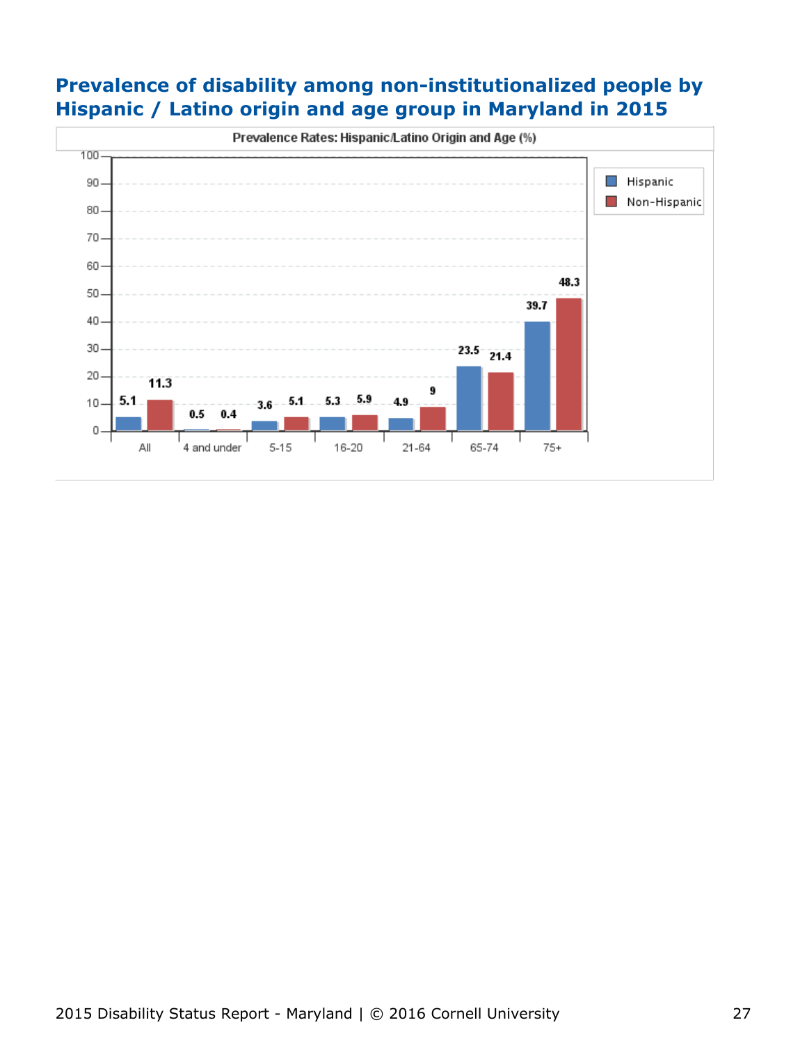## Prevalence of disability among non-institutionalized people by Hispanic / Latino origin and age group in Maryland in 2015

**Prevalence Rates: Hispanic/Latino Origin and Age (%)**

| Age Group | Hispanic | Non-Hispanic |
| --- | --- | --- |
| All | 5.1 | 11.3 |
| 4 and under | 0.5 | 0.4 |
| 5-15 | 3.6 | 5.1 |
| 16-20 | 5.3 | 5.9 |
| 21-64 | 4.9 | 9 |
| 65-74 | 23.5 | 21.4 |
| 75+ | 39.7 | 48.3 |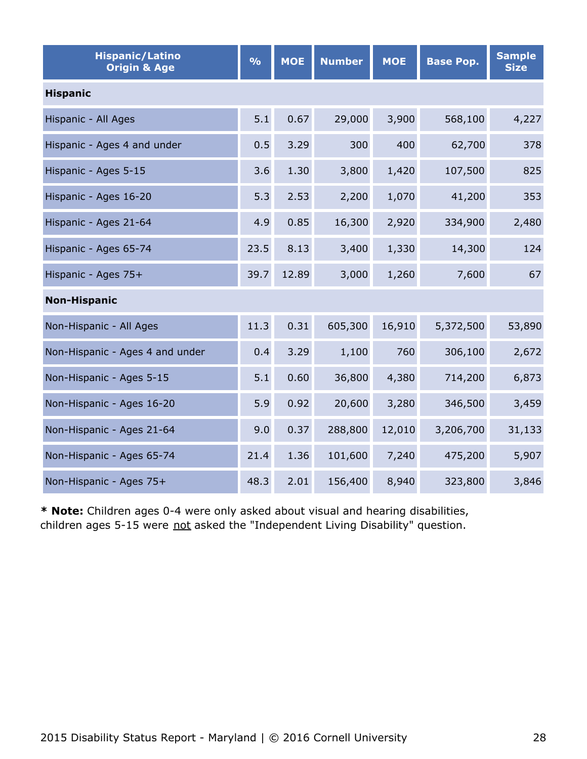| Hispanic/Latino Origin & Age | % | MOE | Number | MOE | Base Pop. | Sample Size |
|---|---|---|---|---|---|---|
| **Hispanic** | | | | | | |
| Hispanic - All Ages | 5.1 | 0.67 | 29,000 | 3,900 | 568,100 | 4,227 |
| Hispanic - Ages 4 and under | 0.5 | 3.29 | 300 | 400 | 62,700 | 378 |
| Hispanic - Ages 5-15 | 3.6 | 1.30 | 3,800 | 1,420 | 107,500 | 825 |
| Hispanic - Ages 16-20 | 5.3 | 2.53 | 2,200 | 1,070 | 41,200 | 353 |
| Hispanic - Ages 21-64 | 4.9 | 0.85 | 16,300 | 2,920 | 334,900 | 2,480 |
| Hispanic - Ages 65-74 | 23.5 | 8.13 | 3,400 | 1,330 | 14,300 | 124 |
| Hispanic - Ages 75+ | 39.7 | 12.89 | 3,000 | 1,260 | 7,600 | 67 |
| **Non-Hispanic** | | | | | | |
| Non-Hispanic - All Ages | 11.3 | 0.31 | 605,300 | 16,910 | 5,372,500 | 53,890 |
| Non-Hispanic - Ages 4 and under | 0.4 | 3.29 | 1,100 | 760 | 306,100 | 2,672 |
| Non-Hispanic - Ages 5-15 | 5.1 | 0.60 | 36,800 | 4,380 | 714,200 | 6,873 |
| Non-Hispanic - Ages 16-20 | 5.9 | 0.92 | 20,600 | 3,280 | 346,500 | 3,459 |
| Non-Hispanic - Ages 21-64 | 9.0 | 0.37 | 288,800 | 12,010 | 3,206,700 | 31,133 |
| Non-Hispanic - Ages 65-74 | 21.4 | 1.36 | 101,600 | 7,240 | 475,200 | 5,907 |
| Non-Hispanic - Ages 75+ | 48.3 | 2.01 | 156,400 | 8,940 | 323,800 | 3,846 |

* **Note:** Children ages 0-4 were only asked about visual and hearing disabilities, children ages 5-15 were not asked the "Independent Living Disability" question.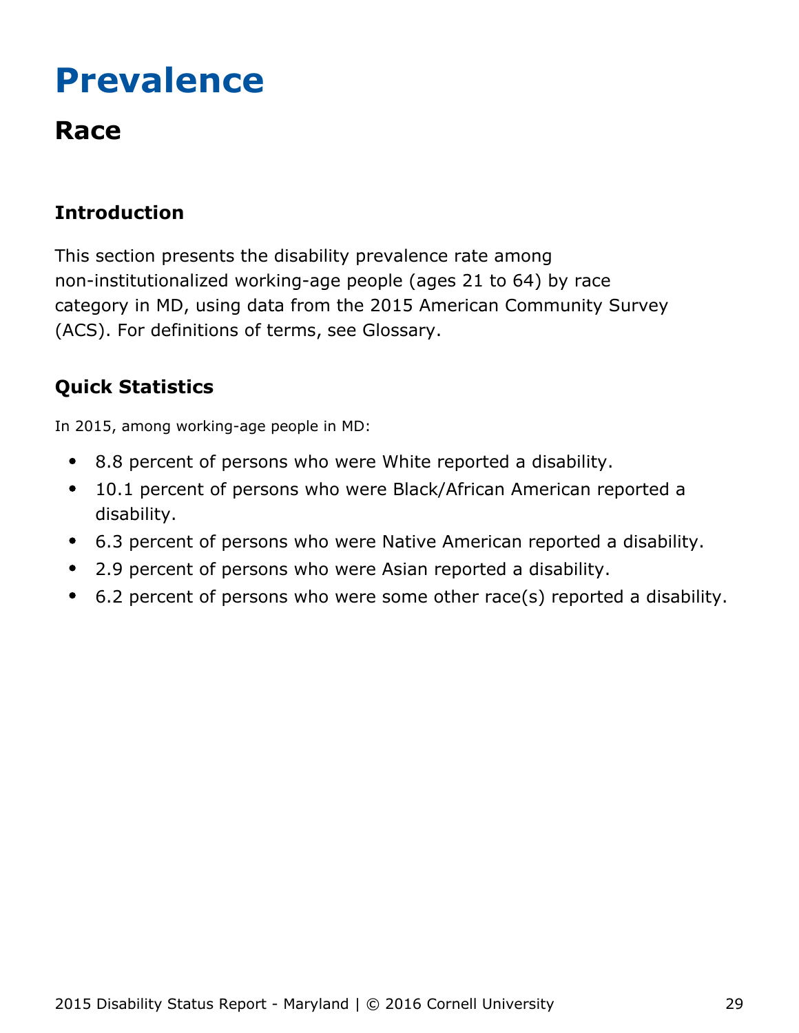# Prevalence

## Race

### Introduction

This section presents the disability prevalence rate among non-institutionalized working-age people (ages 21 to 64) by race category in MD, using data from the 2015 American Community Survey (ACS). For definitions of terms, see Glossary.

### Quick Statistics

In 2015, among working-age people in MD:

- 8.8 percent of persons who were White reported a disability.
- 10.1 percent of persons who were Black/African American reported a disability.
- 6.3 percent of persons who were Native American reported a disability.
- 2.9 percent of persons who were Asian reported a disability.
- 6.2 percent of persons who were some other race(s) reported a disability.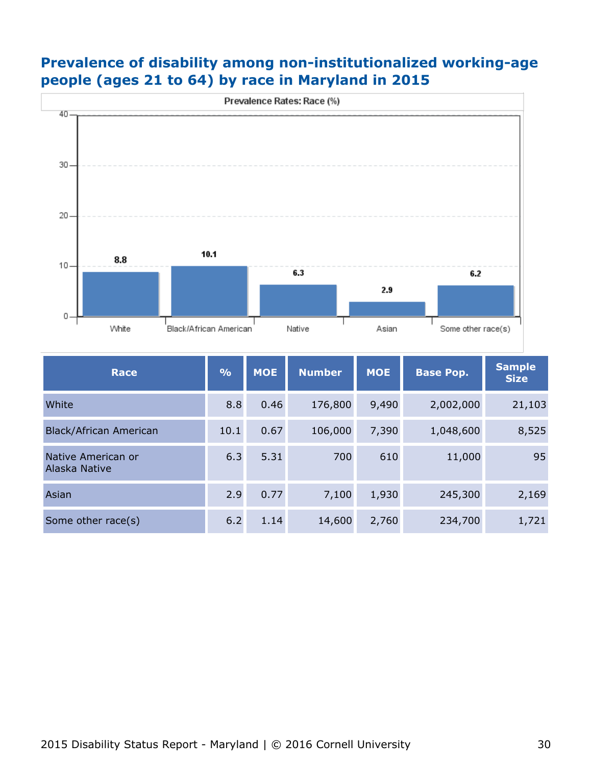## Prevalence of disability among non-institutionalized working-age people (ages 21 to 64) by race in Maryland in 2015

| Race | % | MOE | Number | MOE | Base Pop. | Sample Size |
|---|---|---|---|---|---|---|
| White | 8.8 | 0.46 | 176,800 | 9,490 | 2,002,000 | 21,103 |
| Black/African American | 10.1 | 0.67 | 106,000 | 7,390 | 1,048,600 | 8,525 |
| Native American or Alaska Native | 6.3 | 5.31 | 700 | 610 | 11,000 | 95 |
| Asian | 2.9 | 0.77 | 7,100 | 1,930 | 245,300 | 2,169 |
| Some other race(s) | 6.2 | 1.14 | 14,600 | 2,760 | 234,700 | 1,721 |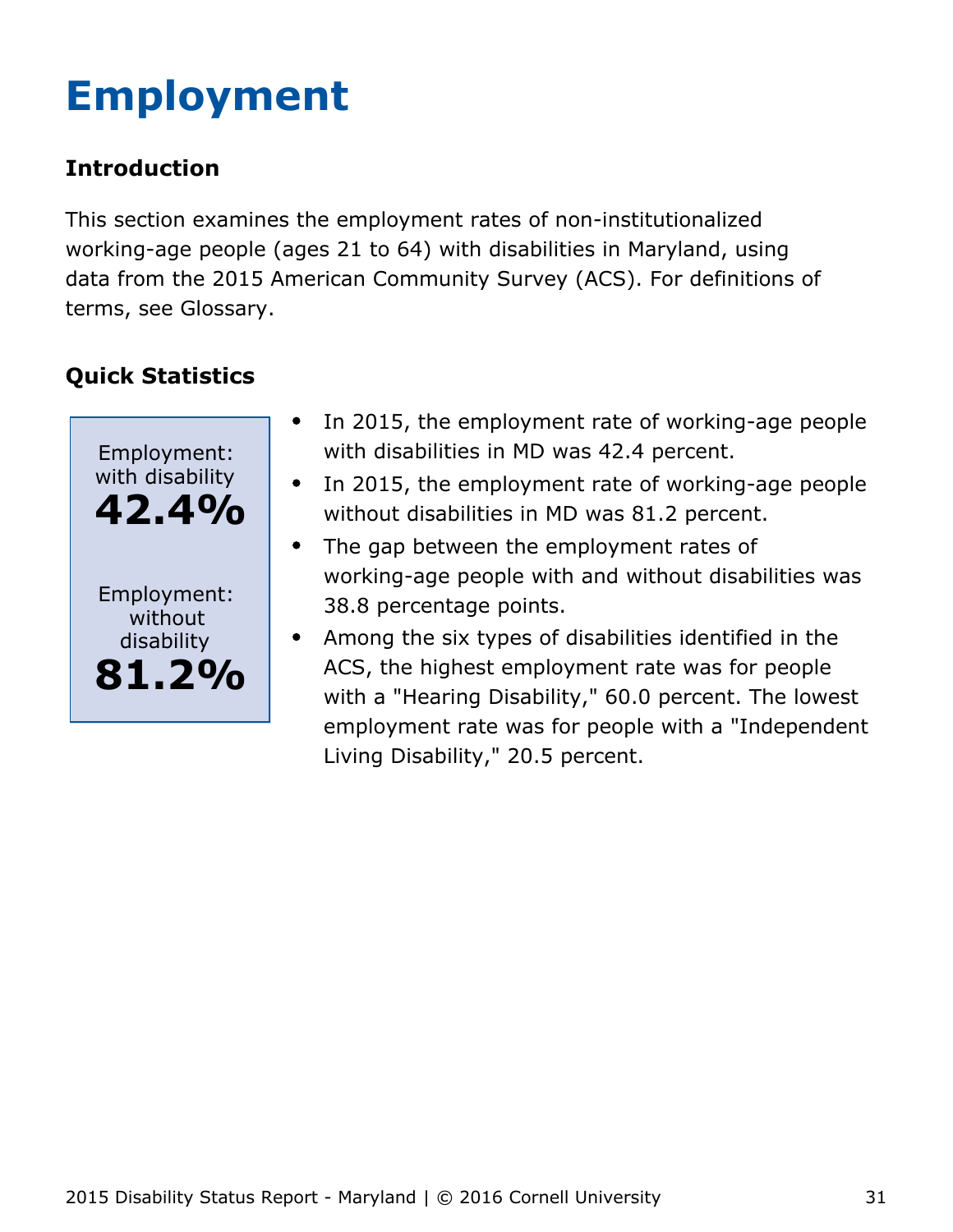# Employment

### Introduction

This section examines the employment rates of non-institutionalized working-age people (ages 21 to 64) with disabilities in Maryland, using data from the 2015 American Community Survey (ACS). For definitions of terms, see Glossary.

### Quick Statistics

Employment: with disability
**42.4%**

Employment: without disability
**81.2%**

- In 2015, the employment rate of working-age people with disabilities in MD was 42.4 percent.
- In 2015, the employment rate of working-age people without disabilities in MD was 81.2 percent.
- The gap between the employment rates of working-age people with and without disabilities was 38.8 percentage points.
- Among the six types of disabilities identified in the ACS, the highest employment rate was for people with a "Hearing Disability," 60.0 percent. The lowest employment rate was for people with a "Independent Living Disability," 20.5 percent.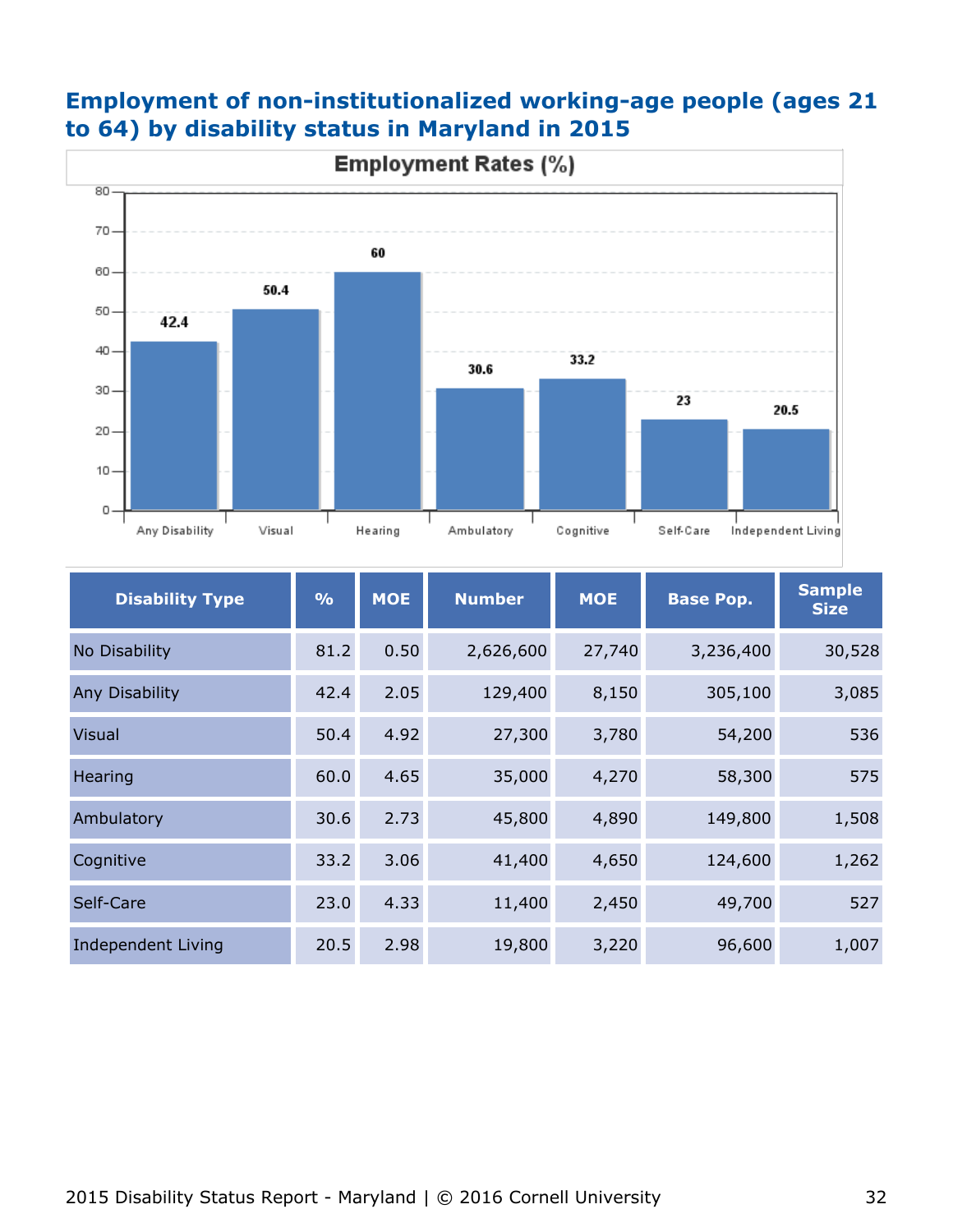## Employment of non-institutionalized working-age people (ages 21 to 64) by disability status in Maryland in 2015

| Disability Type | % | MOE | Number | MOE | Base Pop. | Sample Size |
|---|---|---|---|---|---|---|
| No Disability | 81.2 | 0.50 | 2,626,600 | 27,740 | 3,236,400 | 30,528 |
| Any Disability | 42.4 | 2.05 | 129,400 | 8,150 | 305,100 | 3,085 |
| Visual | 50.4 | 4.92 | 27,300 | 3,780 | 54,200 | 536 |
| Hearing | 60.0 | 4.65 | 35,000 | 4,270 | 58,300 | 575 |
| Ambulatory | 30.6 | 2.73 | 45,800 | 4,890 | 149,800 | 1,508 |
| Cognitive | 33.2 | 3.06 | 41,400 | 4,650 | 124,600 | 1,262 |
| Self-Care | 23.0 | 4.33 | 11,400 | 2,450 | 49,700 | 527 |
| Independent Living | 20.5 | 2.98 | 19,800 | 3,220 | 96,600 | 1,007 |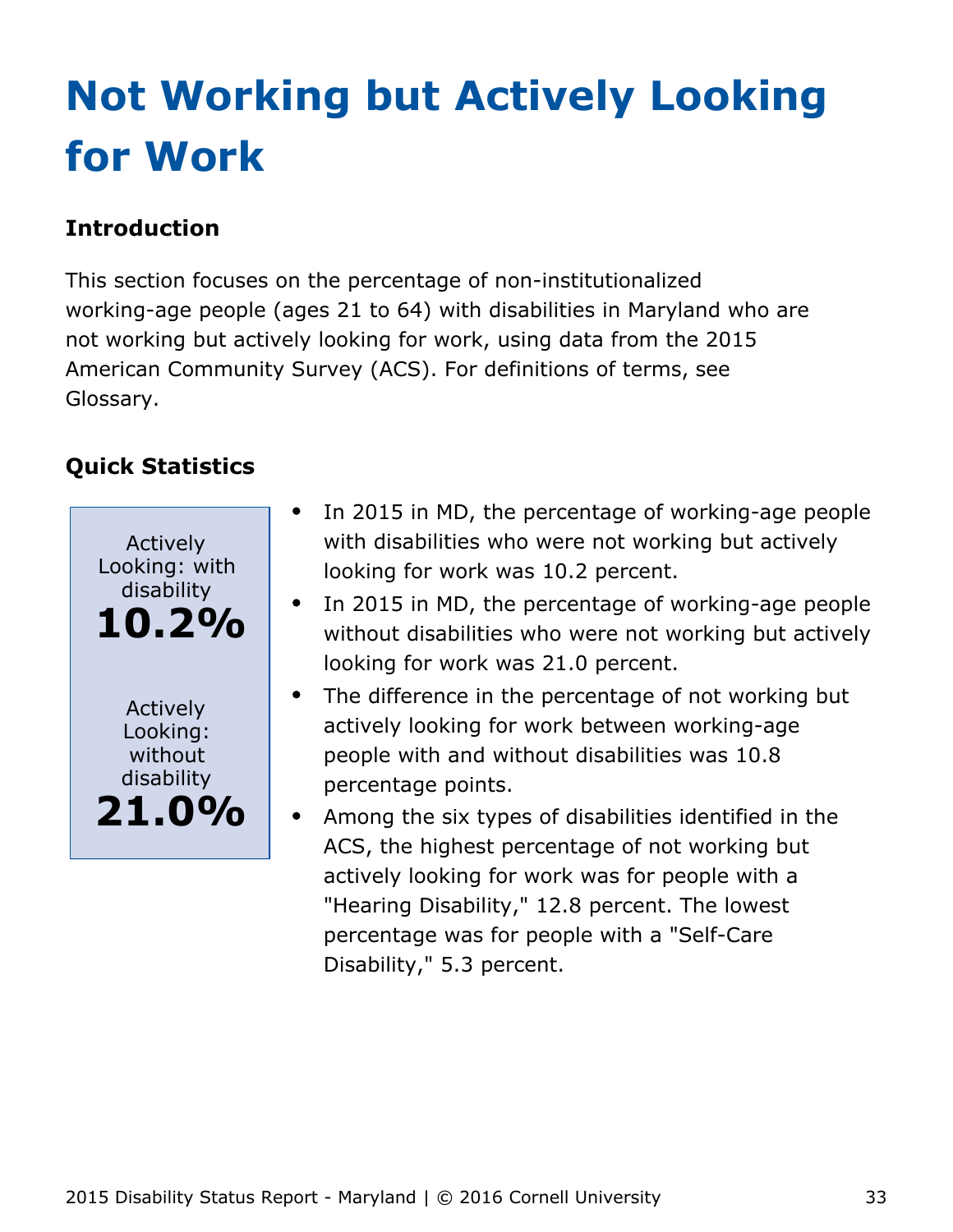# Not Working but Actively Looking for Work

### Introduction

This section focuses on the percentage of non-institutionalized working-age people (ages 21 to 64) with disabilities in Maryland who are not working but actively looking for work, using data from the 2015 American Community Survey (ACS). For definitions of terms, see Glossary.

### Quick Statistics

Actively Looking: with disability
**10.2%**

Actively Looking: without disability
**21.0%**

- In 2015 in MD, the percentage of working-age people with disabilities who were not working but actively looking for work was 10.2 percent.
- In 2015 in MD, the percentage of working-age people without disabilities who were not working but actively looking for work was 21.0 percent.
- The difference in the percentage of not working but actively looking for work between working-age people with and without disabilities was 10.8 percentage points.
- Among the six types of disabilities identified in the ACS, the highest percentage of not working but actively looking for work was for people with a "Hearing Disability," 12.8 percent. The lowest percentage was for people with a "Self-Care Disability," 5.3 percent.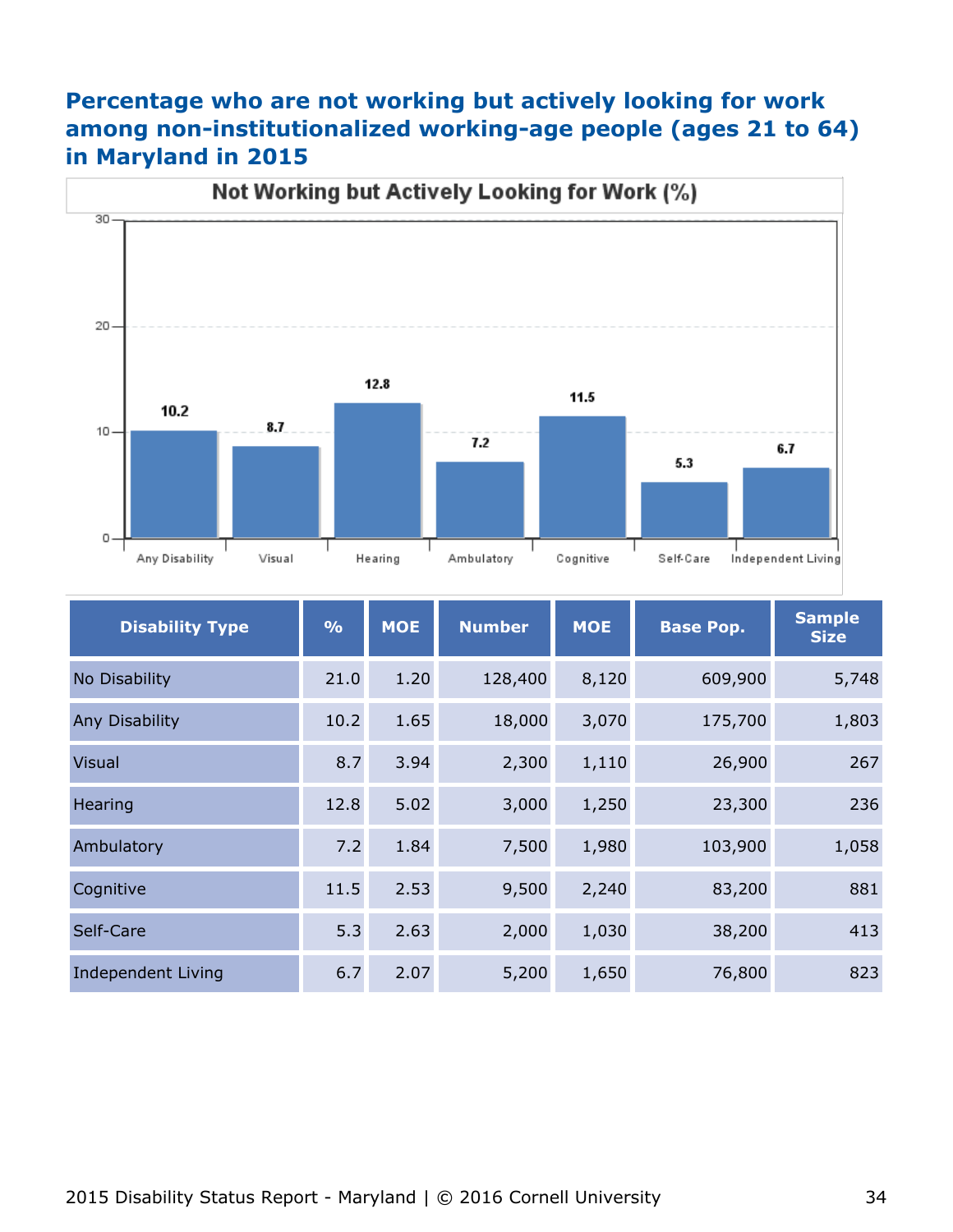## Percentage who are not working but actively looking for work among non-institutionalized working-age people (ages 21 to 64) in Maryland in 2015

| Disability Type | % | MOE | Number | MOE | Base Pop. | Sample Size |
|---|---|---|---|---|---|---|
| No Disability | 21.0 | 1.20 | 128,400 | 8,120 | 609,900 | 5,748 |
| Any Disability | 10.2 | 1.65 | 18,000 | 3,070 | 175,700 | 1,803 |
| Visual | 8.7 | 3.94 | 2,300 | 1,110 | 26,900 | 267 |
| Hearing | 12.8 | 5.02 | 3,000 | 1,250 | 23,300 | 236 |
| Ambulatory | 7.2 | 1.84 | 7,500 | 1,980 | 103,900 | 1,058 |
| Cognitive | 11.5 | 2.53 | 9,500 | 2,240 | 83,200 | 881 |
| Self-Care | 5.3 | 2.63 | 2,000 | 1,030 | 38,200 | 413 |
| Independent Living | 6.7 | 2.07 | 5,200 | 1,650 | 76,800 | 823 |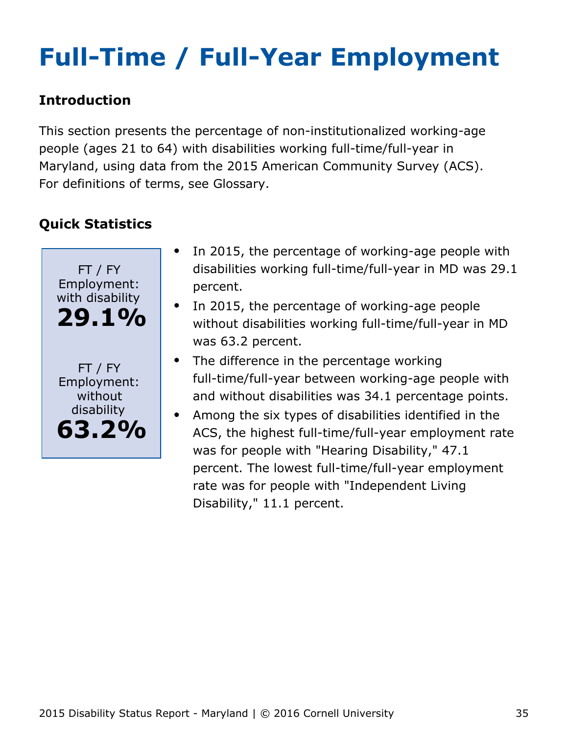# Full-Time / Full-Year Employment

## Introduction

This section presents the percentage of non-institutionalized working-age people (ages 21 to 64) with disabilities working full-time/full-year in Maryland, using data from the 2015 American Community Survey (ACS). For definitions of terms, see Glossary.

## Quick Statistics

FT / FY Employment: with disability
**29.1%**

FT / FY Employment: without disability
**63.2%**

- In 2015, the percentage of working-age people with disabilities working full-time/full-year in MD was 29.1 percent.
- In 2015, the percentage of working-age people without disabilities working full-time/full-year in MD was 63.2 percent.
- The difference in the percentage working full-time/full-year between working-age people with and without disabilities was 34.1 percentage points.
- Among the six types of disabilities identified in the ACS, the highest full-time/full-year employment rate was for people with "Hearing Disability," 47.1 percent. The lowest full-time/full-year employment rate was for people with "Independent Living Disability," 11.1 percent.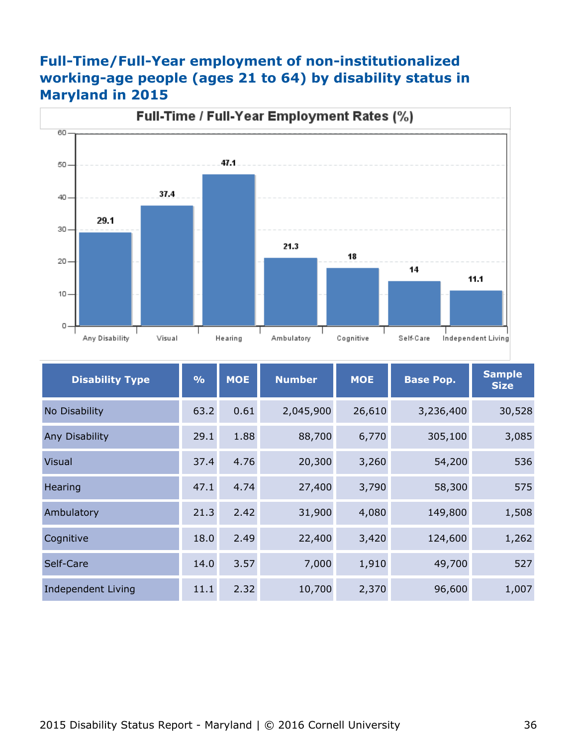## Full-Time/Full-Year employment of non-institutionalized working-age people (ages 21 to 64) by disability status in Maryland in 2015

**Full-Time / Full-Year Employment Rates (%)**

| Disability Type | % |
|---|---|
| Any Disability | 29.1 |
| Visual | 37.4 |
| Hearing | 47.1 |
| Ambulatory | 21.3 |
| Cognitive | 18 |
| Self-Care | 14 |
| Independent Living | 11.1 |

| Disability Type | % | MOE | Number | MOE | Base Pop. | Sample Size |
|---|---|---|---|---|---|---|
| No Disability | 63.2 | 0.61 | 2,045,900 | 26,610 | 3,236,400 | 30,528 |
| Any Disability | 29.1 | 1.88 | 88,700 | 6,770 | 305,100 | 3,085 |
| Visual | 37.4 | 4.76 | 20,300 | 3,260 | 54,200 | 536 |
| Hearing | 47.1 | 4.74 | 27,400 | 3,790 | 58,300 | 575 |
| Ambulatory | 21.3 | 2.42 | 31,900 | 4,080 | 149,800 | 1,508 |
| Cognitive | 18.0 | 2.49 | 22,400 | 3,420 | 124,600 | 1,262 |
| Self-Care | 14.0 | 3.57 | 7,000 | 1,910 | 49,700 | 527 |
| Independent Living | 11.1 | 2.32 | 10,700 | 2,370 | 96,600 | 1,007 |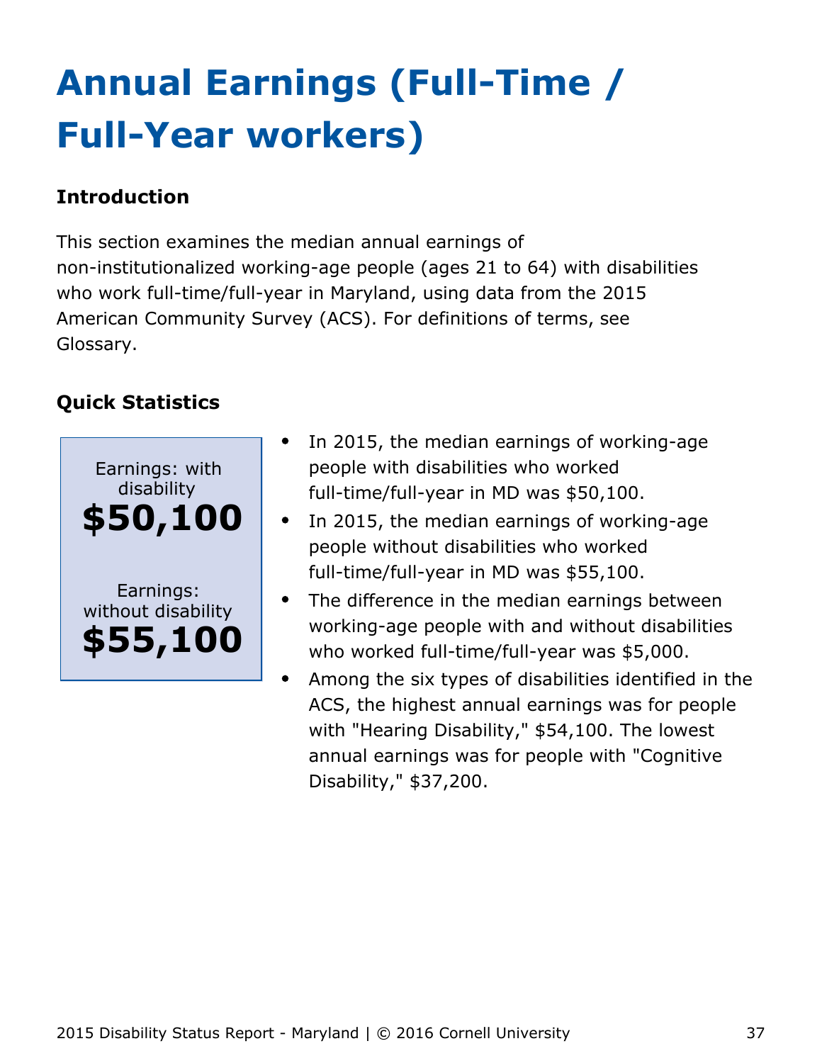# Annual Earnings (Full-Time / Full-Year workers)

## Introduction

This section examines the median annual earnings of non-institutionalized working-age people (ages 21 to 64) with disabilities who work full-time/full-year in Maryland, using data from the 2015 American Community Survey (ACS). For definitions of terms, see Glossary.

## Quick Statistics

Earnings: with disability
**$50,100**

Earnings: without disability
**$55,100**

- In 2015, the median earnings of working-age people with disabilities who worked full-time/full-year in MD was $50,100.
- In 2015, the median earnings of working-age people without disabilities who worked full-time/full-year in MD was $55,100.
- The difference in the median earnings between working-age people with and without disabilities who worked full-time/full-year was $5,000.
- Among the six types of disabilities identified in the ACS, the highest annual earnings was for people with "Hearing Disability," $54,100. The lowest annual earnings was for people with "Cognitive Disability," $37,200.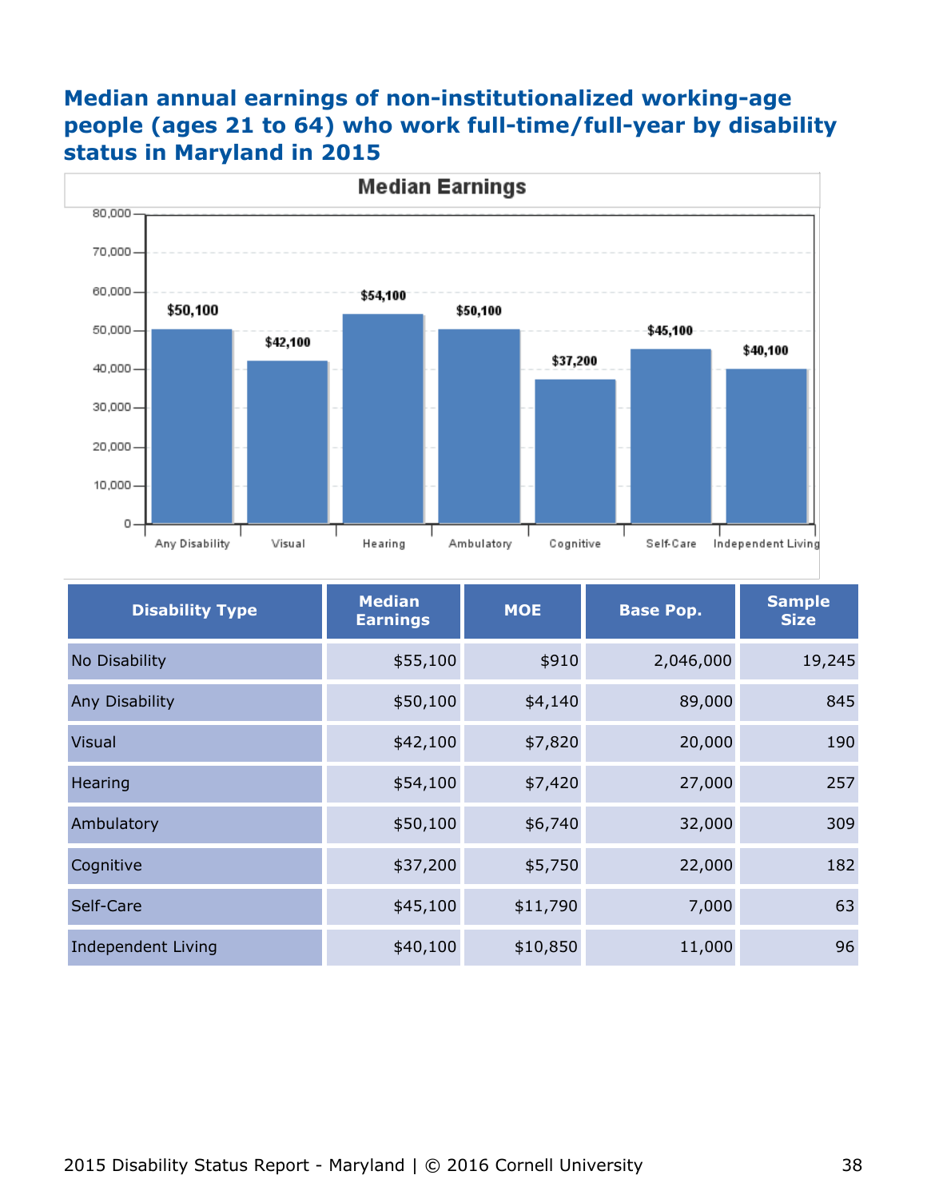# Median annual earnings of non-institutionalized working-age people (ages 21 to 64) who work full-time/full-year by disability status in Maryland in 2015

| Disability Type | Median Earnings | MOE | Base Pop. | Sample Size |
|---|---|---|---|---|
| No Disability | $55,100 | $910 | 2,046,000 | 19,245 |
| Any Disability | $50,100 | $4,140 | 89,000 | 845 |
| Visual | $42,100 | $7,820 | 20,000 | 190 |
| Hearing | $54,100 | $7,420 | 27,000 | 257 |
| Ambulatory | $50,100 | $6,740 | 32,000 | 309 |
| Cognitive | $37,200 | $5,750 | 22,000 | 182 |
| Self-Care | $45,100 | $11,790 | 7,000 | 63 |
| Independent Living | $40,100 | $10,850 | 11,000 | 96 |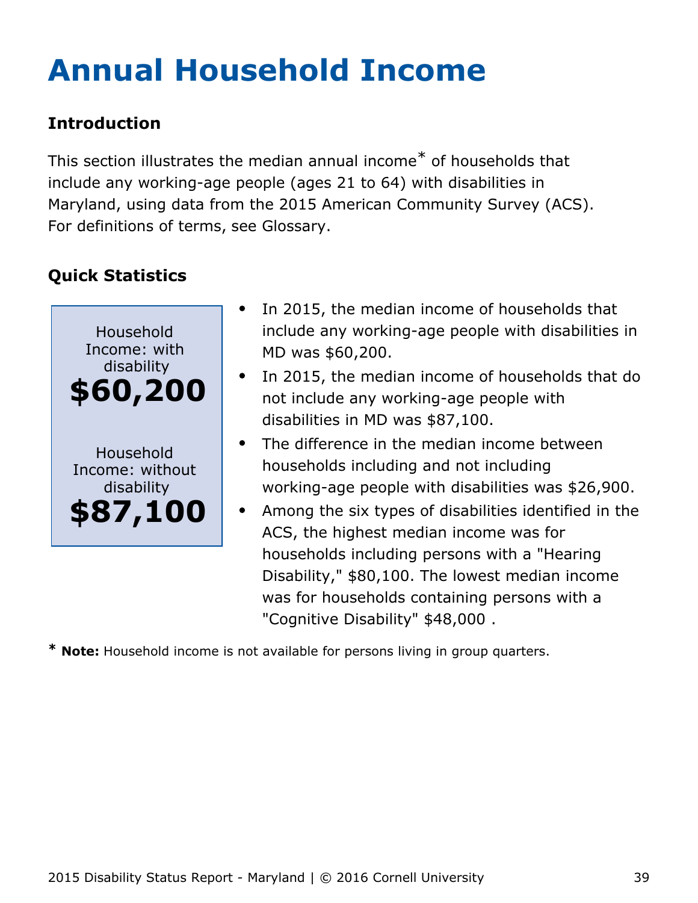# Annual Household Income

## Introduction

This section illustrates the median annual income* of households that include any working-age people (ages 21 to 64) with disabilities in Maryland, using data from the 2015 American Community Survey (ACS). For definitions of terms, see Glossary.

## Quick Statistics

Household Income: with disability
**$60,200**

Household Income: without disability
**$87,100**

- In 2015, the median income of households that include any working-age people with disabilities in MD was $60,200.
- In 2015, the median income of households that do not include any working-age people with disabilities in MD was $87,100.
- The difference in the median income between households including and not including working-age people with disabilities was $26,900.
- Among the six types of disabilities identified in the ACS, the highest median income was for households including persons with a "Hearing Disability," $80,100. The lowest median income was for households containing persons with a "Cognitive Disability" $48,000 .

\* **Note:** Household income is not available for persons living in group quarters.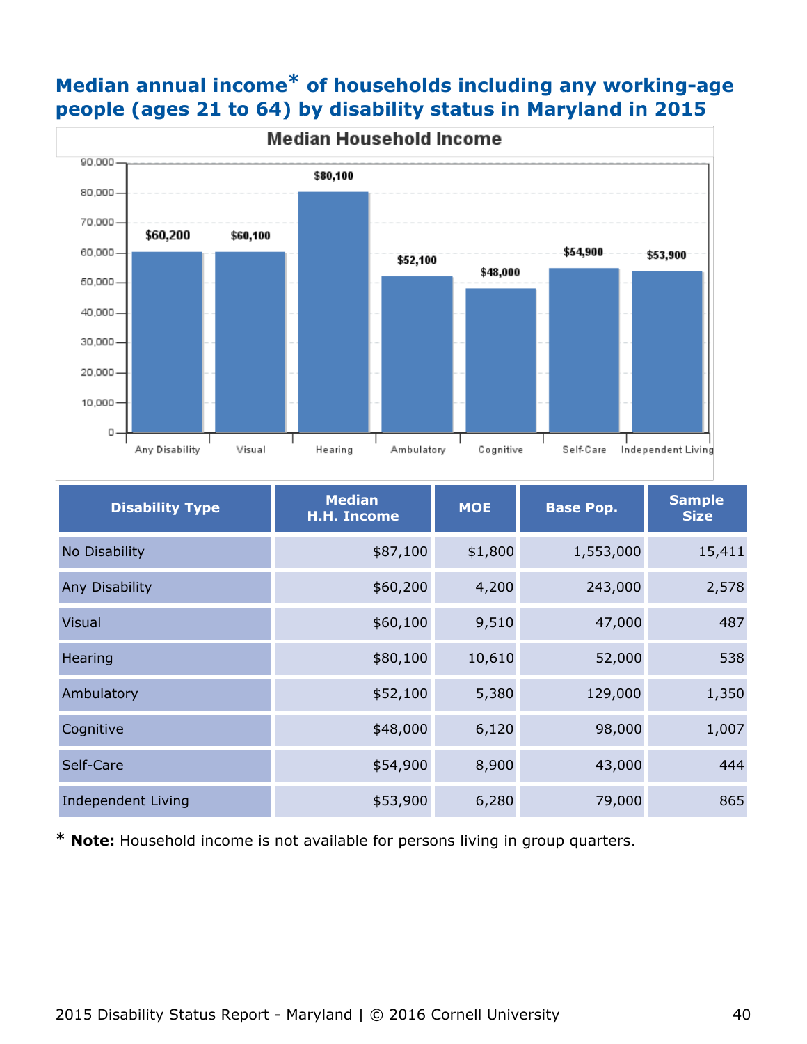## Median annual income* of households including any working-age people (ages 21 to 64) by disability status in Maryland in 2015

**Median Household Income**

| Disability Type | Median H.H. Income |
|---|---|
| Any Disability | $60,200 |
| Visual | $60,100 |
| Hearing | $80,100 |
| Ambulatory | $52,100 |
| Cognitive | $48,000 |
| Self-Care | $54,900 |
| Independent Living | $53,900 |

| Disability Type | Median H.H. Income | MOE | Base Pop. | Sample Size |
|---|---|---|---|---|
| No Disability | $87,100 | $1,800 | 1,553,000 | 15,411 |
| Any Disability | $60,200 | 4,200 | 243,000 | 2,578 |
| Visual | $60,100 | 9,510 | 47,000 | 487 |
| Hearing | $80,100 | 10,610 | 52,000 | 538 |
| Ambulatory | $52,100 | 5,380 | 129,000 | 1,350 |
| Cognitive | $48,000 | 6,120 | 98,000 | 1,007 |
| Self-Care | $54,900 | 8,900 | 43,000 | 444 |
| Independent Living | $53,900 | 6,280 | 79,000 | 865 |

* **Note:** Household income is not available for persons living in group quarters.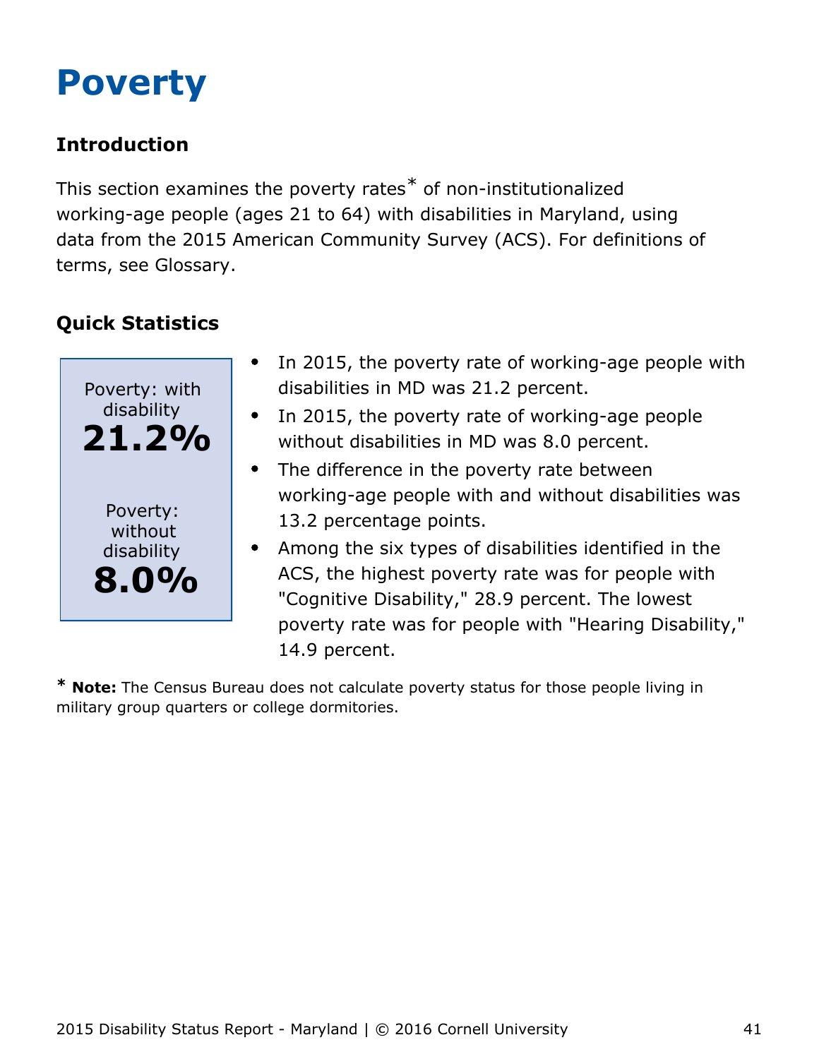# Poverty

## Introduction

This section examines the poverty rates* of non-institutionalized working-age people (ages 21 to 64) with disabilities in Maryland, using data from the 2015 American Community Survey (ACS). For definitions of terms, see Glossary.

## Quick Statistics

Poverty: with disability
**21.2%**

Poverty: without disability
**8.0%**

- In 2015, the poverty rate of working-age people with disabilities in MD was 21.2 percent.
- In 2015, the poverty rate of working-age people without disabilities in MD was 8.0 percent.
- The difference in the poverty rate between working-age people with and without disabilities was 13.2 percentage points.
- Among the six types of disabilities identified in the ACS, the highest poverty rate was for people with "Cognitive Disability," 28.9 percent. The lowest poverty rate was for people with "Hearing Disability," 14.9 percent.

* **Note:** The Census Bureau does not calculate poverty status for those people living in military group quarters or college dormitories.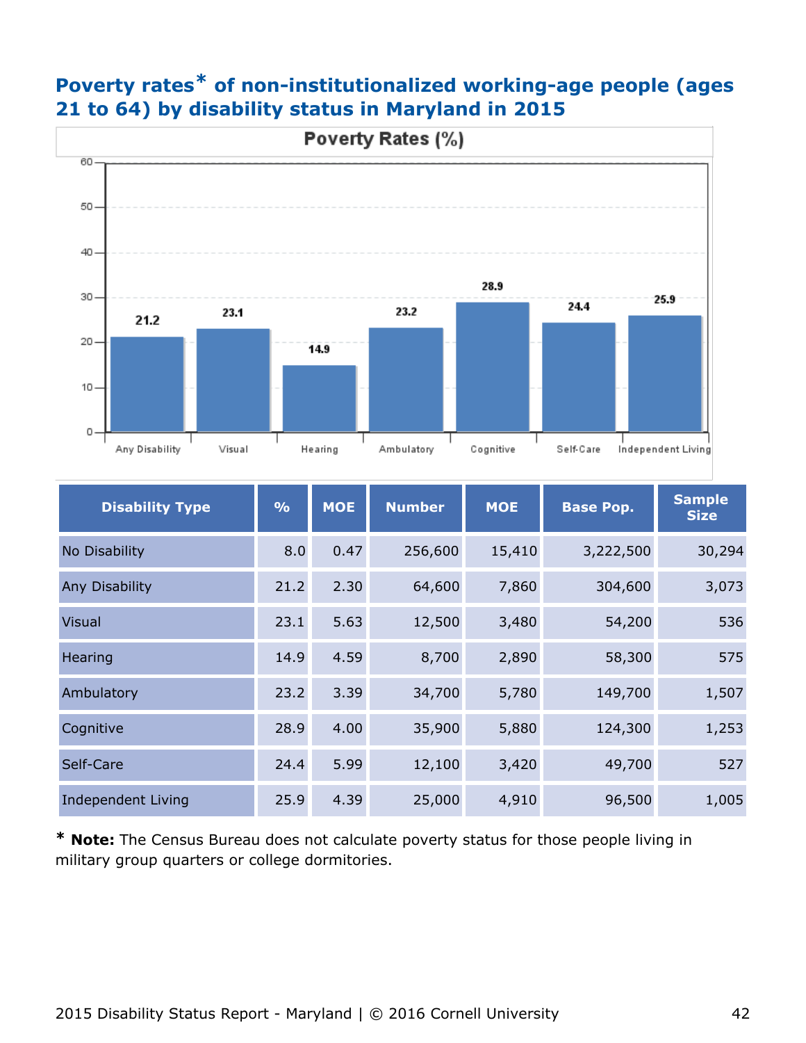## Poverty rates* of non-institutionalized working-age people (ages 21 to 64) by disability status in Maryland in 2015

| Disability Type | % | MOE | Number | MOE | Base Pop. | Sample Size |
|---|---|---|---|---|---|---|
| No Disability | 8.0 | 0.47 | 256,600 | 15,410 | 3,222,500 | 30,294 |
| Any Disability | 21.2 | 2.30 | 64,600 | 7,860 | 304,600 | 3,073 |
| Visual | 23.1 | 5.63 | 12,500 | 3,480 | 54,200 | 536 |
| Hearing | 14.9 | 4.59 | 8,700 | 2,890 | 58,300 | 575 |
| Ambulatory | 23.2 | 3.39 | 34,700 | 5,780 | 149,700 | 1,507 |
| Cognitive | 28.9 | 4.00 | 35,900 | 5,880 | 124,300 | 1,253 |
| Self-Care | 24.4 | 5.99 | 12,100 | 3,420 | 49,700 | 527 |
| Independent Living | 25.9 | 4.39 | 25,000 | 4,910 | 96,500 | 1,005 |

* **Note:** The Census Bureau does not calculate poverty status for those people living in military group quarters or college dormitories.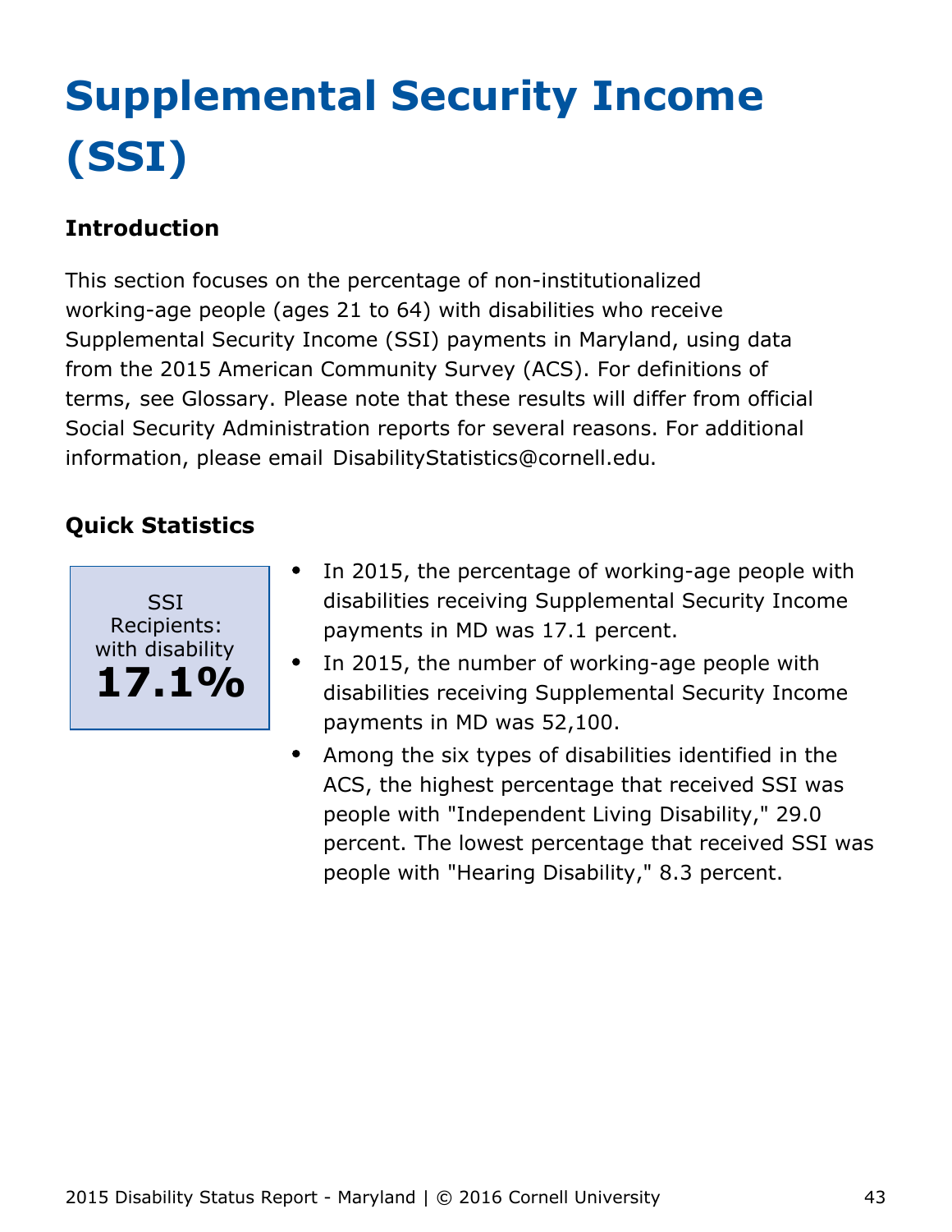# Supplemental Security Income (SSI)

## Introduction

This section focuses on the percentage of non-institutionalized working-age people (ages 21 to 64) with disabilities who receive Supplemental Security Income (SSI) payments in Maryland, using data from the 2015 American Community Survey (ACS). For definitions of terms, see Glossary. Please note that these results will differ from official Social Security Administration reports for several reasons. For additional information, please email DisabilityStatistics@cornell.edu.

## Quick Statistics

SSI Recipients: with disability
**17.1%**

- In 2015, the percentage of working-age people with disabilities receiving Supplemental Security Income payments in MD was 17.1 percent.
- In 2015, the number of working-age people with disabilities receiving Supplemental Security Income payments in MD was 52,100.
- Among the six types of disabilities identified in the ACS, the highest percentage that received SSI was people with "Independent Living Disability," 29.0 percent. The lowest percentage that received SSI was people with "Hearing Disability," 8.3 percent.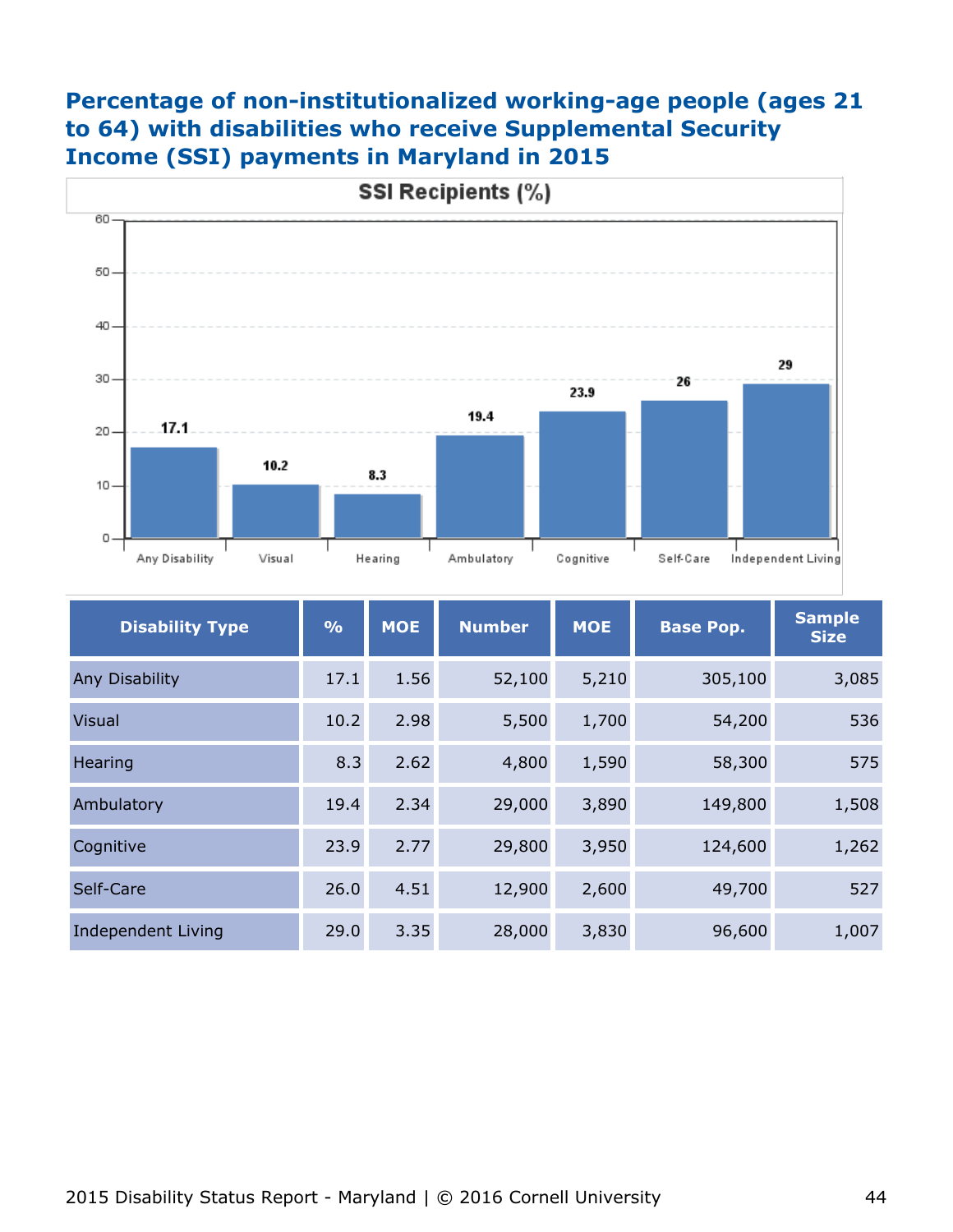## Percentage of non-institutionalized working-age people (ages 21 to 64) with disabilities who receive Supplemental Security Income (SSI) payments in Maryland in 2015

| Disability Type | % | MOE | Number | MOE | Base Pop. | Sample Size |
|---|---|---|---|---|---|---|
| Any Disability | 17.1 | 1.56 | 52,100 | 5,210 | 305,100 | 3,085 |
| Visual | 10.2 | 2.98 | 5,500 | 1,700 | 54,200 | 536 |
| Hearing | 8.3 | 2.62 | 4,800 | 1,590 | 58,300 | 575 |
| Ambulatory | 19.4 | 2.34 | 29,000 | 3,890 | 149,800 | 1,508 |
| Cognitive | 23.9 | 2.77 | 29,800 | 3,950 | 124,600 | 1,262 |
| Self-Care | 26.0 | 4.51 | 12,900 | 2,600 | 49,700 | 527 |
| Independent Living | 29.0 | 3.35 | 28,000 | 3,830 | 96,600 | 1,007 |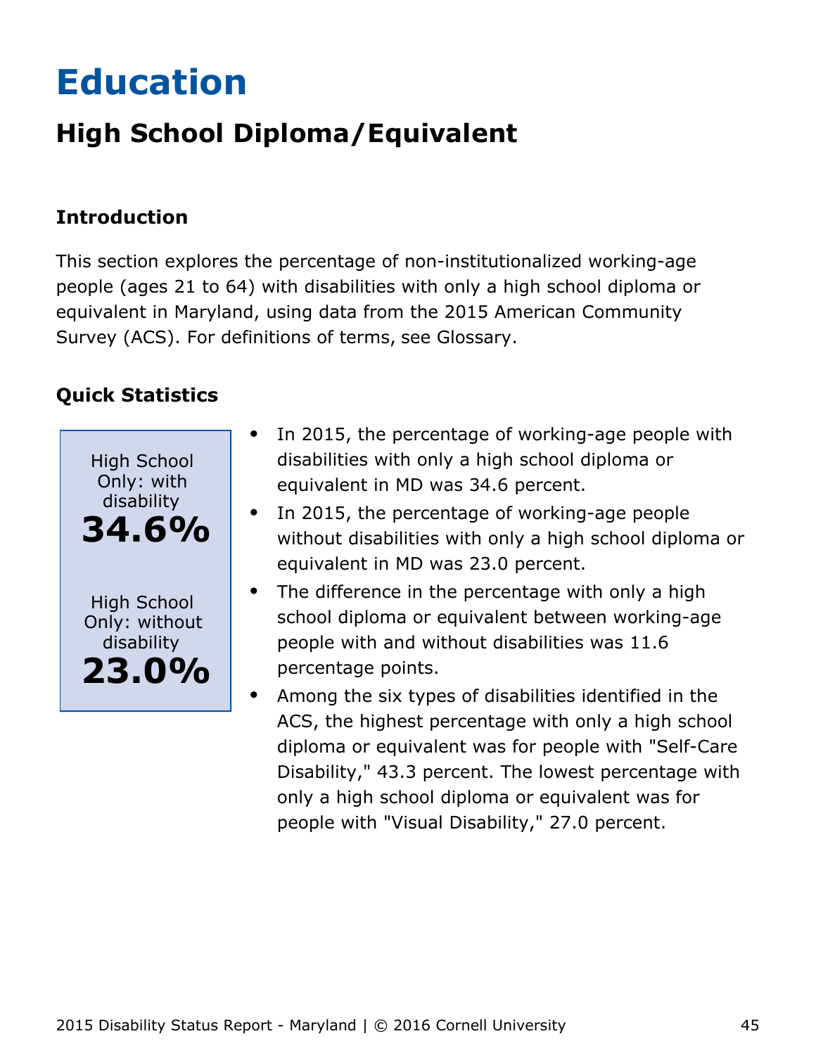# Education

## High School Diploma/Equivalent

### Introduction

This section explores the percentage of non-institutionalized working-age people (ages 21 to 64) with disabilities with only a high school diploma or equivalent in Maryland, using data from the 2015 American Community Survey (ACS). For definitions of terms, see Glossary.

### Quick Statistics

High School Only: with disability
**34.6%**

High School Only: without disability
**23.0%**

- In 2015, the percentage of working-age people with disabilities with only a high school diploma or equivalent in MD was 34.6 percent.
- In 2015, the percentage of working-age people without disabilities with only a high school diploma or equivalent in MD was 23.0 percent.
- The difference in the percentage with only a high school diploma or equivalent between working-age people with and without disabilities was 11.6 percentage points.
- Among the six types of disabilities identified in the ACS, the highest percentage with only a high school diploma or equivalent was for people with "Self-Care Disability," 43.3 percent. The lowest percentage with only a high school diploma or equivalent was for people with "Visual Disability," 27.0 percent.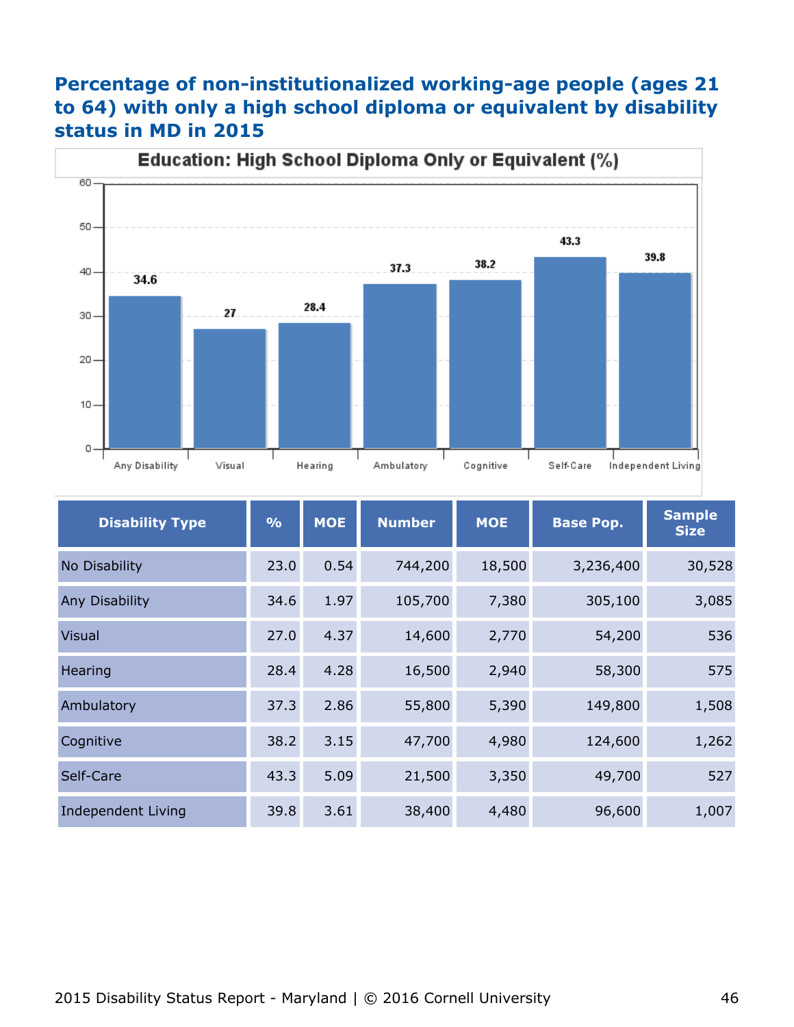## Percentage of non-institutionalized working-age people (ages 21 to 64) with only a high school diploma or equivalent by disability status in MD in 2015

**Education: High School Diploma Only or Equivalent (%)**

| Disability Type | % |
|---|---|
| Any Disability | 34.6 |
| Visual | 27 |
| Hearing | 28.4 |
| Ambulatory | 37.3 |
| Cognitive | 38.2 |
| Self-Care | 43.3 |
| Independent Living | 39.8 |

| Disability Type | % | MOE | Number | MOE | Base Pop. | Sample Size |
|---|---|---|---|---|---|---|
| No Disability | 23.0 | 0.54 | 744,200 | 18,500 | 3,236,400 | 30,528 |
| Any Disability | 34.6 | 1.97 | 105,700 | 7,380 | 305,100 | 3,085 |
| Visual | 27.0 | 4.37 | 14,600 | 2,770 | 54,200 | 536 |
| Hearing | 28.4 | 4.28 | 16,500 | 2,940 | 58,300 | 575 |
| Ambulatory | 37.3 | 2.86 | 55,800 | 5,390 | 149,800 | 1,508 |
| Cognitive | 38.2 | 3.15 | 47,700 | 4,980 | 124,600 | 1,262 |
| Self-Care | 43.3 | 5.09 | 21,500 | 3,350 | 49,700 | 527 |
| Independent Living | 39.8 | 3.61 | 38,400 | 4,480 | 96,600 | 1,007 |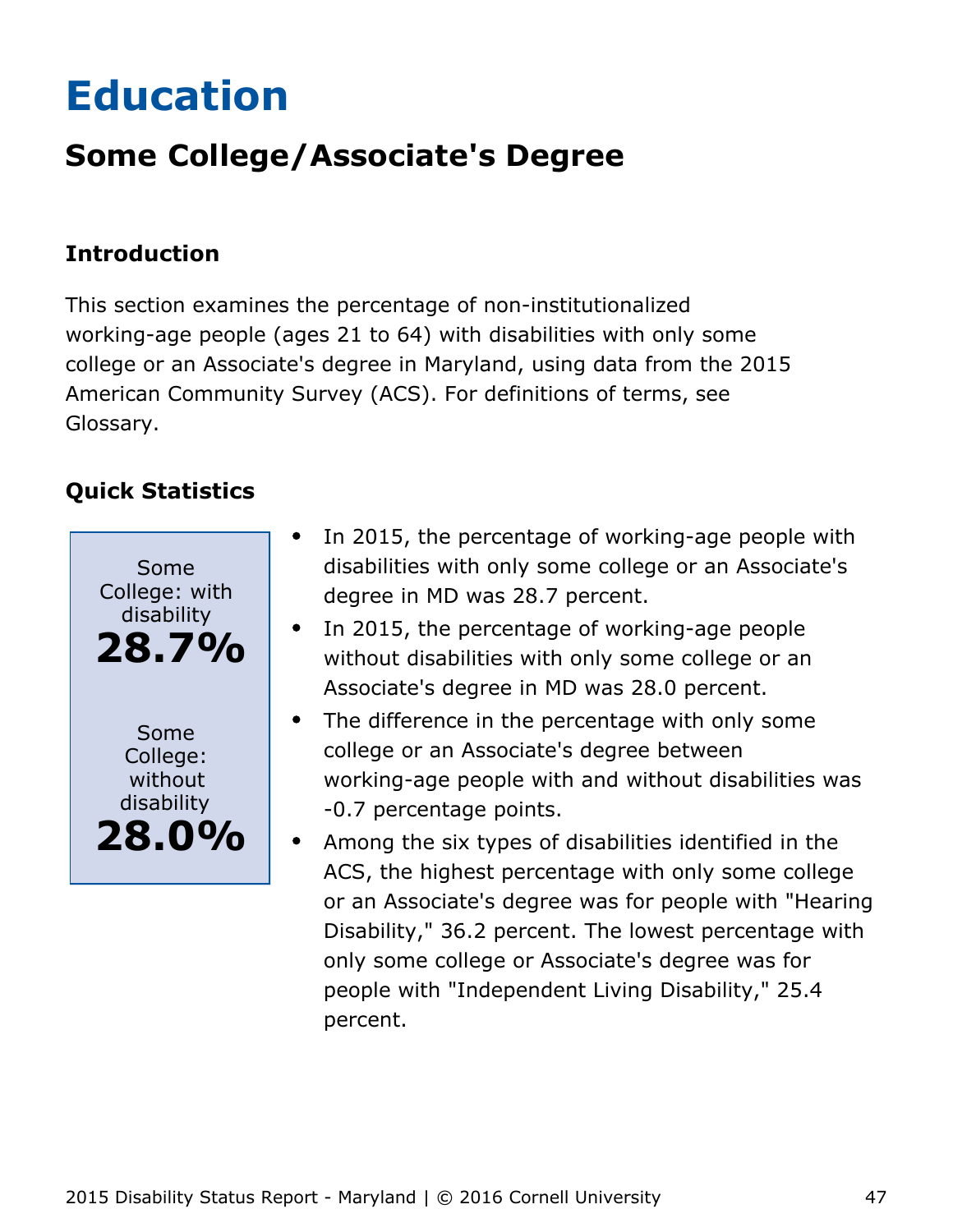# Education

## Some College/Associate's Degree

### Introduction

This section examines the percentage of non-institutionalized working-age people (ages 21 to 64) with disabilities with only some college or an Associate's degree in Maryland, using data from the 2015 American Community Survey (ACS). For definitions of terms, see Glossary.

### Quick Statistics

Some College: with disability
**28.7%**

Some College: without disability
**28.0%**

- In 2015, the percentage of working-age people with disabilities with only some college or an Associate's degree in MD was 28.7 percent.
- In 2015, the percentage of working-age people without disabilities with only some college or an Associate's degree in MD was 28.0 percent.
- The difference in the percentage with only some college or an Associate's degree between working-age people with and without disabilities was -0.7 percentage points.
- Among the six types of disabilities identified in the ACS, the highest percentage with only some college or an Associate's degree was for people with "Hearing Disability," 36.2 percent. The lowest percentage with only some college or Associate's degree was for people with "Independent Living Disability," 25.4 percent.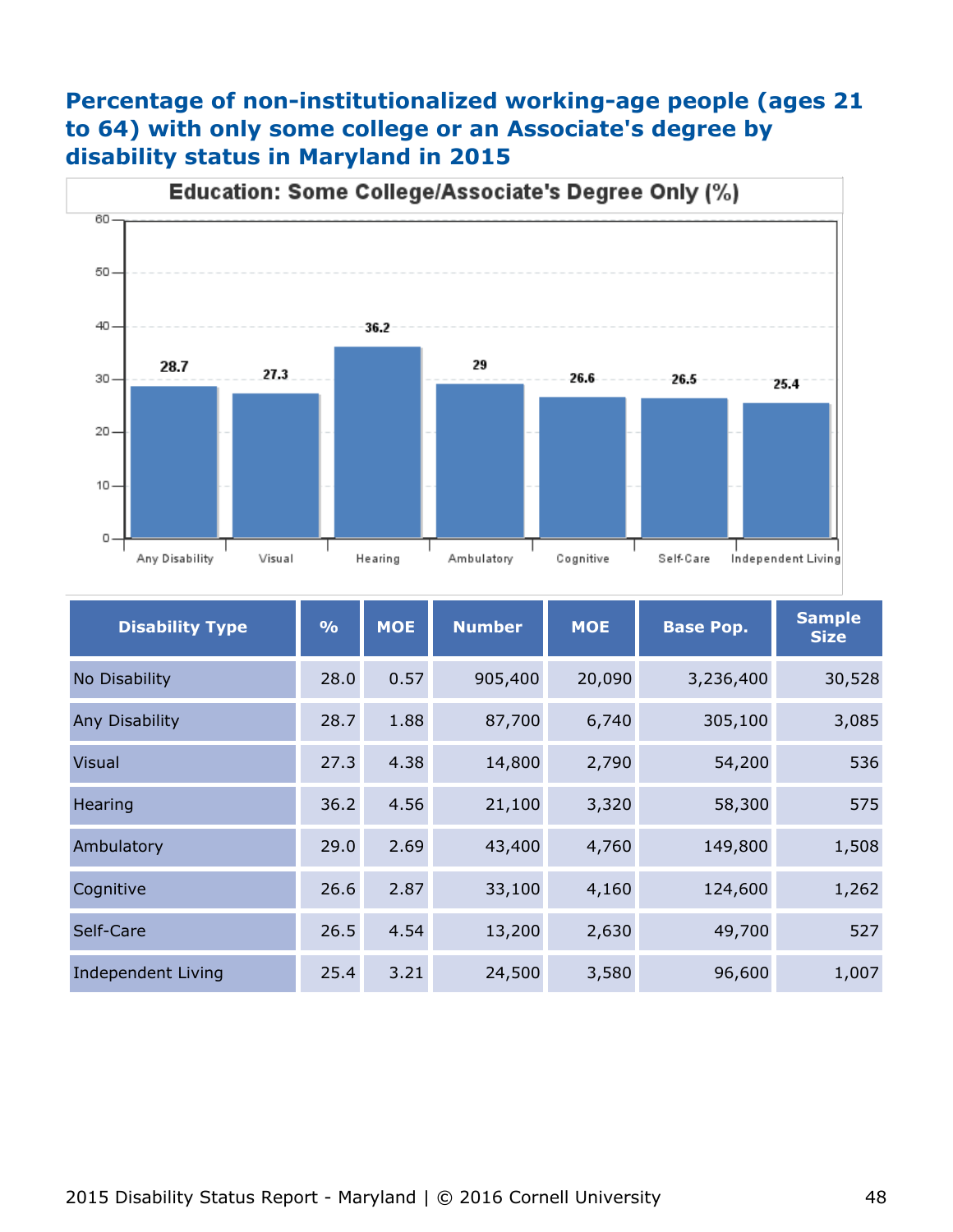# Percentage of non-institutionalized working-age people (ages 21 to 64) with only some college or an Associate's degree by disability status in Maryland in 2015

Education: Some College/Associate's Degree Only (%)

| Disability Type | % | MOE | Number | MOE | Base Pop. | Sample Size |
|---|---|---|---|---|---|---|
| No Disability | 28.0 | 0.57 | 905,400 | 20,090 | 3,236,400 | 30,528 |
| Any Disability | 28.7 | 1.88 | 87,700 | 6,740 | 305,100 | 3,085 |
| Visual | 27.3 | 4.38 | 14,800 | 2,790 | 54,200 | 536 |
| Hearing | 36.2 | 4.56 | 21,100 | 3,320 | 58,300 | 575 |
| Ambulatory | 29.0 | 2.69 | 43,400 | 4,760 | 149,800 | 1,508 |
| Cognitive | 26.6 | 2.87 | 33,100 | 4,160 | 124,600 | 1,262 |
| Self-Care | 26.5 | 4.54 | 13,200 | 2,630 | 49,700 | 527 |
| Independent Living | 25.4 | 3.21 | 24,500 | 3,580 | 96,600 | 1,007 |

2015 Disability Status Report - Maryland | © 2016 Cornell University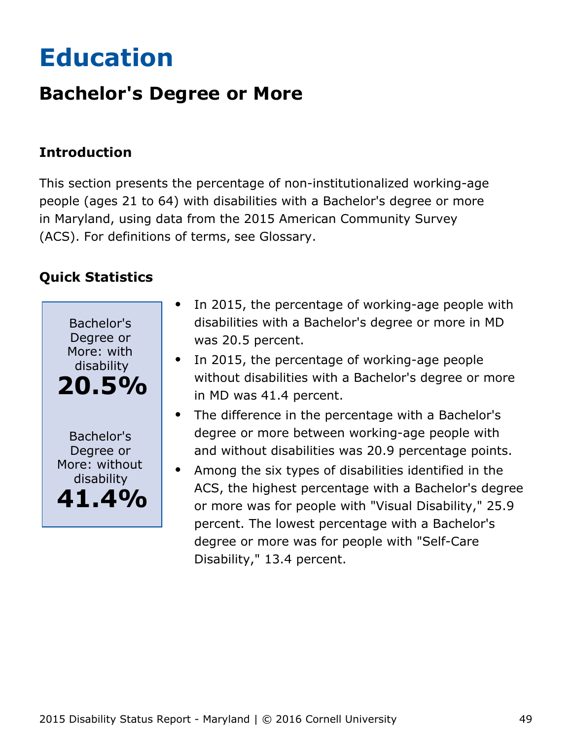# Education

## Bachelor's Degree or More

### Introduction

This section presents the percentage of non-institutionalized working-age people (ages 21 to 64) with disabilities with a Bachelor's degree or more in Maryland, using data from the 2015 American Community Survey (ACS). For definitions of terms, see Glossary.

### Quick Statistics

Bachelor's Degree or More: with disability
**20.5%**

Bachelor's Degree or More: without disability
**41.4%**

- In 2015, the percentage of working-age people with disabilities with a Bachelor's degree or more in MD was 20.5 percent.
- In 2015, the percentage of working-age people without disabilities with a Bachelor's degree or more in MD was 41.4 percent.
- The difference in the percentage with a Bachelor's degree or more between working-age people with and without disabilities was 20.9 percentage points.
- Among the six types of disabilities identified in the ACS, the highest percentage with a Bachelor's degree or more was for people with "Visual Disability," 25.9 percent. The lowest percentage with a Bachelor's degree or more was for people with "Self-Care Disability," 13.4 percent.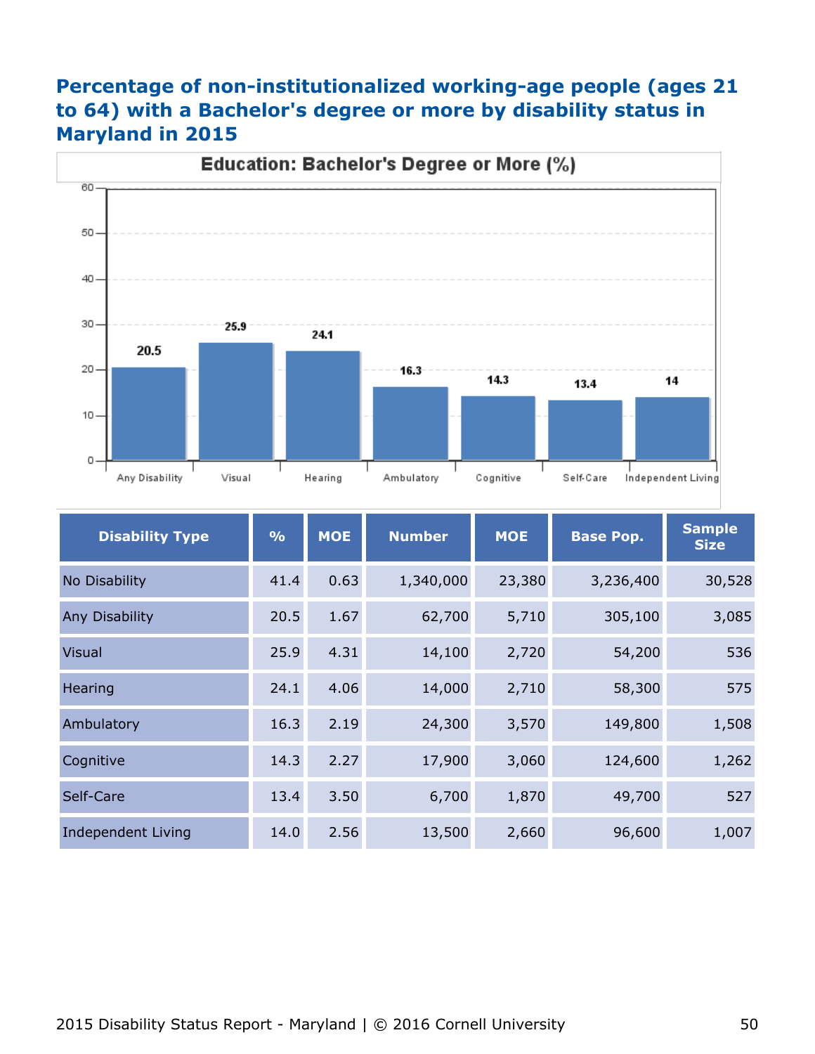## Percentage of non-institutionalized working-age people (ages 21 to 64) with a Bachelor's degree or more by disability status in Maryland in 2015

**Education: Bachelor's Degree or More (%)**

| Disability Type | % |
|---|---|
| Any Disability | 20.5 |
| Visual | 25.9 |
| Hearing | 24.1 |
| Ambulatory | 16.3 |
| Cognitive | 14.3 |
| Self-Care | 13.4 |
| Independent Living | 14 |

| Disability Type | % | MOE | Number | MOE | Base Pop. | Sample Size |
|---|---|---|---|---|---|---|
| No Disability | 41.4 | 0.63 | 1,340,000 | 23,380 | 3,236,400 | 30,528 |
| Any Disability | 20.5 | 1.67 | 62,700 | 5,710 | 305,100 | 3,085 |
| Visual | 25.9 | 4.31 | 14,100 | 2,720 | 54,200 | 536 |
| Hearing | 24.1 | 4.06 | 14,000 | 2,710 | 58,300 | 575 |
| Ambulatory | 16.3 | 2.19 | 24,300 | 3,570 | 149,800 | 1,508 |
| Cognitive | 14.3 | 2.27 | 17,900 | 3,060 | 124,600 | 1,262 |
| Self-Care | 13.4 | 3.50 | 6,700 | 1,870 | 49,700 | 527 |
| Independent Living | 14.0 | 2.56 | 13,500 | 2,660 | 96,600 | 1,007 |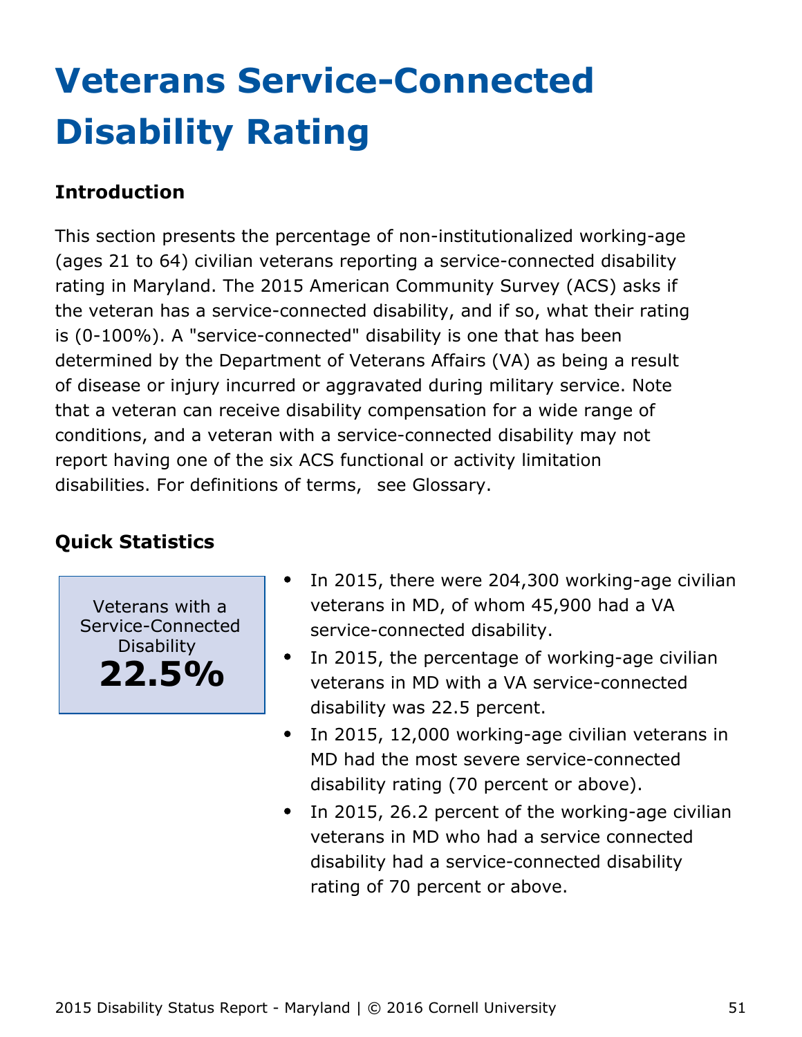# Veterans Service-Connected Disability Rating

## Introduction

This section presents the percentage of non-institutionalized working-age (ages 21 to 64) civilian veterans reporting a service-connected disability rating in Maryland. The 2015 American Community Survey (ACS) asks if the veteran has a service-connected disability, and if so, what their rating is (0-100%). A "service-connected" disability is one that has been determined by the Department of Veterans Affairs (VA) as being a result of disease or injury incurred or aggravated during military service. Note that a veteran can receive disability compensation for a wide range of conditions, and a veteran with a service-connected disability may not report having one of the six ACS functional or activity limitation disabilities. For definitions of terms, see Glossary.

## Quick Statistics

Veterans with a Service-Connected Disability

**22.5%**

- In 2015, there were 204,300 working-age civilian veterans in MD, of whom 45,900 had a VA service-connected disability.
- In 2015, the percentage of working-age civilian veterans in MD with a VA service-connected disability was 22.5 percent.
- In 2015, 12,000 working-age civilian veterans in MD had the most severe service-connected disability rating (70 percent or above).
- In 2015, 26.2 percent of the working-age civilian veterans in MD who had a service connected disability had a service-connected disability rating of 70 percent or above.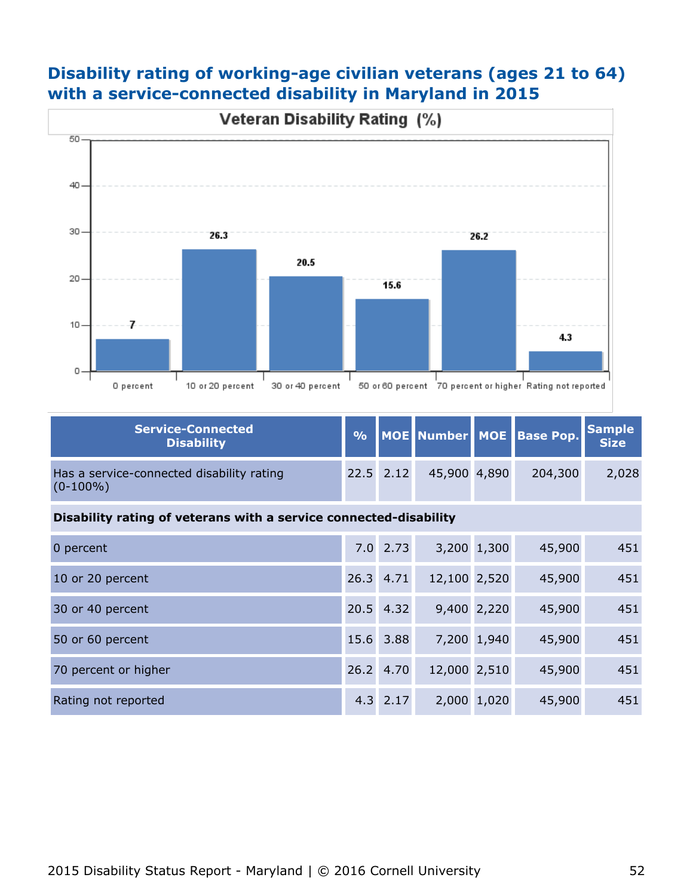## Disability rating of working-age civilian veterans (ages 21 to 64) with a service-connected disability in Maryland in 2015

**Veteran Disability Rating (%)**

| Service-Connected Disability | % | MOE | Number | MOE | Base Pop. | Sample Size |
|---|---|---|---|---|---|---|
| Has a service-connected disability rating (0-100%) | 22.5 | 2.12 | 45,900 | 4,890 | 204,300 | 2,028 |
| **Disability rating of veterans with a service connected-disability** | | | | | | |
| 0 percent | 7.0 | 2.73 | 3,200 | 1,300 | 45,900 | 451 |
| 10 or 20 percent | 26.3 | 4.71 | 12,100 | 2,520 | 45,900 | 451 |
| 30 or 40 percent | 20.5 | 4.32 | 9,400 | 2,220 | 45,900 | 451 |
| 50 or 60 percent | 15.6 | 3.88 | 7,200 | 1,940 | 45,900 | 451 |
| 70 percent or higher | 26.2 | 4.70 | 12,000 | 2,510 | 45,900 | 451 |
| Rating not reported | 4.3 | 2.17 | 2,000 | 1,020 | 45,900 | 451 |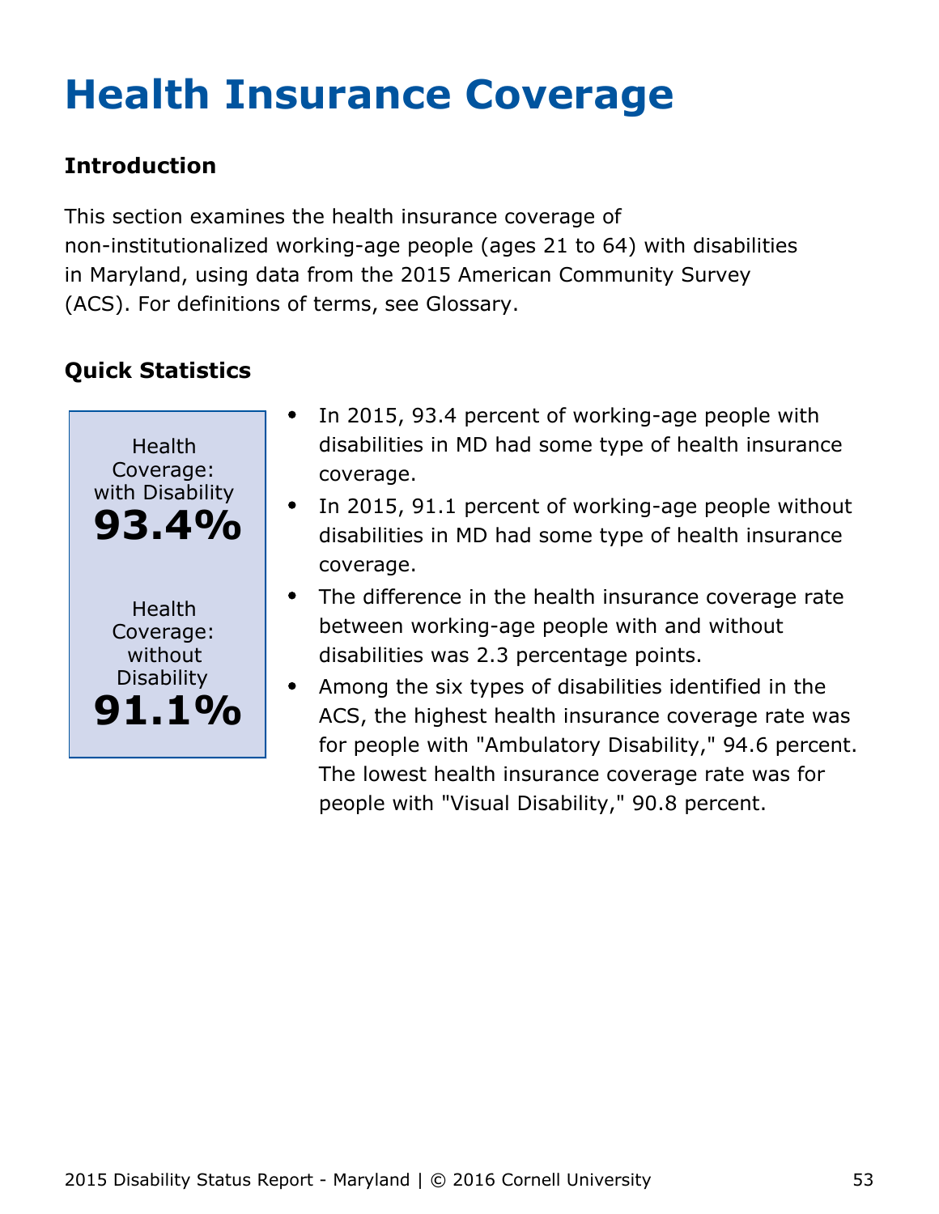# Health Insurance Coverage

## Introduction

This section examines the health insurance coverage of non-institutionalized working-age people (ages 21 to 64) with disabilities in Maryland, using data from the 2015 American Community Survey (ACS). For definitions of terms, see Glossary.

## Quick Statistics

Health Coverage: with Disability
**93.4%**

Health Coverage: without Disability
**91.1%**

- In 2015, 93.4 percent of working-age people with disabilities in MD had some type of health insurance coverage.
- In 2015, 91.1 percent of working-age people without disabilities in MD had some type of health insurance coverage.
- The difference in the health insurance coverage rate between working-age people with and without disabilities was 2.3 percentage points.
- Among the six types of disabilities identified in the ACS, the highest health insurance coverage rate was for people with "Ambulatory Disability," 94.6 percent. The lowest health insurance coverage rate was for people with "Visual Disability," 90.8 percent.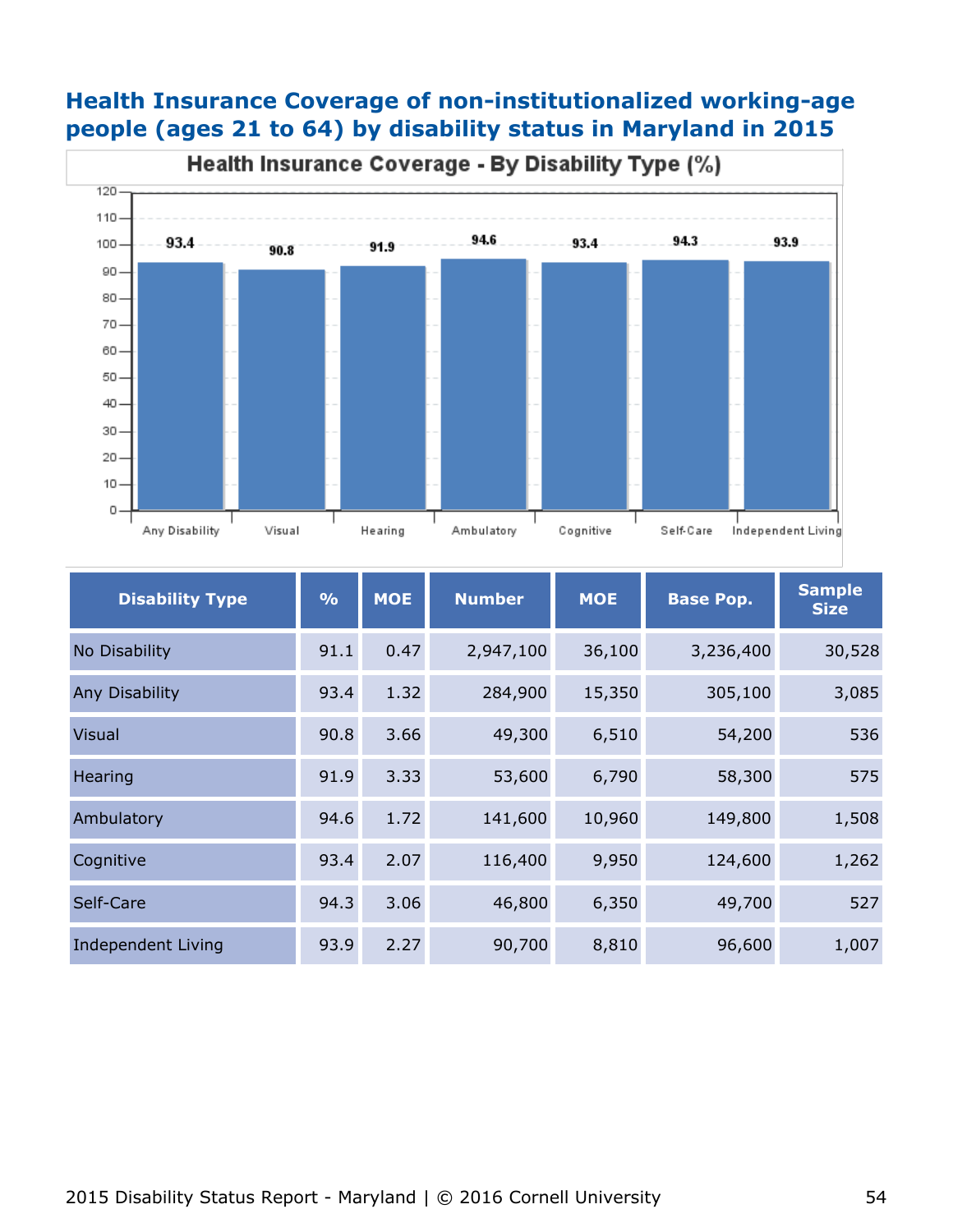## Health Insurance Coverage of non-institutionalized working-age people (ages 21 to 64) by disability status in Maryland in 2015

**Health Insurance Coverage - By Disability Type (%)**

| Disability Type | % | MOE | Number | MOE | Base Pop. | Sample Size |
|---|---|---|---|---|---|---|
| No Disability | 91.1 | 0.47 | 2,947,100 | 36,100 | 3,236,400 | 30,528 |
| Any Disability | 93.4 | 1.32 | 284,900 | 15,350 | 305,100 | 3,085 |
| Visual | 90.8 | 3.66 | 49,300 | 6,510 | 54,200 | 536 |
| Hearing | 91.9 | 3.33 | 53,600 | 6,790 | 58,300 | 575 |
| Ambulatory | 94.6 | 1.72 | 141,600 | 10,960 | 149,800 | 1,508 |
| Cognitive | 93.4 | 2.07 | 116,400 | 9,950 | 124,600 | 1,262 |
| Self-Care | 94.3 | 3.06 | 46,800 | 6,350 | 49,700 | 527 |
| Independent Living | 93.9 | 2.27 | 90,700 | 8,810 | 96,600 | 1,007 |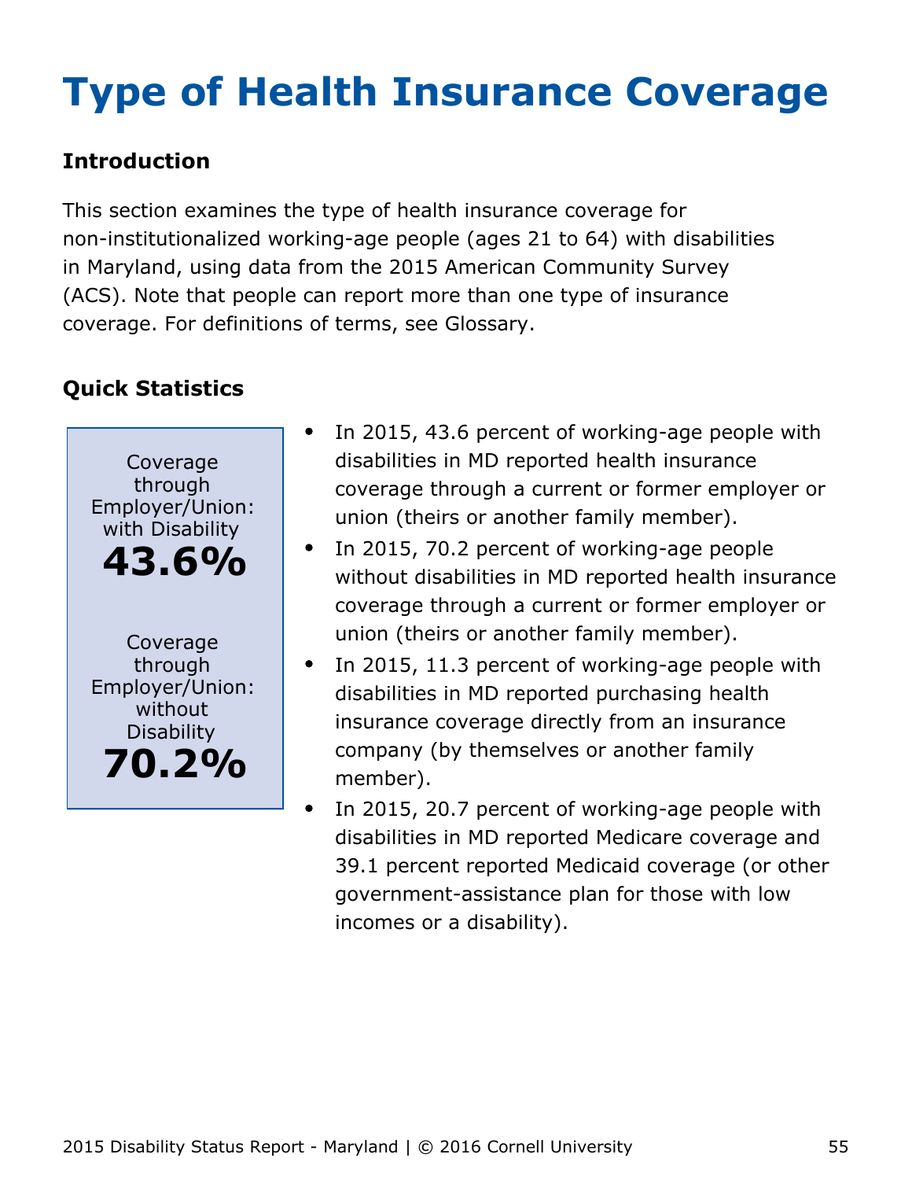# Type of Health Insurance Coverage

## Introduction

This section examines the type of health insurance coverage for non-institutionalized working-age people (ages 21 to 64) with disabilities in Maryland, using data from the 2015 American Community Survey (ACS). Note that people can report more than one type of insurance coverage. For definitions of terms, see Glossary.

## Quick Statistics

Coverage through Employer/Union: with Disability
**43.6%**

Coverage through Employer/Union: without Disability
**70.2%**

- In 2015, 43.6 percent of working-age people with disabilities in MD reported health insurance coverage through a current or former employer or union (theirs or another family member).
- In 2015, 70.2 percent of working-age people without disabilities in MD reported health insurance coverage through a current or former employer or union (theirs or another family member).
- In 2015, 11.3 percent of working-age people with disabilities in MD reported purchasing health insurance coverage directly from an insurance company (by themselves or another family member).
- In 2015, 20.7 percent of working-age people with disabilities in MD reported Medicare coverage and 39.1 percent reported Medicaid coverage (or other government-assistance plan for those with low incomes or a disability).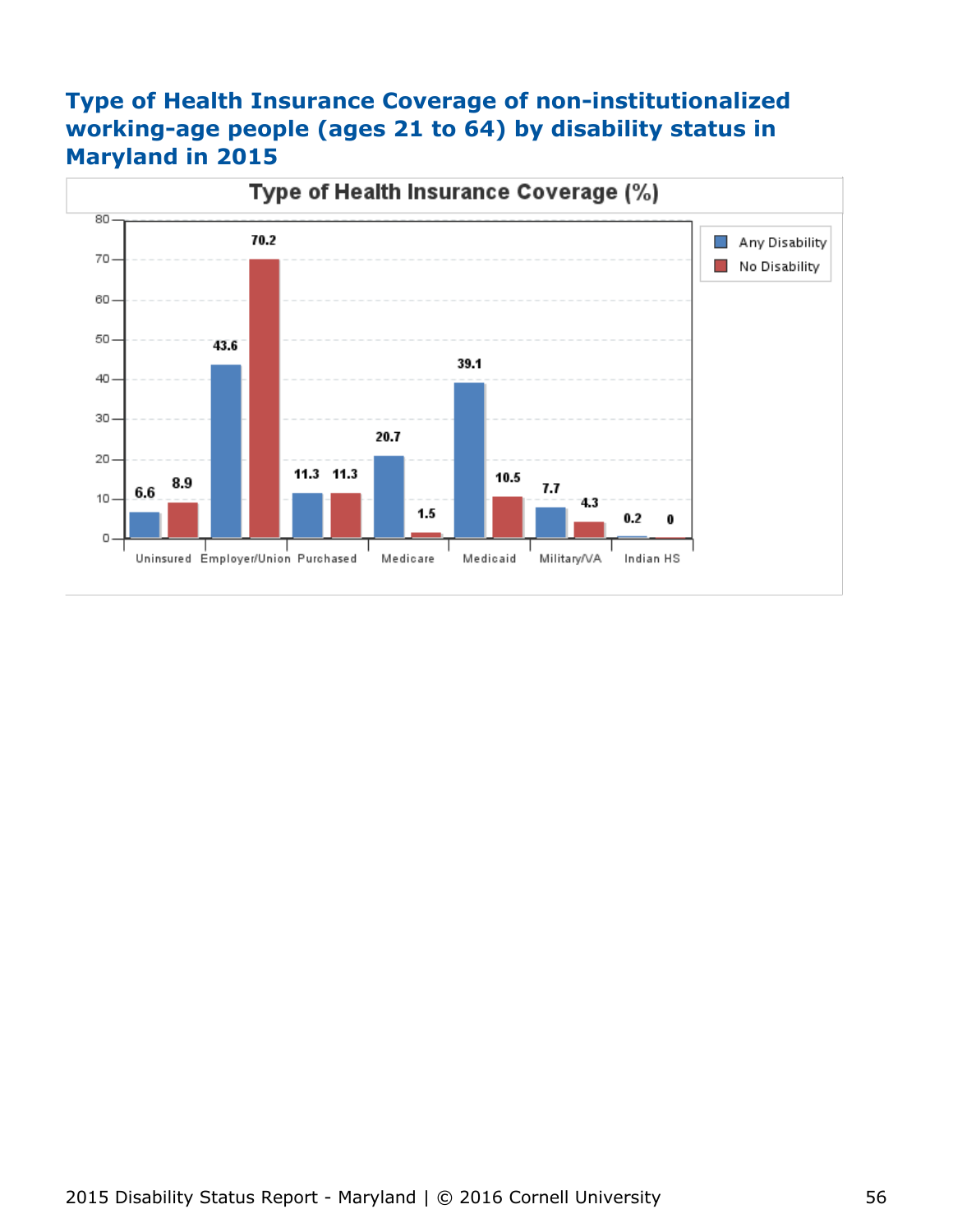## Type of Health Insurance Coverage of non-institutionalized working-age people (ages 21 to 64) by disability status in Maryland in 2015

**Type of Health Insurance Coverage (%)**

| | Any Disability | No Disability |
|---|---|---|
| Uninsured | 6.6 | 8.9 |
| Employer/Union | 43.6 | 70.2 |
| Purchased | 11.3 | 11.3 |
| Medicare | 20.7 | 1.5 |
| Medicaid | 39.1 | 10.5 |
| Military/VA | 7.7 | 4.3 |
| Indian HS | 0.2 | 0 |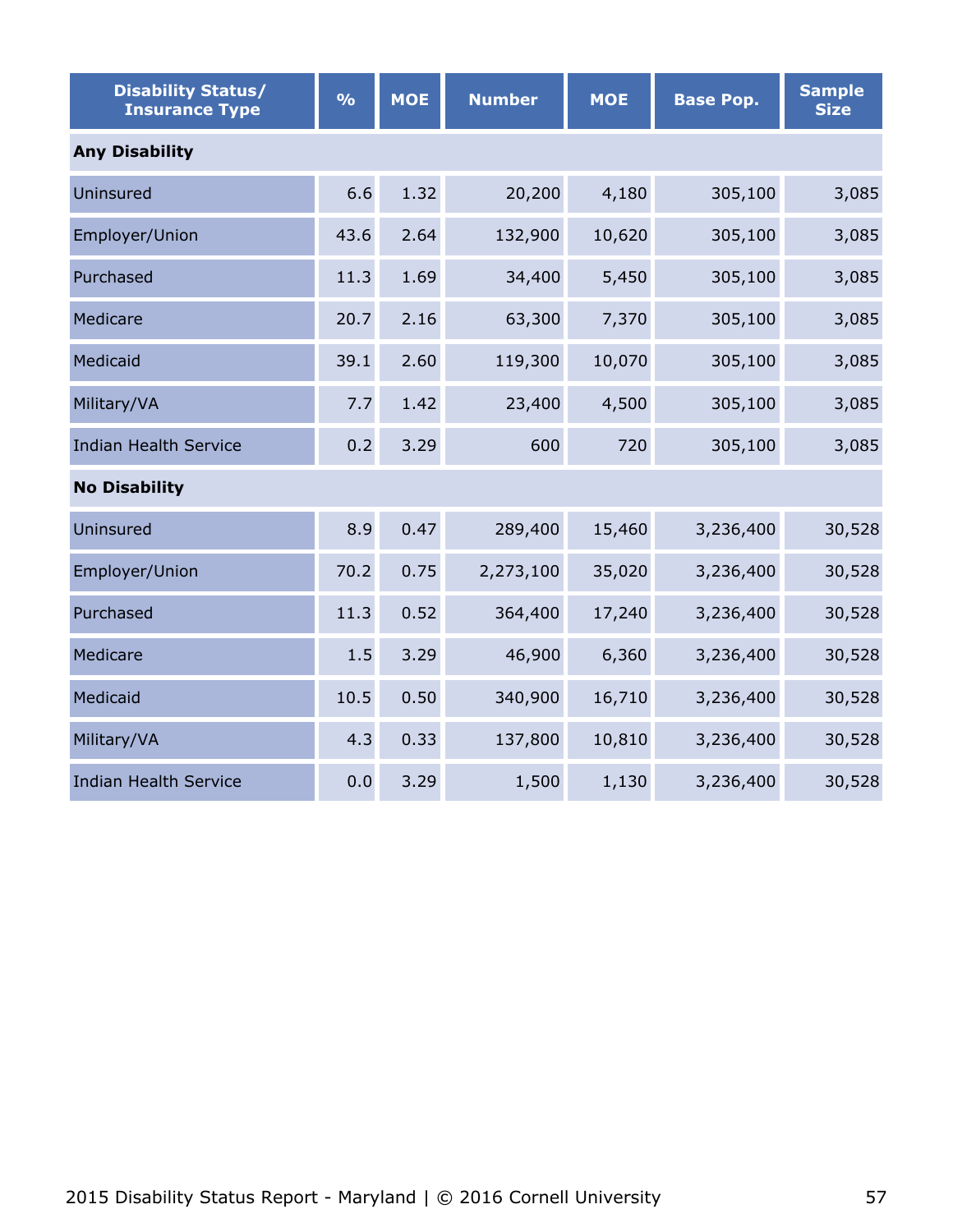| Disability Status/ Insurance Type | % | MOE | Number | MOE | Base Pop. | Sample Size |
|---|---|---|---|---|---|---|
| **Any Disability** | | | | | | |
| Uninsured | 6.6 | 1.32 | 20,200 | 4,180 | 305,100 | 3,085 |
| Employer/Union | 43.6 | 2.64 | 132,900 | 10,620 | 305,100 | 3,085 |
| Purchased | 11.3 | 1.69 | 34,400 | 5,450 | 305,100 | 3,085 |
| Medicare | 20.7 | 2.16 | 63,300 | 7,370 | 305,100 | 3,085 |
| Medicaid | 39.1 | 2.60 | 119,300 | 10,070 | 305,100 | 3,085 |
| Military/VA | 7.7 | 1.42 | 23,400 | 4,500 | 305,100 | 3,085 |
| Indian Health Service | 0.2 | 3.29 | 600 | 720 | 305,100 | 3,085 |
| **No Disability** | | | | | | |
| Uninsured | 8.9 | 0.47 | 289,400 | 15,460 | 3,236,400 | 30,528 |
| Employer/Union | 70.2 | 0.75 | 2,273,100 | 35,020 | 3,236,400 | 30,528 |
| Purchased | 11.3 | 0.52 | 364,400 | 17,240 | 3,236,400 | 30,528 |
| Medicare | 1.5 | 3.29 | 46,900 | 6,360 | 3,236,400 | 30,528 |
| Medicaid | 10.5 | 0.50 | 340,900 | 16,710 | 3,236,400 | 30,528 |
| Military/VA | 4.3 | 0.33 | 137,800 | 10,810 | 3,236,400 | 30,528 |
| Indian Health Service | 0.0 | 3.29 | 1,500 | 1,130 | 3,236,400 | 30,528 |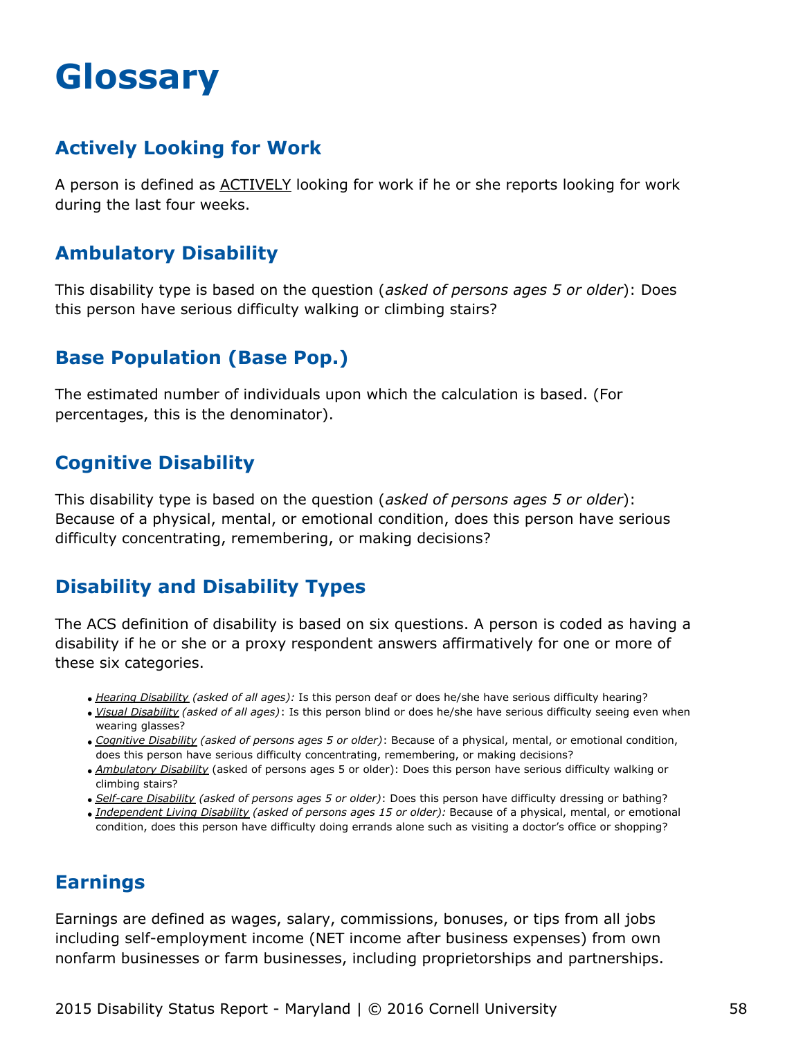# Glossary

## Actively Looking for Work

A person is defined as ACTIVELY looking for work if he or she reports looking for work during the last four weeks.

## Ambulatory Disability

This disability type is based on the question (*asked of persons ages 5 or older*): Does this person have serious difficulty walking or climbing stairs?

## Base Population (Base Pop.)

The estimated number of individuals upon which the calculation is based. (For percentages, this is the denominator).

## Cognitive Disability

This disability type is based on the question (*asked of persons ages 5 or older*): Because of a physical, mental, or emotional condition, does this person have serious difficulty concentrating, remembering, or making decisions?

## Disability and Disability Types

The ACS definition of disability is based on six questions. A person is coded as having a disability if he or she or a proxy respondent answers affirmatively for one or more of these six categories.

- *Hearing Disability (asked of all ages):* Is this person deaf or does he/she have serious difficulty hearing?
- *Visual Disability (asked of all ages)*: Is this person blind or does he/she have serious difficulty seeing even when wearing glasses?
- *Cognitive Disability (asked of persons ages 5 or older)*: Because of a physical, mental, or emotional condition, does this person have serious difficulty concentrating, remembering, or making decisions?
- *Ambulatory Disability* (asked of persons ages 5 or older): Does this person have serious difficulty walking or climbing stairs?
- *Self-care Disability (asked of persons ages 5 or older)*: Does this person have difficulty dressing or bathing?
- *Independent Living Disability (asked of persons ages 15 or older):* Because of a physical, mental, or emotional condition, does this person have difficulty doing errands alone such as visiting a doctor's office or shopping?

## Earnings

Earnings are defined as wages, salary, commissions, bonuses, or tips from all jobs including self-employment income (NET income after business expenses) from own nonfarm businesses or farm businesses, including proprietorships and partnerships.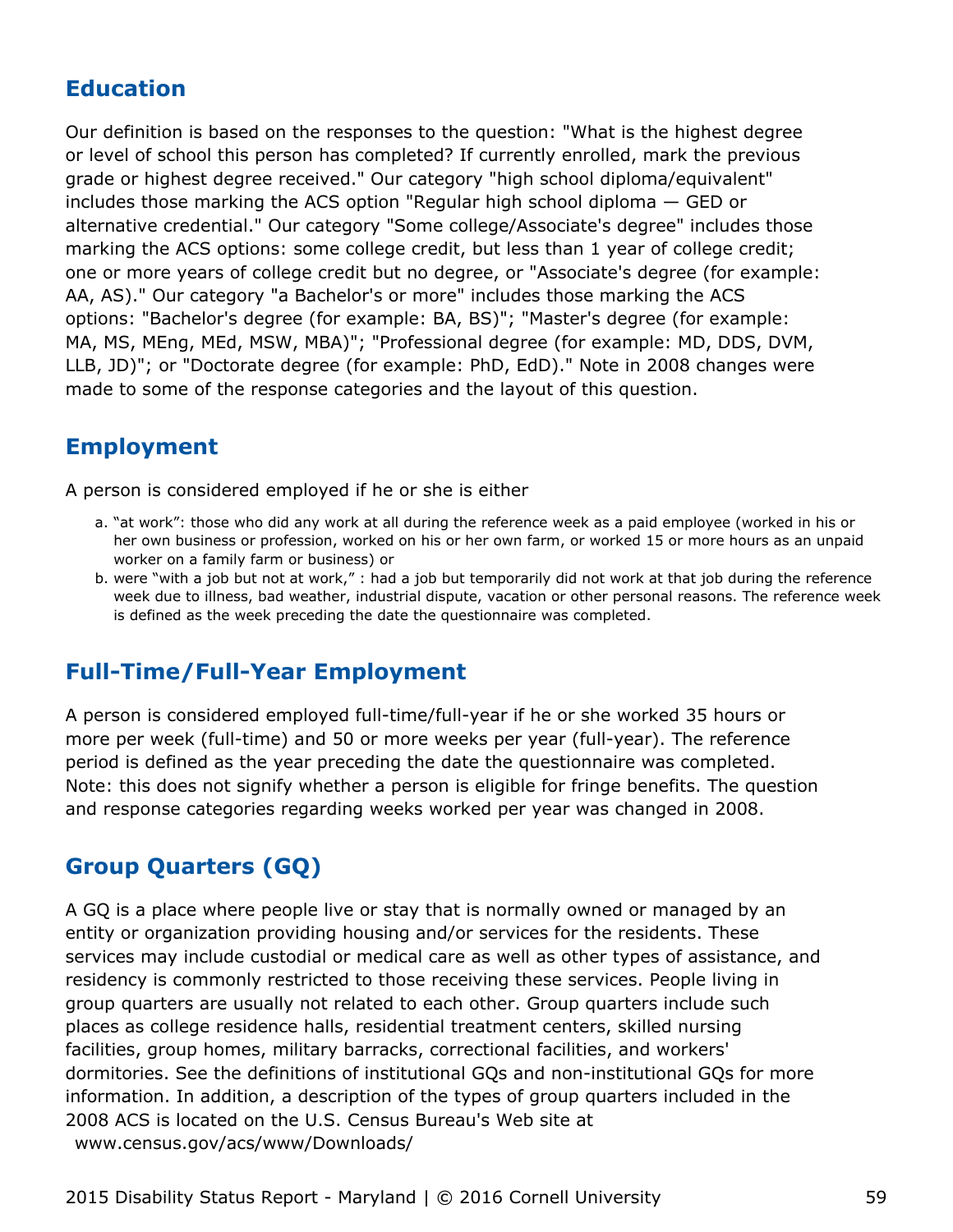## Education

Our definition is based on the responses to the question: "What is the highest degree or level of school this person has completed? If currently enrolled, mark the previous grade or highest degree received." Our category "high school diploma/equivalent" includes those marking the ACS option "Regular high school diploma — GED or alternative credential." Our category "Some college/Associate's degree" includes those marking the ACS options: some college credit, but less than 1 year of college credit; one or more years of college credit but no degree, or "Associate's degree (for example: AA, AS)." Our category "a Bachelor's or more" includes those marking the ACS options: "Bachelor's degree (for example: BA, BS)"; "Master's degree (for example: MA, MS, MEng, MEd, MSW, MBA)"; "Professional degree (for example: MD, DDS, DVM, LLB, JD)"; or "Doctorate degree (for example: PhD, EdD)." Note in 2008 changes were made to some of the response categories and the layout of this question.

## Employment

A person is considered employed if he or she is either

a. “at work”: those who did any work at all during the reference week as a paid employee (worked in his or her own business or profession, worked on his or her own farm, or worked 15 or more hours as an unpaid worker on a family farm or business) or
b. were “with a job but not at work,” : had a job but temporarily did not work at that job during the reference week due to illness, bad weather, industrial dispute, vacation or other personal reasons. The reference week is defined as the week preceding the date the questionnaire was completed.

## Full-Time/Full-Year Employment

A person is considered employed full-time/full-year if he or she worked 35 hours or more per week (full-time) and 50 or more weeks per year (full-year). The reference period is defined as the year preceding the date the questionnaire was completed. Note: this does not signify whether a person is eligible for fringe benefits. The question and response categories regarding weeks worked per year was changed in 2008.

## Group Quarters (GQ)

A GQ is a place where people live or stay that is normally owned or managed by an entity or organization providing housing and/or services for the residents. These services may include custodial or medical care as well as other types of assistance, and residency is commonly restricted to those receiving these services. People living in group quarters are usually not related to each other. Group quarters include such places as college residence halls, residential treatment centers, skilled nursing facilities, group homes, military barracks, correctional facilities, and workers' dormitories. See the definitions of institutional GQs and non-institutional GQs for more information. In addition, a description of the types of group quarters included in the 2008 ACS is located on the U.S. Census Bureau's Web site at www.census.gov/acs/www/Downloads/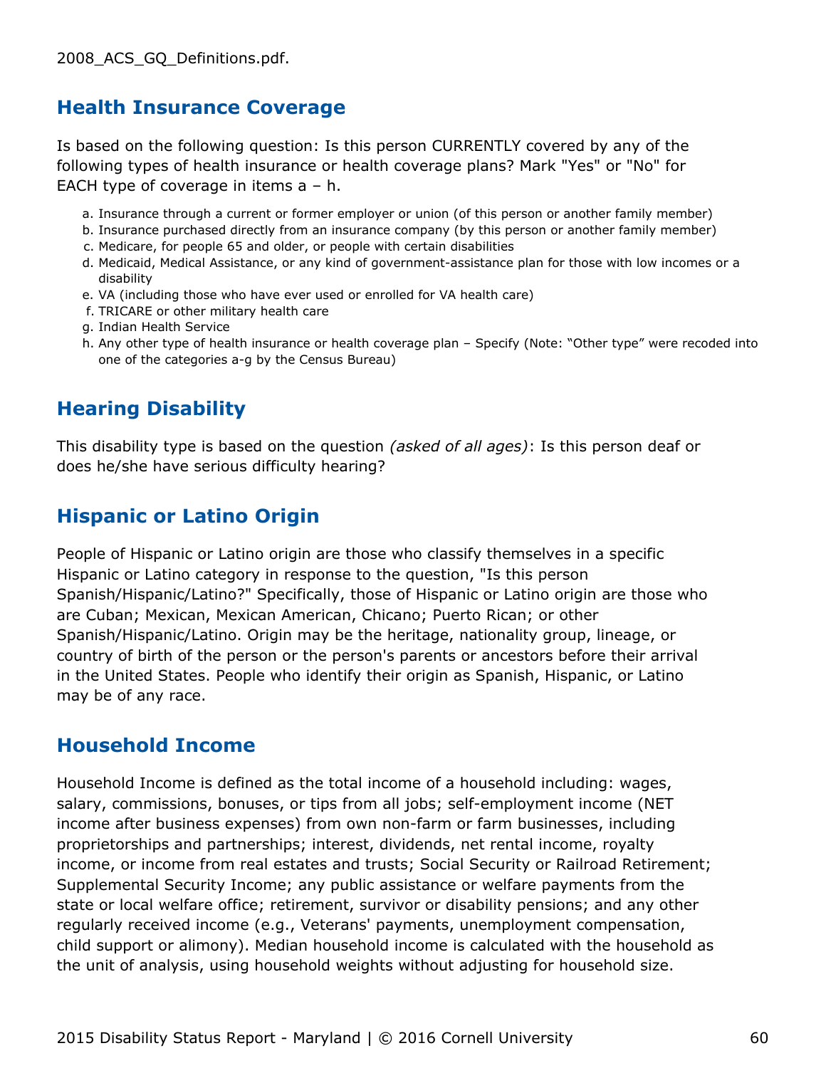2008_ACS_GQ_Definitions.pdf.

## Health Insurance Coverage

Is based on the following question: Is this person CURRENTLY covered by any of the following types of health insurance or health coverage plans? Mark "Yes" or "No" for EACH type of coverage in items a – h.

a. Insurance through a current or former employer or union (of this person or another family member)
b. Insurance purchased directly from an insurance company (by this person or another family member)
c. Medicare, for people 65 and older, or people with certain disabilities
d. Medicaid, Medical Assistance, or any kind of government-assistance plan for those with low incomes or a disability
e. VA (including those who have ever used or enrolled for VA health care)
f. TRICARE or other military health care
g. Indian Health Service
h. Any other type of health insurance or health coverage plan – Specify (Note: "Other type" were recoded into one of the categories a-g by the Census Bureau)

## Hearing Disability

This disability type is based on the question *(asked of all ages)*: Is this person deaf or does he/she have serious difficulty hearing?

## Hispanic or Latino Origin

People of Hispanic or Latino origin are those who classify themselves in a specific Hispanic or Latino category in response to the question, "Is this person Spanish/Hispanic/Latino?" Specifically, those of Hispanic or Latino origin are those who are Cuban; Mexican, Mexican American, Chicano; Puerto Rican; or other Spanish/Hispanic/Latino. Origin may be the heritage, nationality group, lineage, or country of birth of the person or the person's parents or ancestors before their arrival in the United States. People who identify their origin as Spanish, Hispanic, or Latino may be of any race.

## Household Income

Household Income is defined as the total income of a household including: wages, salary, commissions, bonuses, or tips from all jobs; self-employment income (NET income after business expenses) from own non-farm or farm businesses, including proprietorships and partnerships; interest, dividends, net rental income, royalty income, or income from real estates and trusts; Social Security or Railroad Retirement; Supplemental Security Income; any public assistance or welfare payments from the state or local welfare office; retirement, survivor or disability pensions; and any other regularly received income (e.g., Veterans' payments, unemployment compensation, child support or alimony). Median household income is calculated with the household as the unit of analysis, using household weights without adjusting for household size.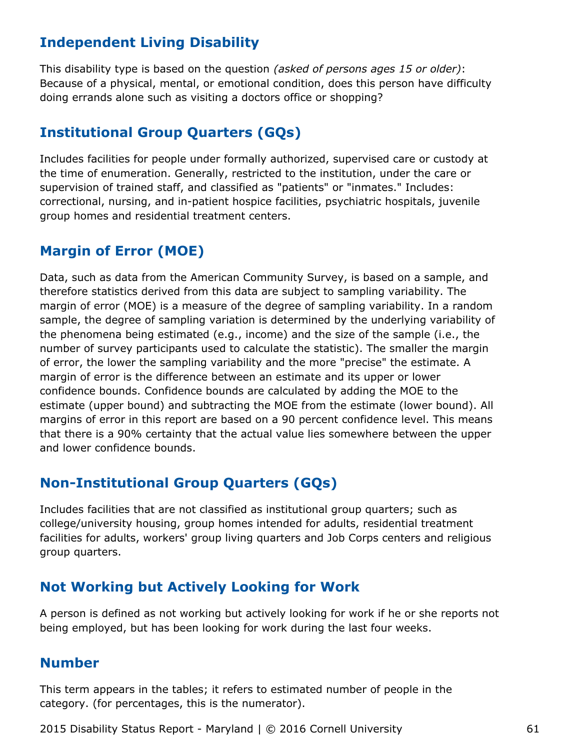## Independent Living Disability

This disability type is based on the question *(asked of persons ages 15 or older)*: Because of a physical, mental, or emotional condition, does this person have difficulty doing errands alone such as visiting a doctors office or shopping?

## Institutional Group Quarters (GQs)

Includes facilities for people under formally authorized, supervised care or custody at the time of enumeration. Generally, restricted to the institution, under the care or supervision of trained staff, and classified as "patients" or "inmates." Includes: correctional, nursing, and in-patient hospice facilities, psychiatric hospitals, juvenile group homes and residential treatment centers.

## Margin of Error (MOE)

Data, such as data from the American Community Survey, is based on a sample, and therefore statistics derived from this data are subject to sampling variability. The margin of error (MOE) is a measure of the degree of sampling variability. In a random sample, the degree of sampling variation is determined by the underlying variability of the phenomena being estimated (e.g., income) and the size of the sample (i.e., the number of survey participants used to calculate the statistic). The smaller the margin of error, the lower the sampling variability and the more "precise" the estimate. A margin of error is the difference between an estimate and its upper or lower confidence bounds. Confidence bounds are calculated by adding the MOE to the estimate (upper bound) and subtracting the MOE from the estimate (lower bound). All margins of error in this report are based on a 90 percent confidence level. This means that there is a 90% certainty that the actual value lies somewhere between the upper and lower confidence bounds.

## Non-Institutional Group Quarters (GQs)

Includes facilities that are not classified as institutional group quarters; such as college/university housing, group homes intended for adults, residential treatment facilities for adults, workers' group living quarters and Job Corps centers and religious group quarters.

## Not Working but Actively Looking for Work

A person is defined as not working but actively looking for work if he or she reports not being employed, but has been looking for work during the last four weeks.

## Number

This term appears in the tables; it refers to estimated number of people in the category. (for percentages, this is the numerator).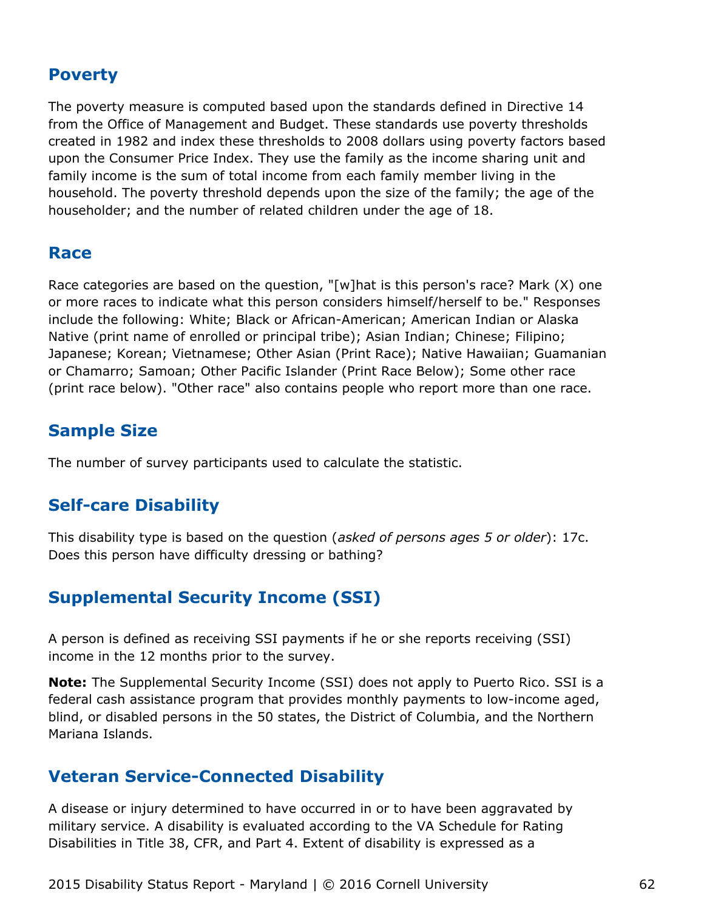## Poverty

The poverty measure is computed based upon the standards defined in Directive 14 from the Office of Management and Budget. These standards use poverty thresholds created in 1982 and index these thresholds to 2008 dollars using poverty factors based upon the Consumer Price Index. They use the family as the income sharing unit and family income is the sum of total income from each family member living in the household. The poverty threshold depends upon the size of the family; the age of the householder; and the number of related children under the age of 18.

## Race

Race categories are based on the question, "[w]hat is this person's race? Mark (X) one or more races to indicate what this person considers himself/herself to be." Responses include the following: White; Black or African-American; American Indian or Alaska Native (print name of enrolled or principal tribe); Asian Indian; Chinese; Filipino; Japanese; Korean; Vietnamese; Other Asian (Print Race); Native Hawaiian; Guamanian or Chamarro; Samoan; Other Pacific Islander (Print Race Below); Some other race (print race below). "Other race" also contains people who report more than one race.

## Sample Size

The number of survey participants used to calculate the statistic.

## Self-care Disability

This disability type is based on the question (*asked of persons ages 5 or older*): 17c. Does this person have difficulty dressing or bathing?

## Supplemental Security Income (SSI)

A person is defined as receiving SSI payments if he or she reports receiving (SSI) income in the 12 months prior to the survey.

**Note:** The Supplemental Security Income (SSI) does not apply to Puerto Rico. SSI is a federal cash assistance program that provides monthly payments to low-income aged, blind, or disabled persons in the 50 states, the District of Columbia, and the Northern Mariana Islands.

## Veteran Service-Connected Disability

A disease or injury determined to have occurred in or to have been aggravated by military service. A disability is evaluated according to the VA Schedule for Rating Disabilities in Title 38, CFR, and Part 4. Extent of disability is expressed as a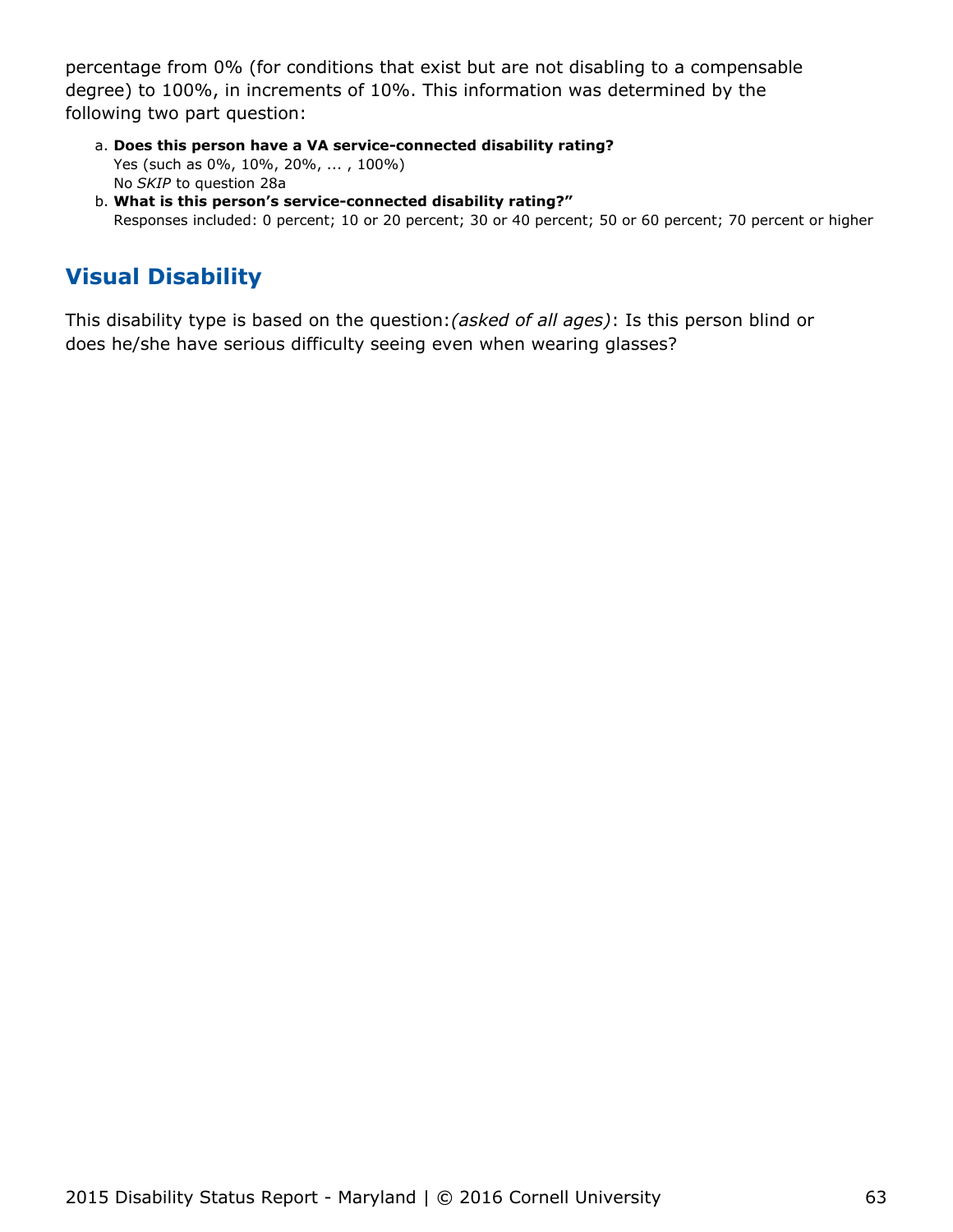percentage from 0% (for conditions that exist but are not disabling to a compensable degree) to 100%, in increments of 10%. This information was determined by the following two part question:

a. **Does this person have a VA service-connected disability rating?**
   Yes (such as 0%, 10%, 20%, ... , 100%)
   No *SKIP* to question 28a
b. **What is this person's service-connected disability rating?"**
   Responses included: 0 percent; 10 or 20 percent; 30 or 40 percent; 50 or 60 percent; 70 percent or higher

## Visual Disability

This disability type is based on the question:*(asked of all ages)*: Is this person blind or does he/she have serious difficulty seeing even when wearing glasses?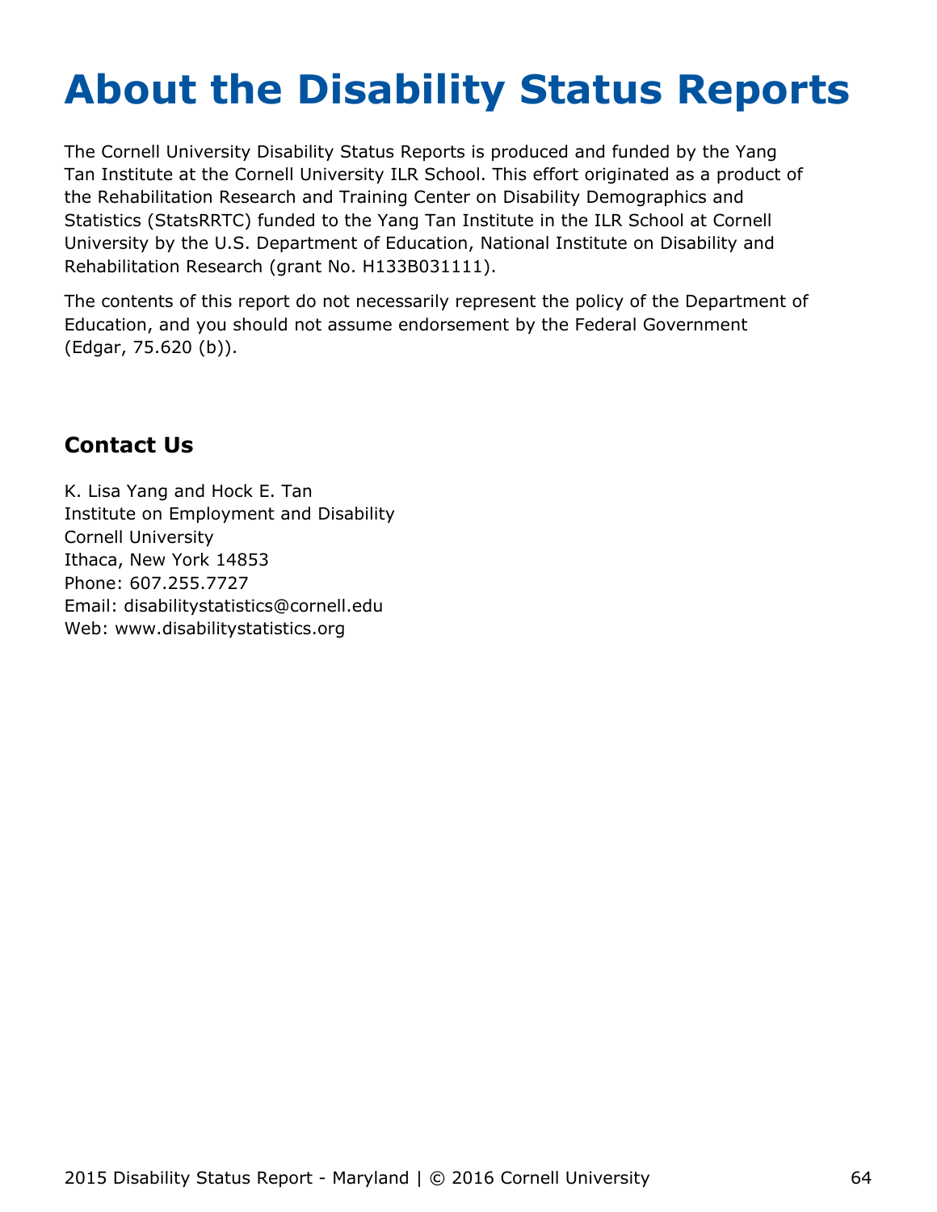# About the Disability Status Reports

The Cornell University Disability Status Reports is produced and funded by the Yang Tan Institute at the Cornell University ILR School. This effort originated as a product of the Rehabilitation Research and Training Center on Disability Demographics and Statistics (StatsRRTC) funded to the Yang Tan Institute in the ILR School at Cornell University by the U.S. Department of Education, National Institute on Disability and Rehabilitation Research (grant No. H133B031111).

The contents of this report do not necessarily represent the policy of the Department of Education, and you should not assume endorsement by the Federal Government (Edgar, 75.620 (b)).

## Contact Us

K. Lisa Yang and Hock E. Tan
Institute on Employment and Disability
Cornell University
Ithaca, New York 14853
Phone: 607.255.7727
Email: disabilitystatistics@cornell.edu
Web: www.disabilitystatistics.org